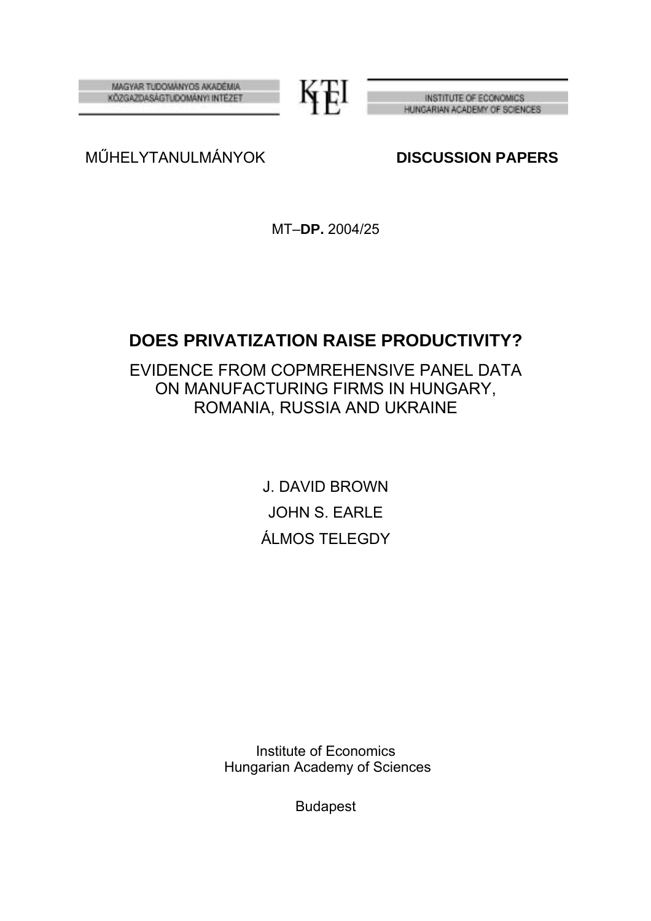MAGYAR TUDOMÁNYOS AKADÉMIA
KÖZGAZDASÁGTUDOMÁNYI INTÉZET

INSTITUTE OF ECONOMICS
HUNGARIAN ACADEMY OF SCIENCES

MŰHELYTANULMÁNYOK **DISCUSSION PAPERS**

MT–**DP.** 2004/25

# DOES PRIVATIZATION RAISE PRODUCTIVITY?

## EVIDENCE FROM COPMREHENSIVE PANEL DATA ON MANUFACTURING FIRMS IN HUNGARY, ROMANIA, RUSSIA AND UKRAINE

J. DAVID BROWN

JOHN S. EARLE

ÁLMOS TELEGDY

Institute of Economics
Hungarian Academy of Sciences

Budapest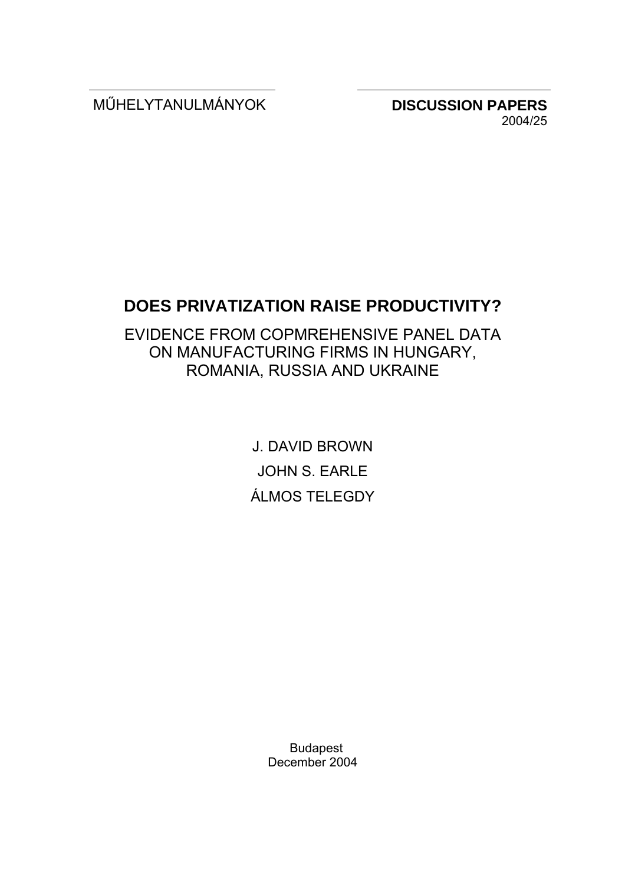MŰHELYTANULMÁNYOK

**DISCUSSION PAPERS**
2004/25

# DOES PRIVATIZATION RAISE PRODUCTIVITY?

## EVIDENCE FROM COPMREHENSIVE PANEL DATA ON MANUFACTURING FIRMS IN HUNGARY, ROMANIA, RUSSIA AND UKRAINE

J. DAVID BROWN

JOHN S. EARLE

ÁLMOS TELEGDY

Budapest
December 2004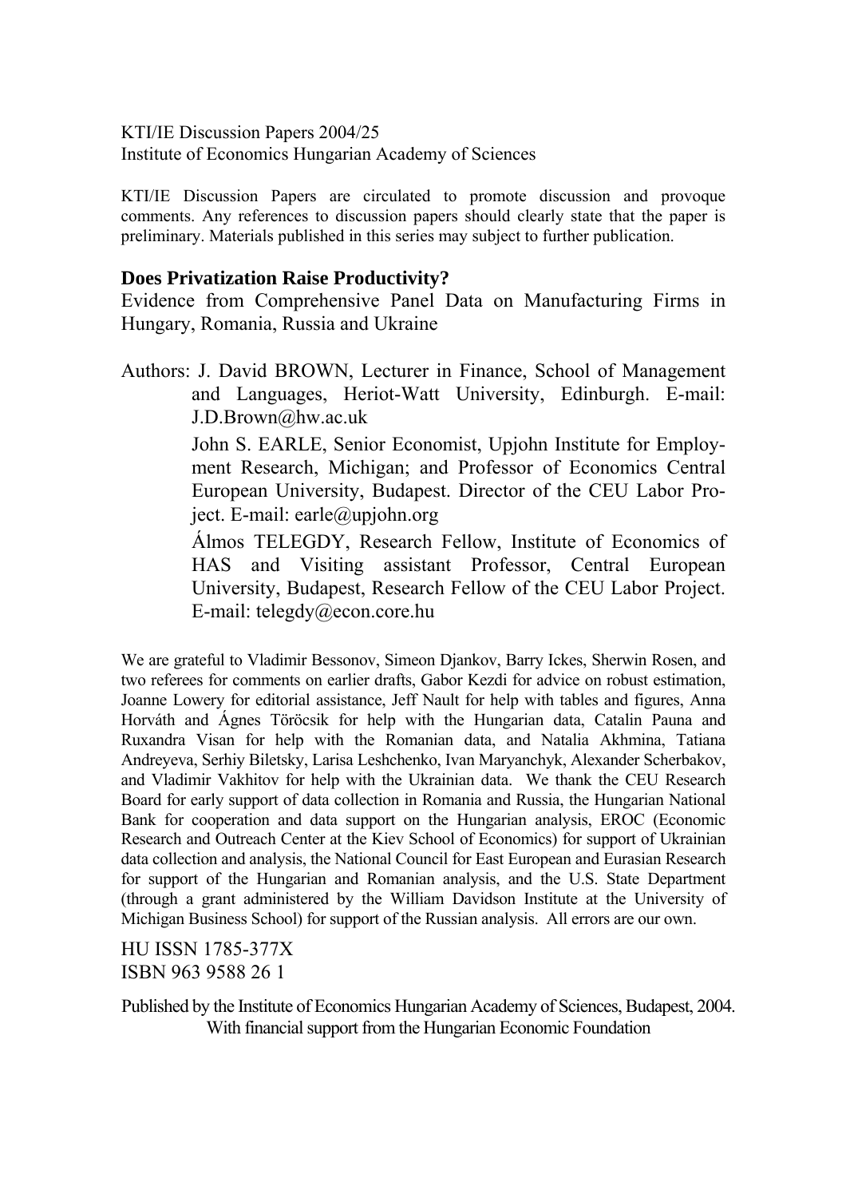KTI/IE Discussion Papers 2004/25
Institute of Economics Hungarian Academy of Sciences

KTI/IE Discussion Papers are circulated to promote discussion and provoque comments. Any references to discussion papers should clearly state that the paper is preliminary. Materials published in this series may subject to further publication.

**Does Privatization Raise Productivity?**

Evidence from Comprehensive Panel Data on Manufacturing Firms in Hungary, Romania, Russia and Ukraine

Authors: J. David BROWN, Lecturer in Finance, School of Management and Languages, Heriot-Watt University, Edinburgh. E-mail: J.D.Brown@hw.ac.uk

John S. EARLE, Senior Economist, Upjohn Institute for Employment Research, Michigan; and Professor of Economics Central European University, Budapest. Director of the CEU Labor Project. E-mail: earle@upjohn.org

Álmos TELEGDY, Research Fellow, Institute of Economics of HAS and Visiting assistant Professor, Central European University, Budapest, Research Fellow of the CEU Labor Project. E-mail: telegdy@econ.core.hu

We are grateful to Vladimir Bessonov, Simeon Djankov, Barry Ickes, Sherwin Rosen, and two referees for comments on earlier drafts, Gabor Kezdi for advice on robust estimation, Joanne Lowery for editorial assistance, Jeff Nault for help with tables and figures, Anna Horváth and Ágnes Töröcsik for help with the Hungarian data, Catalin Pauna and Ruxandra Visan for help with the Romanian data, and Natalia Akhmina, Tatiana Andreyeva, Serhiy Biletsky, Larisa Leshchenko, Ivan Maryanchyk, Alexander Scherbakov, and Vladimir Vakhitov for help with the Ukrainian data. We thank the CEU Research Board for early support of data collection in Romania and Russia, the Hungarian National Bank for cooperation and data support on the Hungarian analysis, EROC (Economic Research and Outreach Center at the Kiev School of Economics) for support of Ukrainian data collection and analysis, the National Council for East European and Eurasian Research for support of the Hungarian and Romanian analysis, and the U.S. State Department (through a grant administered by the William Davidson Institute at the University of Michigan Business School) for support of the Russian analysis. All errors are our own.

HU ISSN 1785-377X
ISBN 963 9588 26 1

Published by the Institute of Economics Hungarian Academy of Sciences, Budapest, 2004.
With financial support from the Hungarian Economic Foundation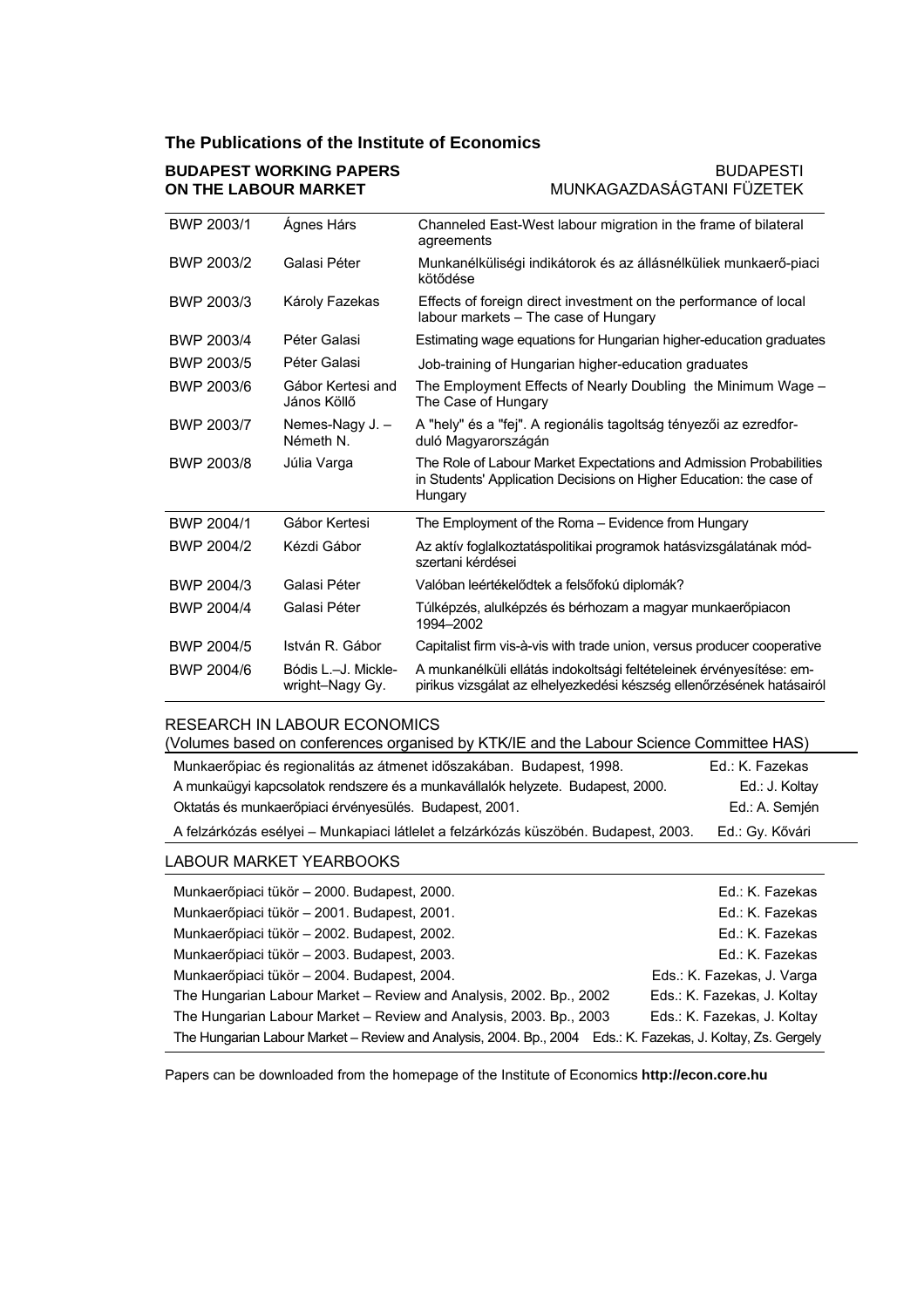## The Publications of the Institute of Economics

**BUDAPEST WORKING PAPERS ON THE LABOUR MARKET** — BUDAPESTI MUNKAGAZDASÁGTANI FÜZETEK

| | | |
|---|---|---|
| BWP 2003/1 | Ágnes Hárs | Channeled East-West labour migration in the frame of bilateral agreements |
| BWP 2003/2 | Galasi Péter | Munkanélküliségi indikátorok és az állásnélküliek munkaerő-piaci kötődése |
| BWP 2003/3 | Károly Fazekas | Effects of foreign direct investment on the performance of local labour markets – The case of Hungary |
| BWP 2003/4 | Péter Galasi | Estimating wage equations for Hungarian higher-education graduates |
| BWP 2003/5 | Péter Galasi | Job-training of Hungarian higher-education graduates |
| BWP 2003/6 | Gábor Kertesi and János Köllő | The Employment Effects of Nearly Doubling the Minimum Wage – The Case of Hungary |
| BWP 2003/7 | Nemes-Nagy J. – Németh N. | A "hely" és a "fej". A regionális tagoltság tényezői az ezredforduló Magyarországán |
| BWP 2003/8 | Júlia Varga | The Role of Labour Market Expectations and Admission Probabilities in Students' Application Decisions on Higher Education: the case of Hungary |
| BWP 2004/1 | Gábor Kertesi | The Employment of the Roma – Evidence from Hungary |
| BWP 2004/2 | Kézdi Gábor | Az aktív foglalkoztatáspolitikai programok hatásvizsgálatának módszertani kérdései |
| BWP 2004/3 | Galasi Péter | Valóban leértékelődtek a felsőfokú diplomák? |
| BWP 2004/4 | Galasi Péter | Túlképzés, alulképzés és bérhozam a magyar munkaerőpiacon 1994–2002 |
| BWP 2004/5 | István R. Gábor | Capitalist firm vis-à-vis with trade union, versus producer cooperative |
| BWP 2004/6 | Bódis L.–J. Micklewright–Nagy Gy. | A munkanélküli ellátás indokoltsági feltételeinek érvényesítése: empirikus vizsgálat az elhelyezkedési készség ellenőrzésének hatásairól |

### RESEARCH IN LABOUR ECONOMICS

(Volumes based on conferences organised by KTK/IE and the Labour Science Committee HAS)

| | |
|---|---|
| Munkaerőpiac és regionalitás az átmenet időszakában. Budapest, 1998. | Ed.: K. Fazekas |
| A munkaügyi kapcsolatok rendszere és a munkavállalók helyzete. Budapest, 2000. | Ed.: J. Koltay |
| Oktatás és munkaerőpiaci érvényesülés. Budapest, 2001. | Ed.: A. Semjén |
| A felzárkózás esélyei – Munkapiaci látlelet a felzárkózás küszöbén. Budapest, 2003. | Ed.: Gy. Kővári |

### LABOUR MARKET YEARBOOKS

| | |
|---|---|
| Munkaerőpiaci tükör – 2000. Budapest, 2000. | Ed.: K. Fazekas |
| Munkaerőpiaci tükör – 2001. Budapest, 2001. | Ed.: K. Fazekas |
| Munkaerőpiaci tükör – 2002. Budapest, 2002. | Ed.: K. Fazekas |
| Munkaerőpiaci tükör – 2003. Budapest, 2003. | Ed.: K. Fazekas |
| Munkaerőpiaci tükör – 2004. Budapest, 2004. | Eds.: K. Fazekas, J. Varga |
| The Hungarian Labour Market – Review and Analysis, 2002. Bp., 2002 | Eds.: K. Fazekas, J. Koltay |
| The Hungarian Labour Market – Review and Analysis, 2003. Bp., 2003 | Eds.: K. Fazekas, J. Koltay |
| The Hungarian Labour Market – Review and Analysis, 2004. Bp., 2004 | Eds.: K. Fazekas, J. Koltay, Zs. Gergely |

Papers can be downloaded from the homepage of the Institute of Economics **http://econ.core.hu**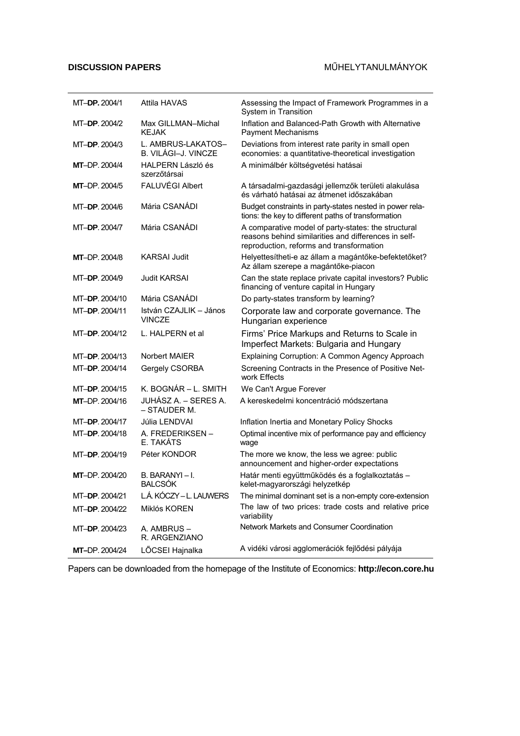**DISCUSSION PAPERS** MŰHELYTANULMÁNYOK

| | | |
|---|---|---|
| MT–**DP.** 2004/1 | Attila HAVAS | Assessing the Impact of Framework Programmes in a System in Transition |
| MT–**DP**. 2004/2 | Max GILLMAN–Michal KEJAK | Inflation and Balanced-Path Growth with Alternative Payment Mechanisms |
| MT–**DP**. 2004/3 | L. AMBRUS-LAKATOS–B. VILÁGI–J. VINCZE | Deviations from interest rate parity in small open economies: a quantitative-theoretical investigation |
| **MT**–DP. 2004/4 | HALPERN László és szerzőtársai | A minimálbér költségvetési hatásai |
| **MT**–DP. 2004/5 | FALUVÉGI Albert | A társadalmi-gazdasági jellemzők területi alakulása és várható hatásai az átmenet időszakában |
| MT–**DP**. 2004/6 | Mária CSANÁDI | Budget constraints in party-states nested in power relations: the key to different paths of transformation |
| MT–**DP**. 2004/7 | Mária CSANÁDI | A comparative model of party-states: the structural reasons behind similarities and differences in self-reproduction, reforms and transformation |
| **MT**–DP. 2004/8 | KARSAI Judit | Helyettesítheti-e az állam a magántőke-befektetőket? Az állam szerepe a magántőke-piacon |
| MT–**DP**. 2004/9 | Judit KARSAI | Can the state replace private capital investors? Public financing of venture capital in Hungary |
| MT–**DP**. 2004/10 | Mária CSANÁDI | Do party-states transform by learning? |
| MT–**DP**. 2004/11 | István CZAJLIK – János VINCZE | Corporate law and corporate governance. The Hungarian experience |
| MT–**DP**. 2004/12 | L. HALPERN et al | Firms' Price Markups and Returns to Scale in Imperfect Markets: Bulgaria and Hungary |
| MT–**DP**. 2004/13 | Norbert MAIER | Explaining Corruption: A Common Agency Approach |
| MT–**DP**. 2004/14 | Gergely CSORBA | Screening Contracts in the Presence of Positive Network Effects |
| MT–**DP**. 2004/15 | K. BOGNÁR – L. SMITH | We Can't Argue Forever |
| **MT**–DP. 2004/16 | JUHÁSZ A. – SERES A. – STAUDER M. | A kereskedelmi koncentráció módszertana |
| MT–**DP**. 2004/17 | Júlia LENDVAI | Inflation Inertia and Monetary Policy Shocks |
| MT–**DP**. 2004/18 | A. FREDERIKSEN – E. TAKÁTS | Optimal incentive mix of performance pay and efficiency wage |
| MT–**DP**. 2004/19 | Péter KONDOR | The more we know, the less we agree: public announcement and higher-order expectations |
| **MT**–DP. 2004/20 | B. BARANYI – I. BALCSÓK | Határ menti együttműködés és a foglalkoztatás – kelet-magyarországi helyzetkép |
| MT–**DP**. 2004/21 | L.Á. KÓCZY – L. LAUWERS | The minimal dominant set is a non-empty core-extension |
| MT–**DP**. 2004/22 | Miklós KOREN | The law of two prices: trade costs and relative price variability |
| MT–**DP**. 2004/23 | A. AMBRUS – R. ARGENZIANO | Network Markets and Consumer Coordination |
| **MT**–DP. 2004/24 | LŐCSEI Hajnalka | A vidéki városi agglomerációk fejlődési pályája |

Papers can be downloaded from the homepage of the Institute of Economics: **http://econ.core.hu**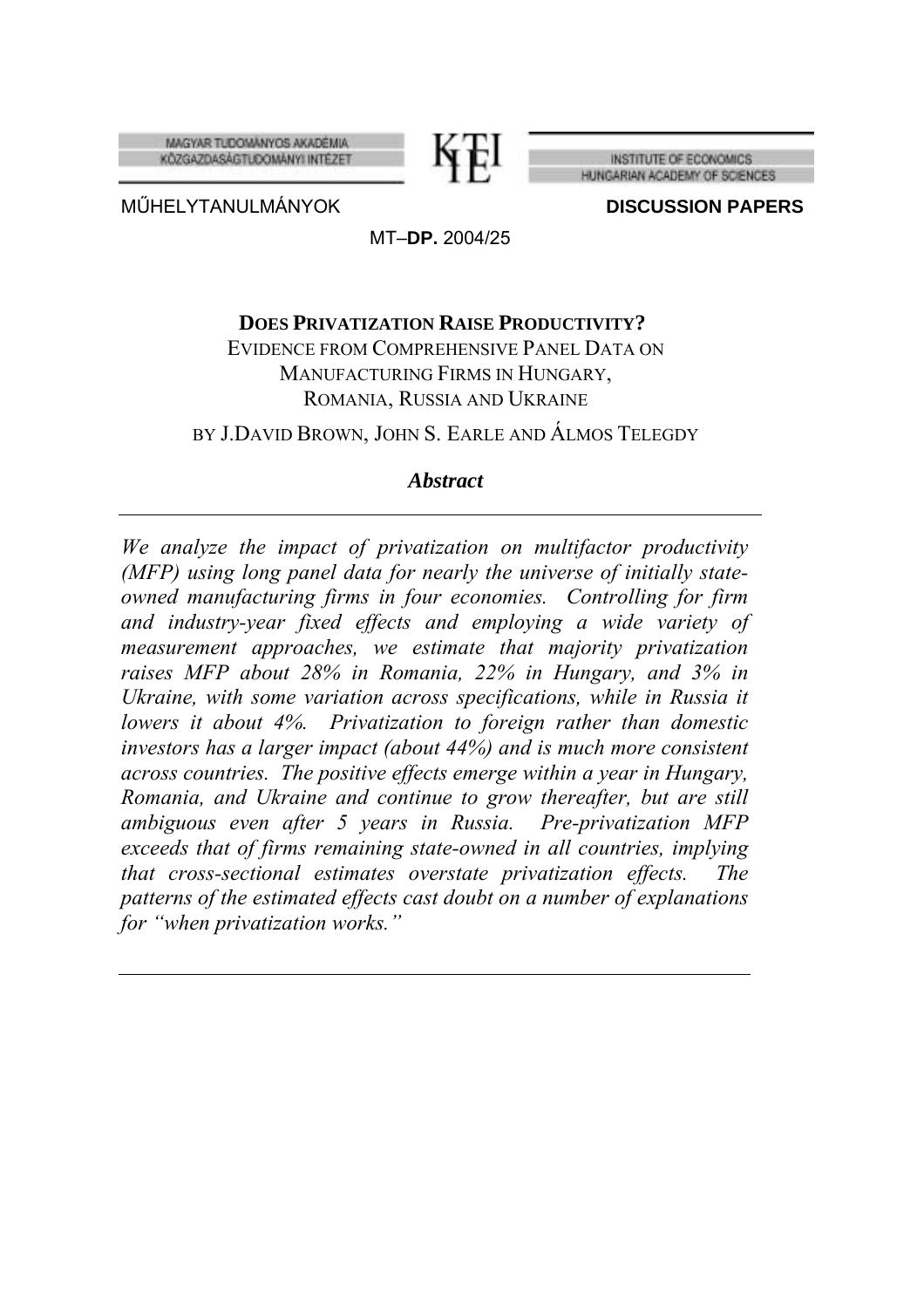MAGYAR TUDOMÁNYOS AKADÉMIA
KÖZGAZDASÁGTUDOMÁNYI INTÉZET

INSTITUTE OF ECONOMICS
HUNGARIAN ACADEMY OF SCIENCES

MŰHELYTANULMÁNYOK **DISCUSSION PAPERS**

MT–**DP.** 2004/25

**DOES PRIVATIZATION RAISE PRODUCTIVITY?**
EVIDENCE FROM COMPREHENSIVE PANEL DATA ON MANUFACTURING FIRMS IN HUNGARY, ROMANIA, RUSSIA AND UKRAINE

BY J.DAVID BROWN, JOHN S. EARLE AND ÁLMOS TELEGDY

***Abstract***

---

*We analyze the impact of privatization on multifactor productivity (MFP) using long panel data for nearly the universe of initially state-owned manufacturing firms in four economies. Controlling for firm and industry-year fixed effects and employing a wide variety of measurement approaches, we estimate that majority privatization raises MFP about 28% in Romania, 22% in Hungary, and 3% in Ukraine, with some variation across specifications, while in Russia it lowers it about 4%. Privatization to foreign rather than domestic investors has a larger impact (about 44%) and is much more consistent across countries. The positive effects emerge within a year in Hungary, Romania, and Ukraine and continue to grow thereafter, but are still ambiguous even after 5 years in Russia. Pre-privatization MFP exceeds that of firms remaining state-owned in all countries, implying that cross-sectional estimates overstate privatization effects. The patterns of the estimated effects cast doubt on a number of explanations for "when privatization works."*

---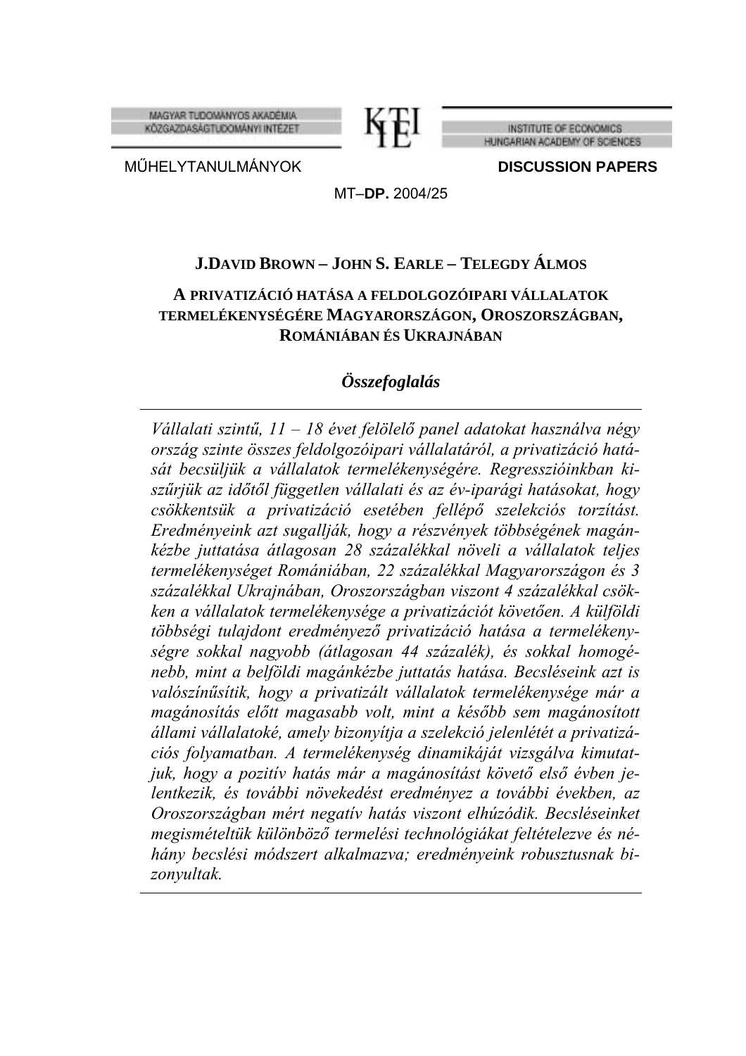MAGYAR TUDOMÁNYOS AKADÉMIA
KÖZGAZDASÁGTUDOMÁNYI INTÉZET

INSTITUTE OF ECONOMICS
HUNGARIAN ACADEMY OF SCIENCES

MŰHELYTANULMÁNYOK **DISCUSSION PAPERS**

MT–**DP.** 2004/25

**J.DAVID BROWN – JOHN S. EARLE – TELEGDY ÁLMOS**

# A PRIVATIZÁCIÓ HATÁSA A FELDOLGOZÓIPARI VÁLLALATOK TERMELÉKENYSÉGÉRE MAGYARORSZÁGON, OROSZORSZÁGBAN, ROMÁNIÁBAN ÉS UKRAJNÁBAN

## *Összefoglalás*

---

*Vállalati szintű, 11 – 18 évet felölelő panel adatokat használva négy ország szinte összes feldolgozóipari vállalatáról, a privatizáció hatását becsüljük a vállalatok termelékenységére. Regresszióinkban kiszűrjük az időtől független vállalati és az év-iparági hatásokat, hogy csökkentsük a privatizáció esetében fellépő szelekciós torzítást. Eredményeink azt sugallják, hogy a részvények többségének magánkézbe juttatása átlagosan 28 százalékkal növeli a vállalatok teljes termelékenységet Romániában, 22 százalékkal Magyarországon és 3 százalékkal Ukrajnában, Oroszországban viszont 4 százalékkal csökken a vállalatok termelékenysége a privatizációt követően. A külföldi többségi tulajdont eredményező privatizáció hatása a termelékenységre sokkal nagyobb (átlagosan 44 százalék), és sokkal homogénebb, mint a belföldi magánkézbe juttatás hatása. Becsléseink azt is valószínűsítik, hogy a privatizált vállalatok termelékenysége már a magánosítás előtt magasabb volt, mint a később sem magánosított állami vállalatoké, amely bizonyítja a szelekció jelenlétét a privatizációs folyamatban. A termelékenység dinamikáját vizsgálva kimutatjuk, hogy a pozitív hatás már a magánosítást követő első évben jelentkezik, és további növekedést eredményez a további években, az Oroszországban mért negatív hatás viszont elhúzódik. Becsléseinket megismételtük különböző termelési technológiákat feltételezve és néhány becslési módszert alkalmazva; eredményeink robusztusnak bizonyultak.*

---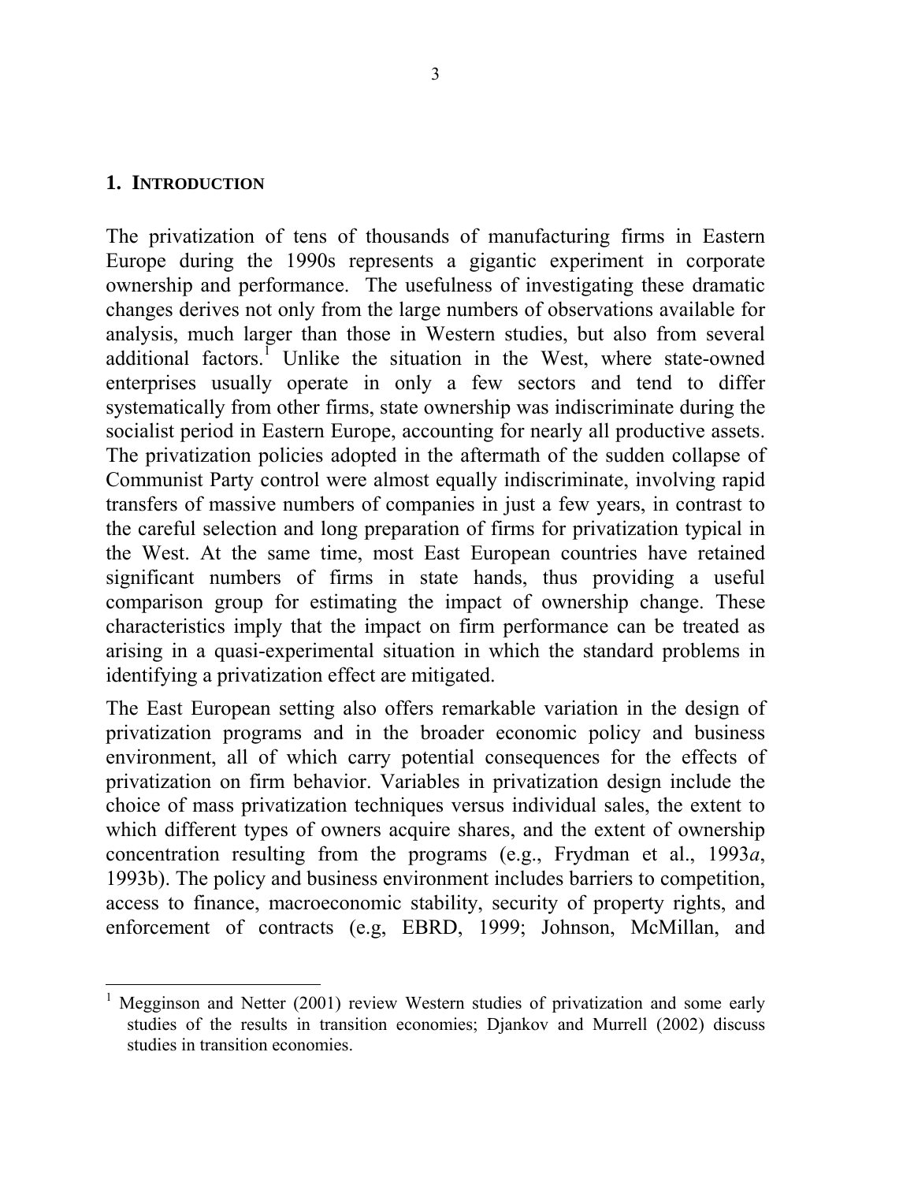## 1. INTRODUCTION

The privatization of tens of thousands of manufacturing firms in Eastern Europe during the 1990s represents a gigantic experiment in corporate ownership and performance. The usefulness of investigating these dramatic changes derives not only from the large numbers of observations available for analysis, much larger than those in Western studies, but also from several additional factors.[1] Unlike the situation in the West, where state-owned enterprises usually operate in only a few sectors and tend to differ systematically from other firms, state ownership was indiscriminate during the socialist period in Eastern Europe, accounting for nearly all productive assets. The privatization policies adopted in the aftermath of the sudden collapse of Communist Party control were almost equally indiscriminate, involving rapid transfers of massive numbers of companies in just a few years, in contrast to the careful selection and long preparation of firms for privatization typical in the West. At the same time, most East European countries have retained significant numbers of firms in state hands, thus providing a useful comparison group for estimating the impact of ownership change. These characteristics imply that the impact on firm performance can be treated as arising in a quasi-experimental situation in which the standard problems in identifying a privatization effect are mitigated.

The East European setting also offers remarkable variation in the design of privatization programs and in the broader economic policy and business environment, all of which carry potential consequences for the effects of privatization on firm behavior. Variables in privatization design include the choice of mass privatization techniques versus individual sales, the extent to which different types of owners acquire shares, and the extent of ownership concentration resulting from the programs (e.g., Frydman et al., 1993*a*, 1993b). The policy and business environment includes barriers to competition, access to finance, macroeconomic stability, security of property rights, and enforcement of contracts (e.g, EBRD, 1999; Johnson, McMillan, and

[1] Megginson and Netter (2001) review Western studies of privatization and some early studies of the results in transition economies; Djankov and Murrell (2002) discuss studies in transition economies.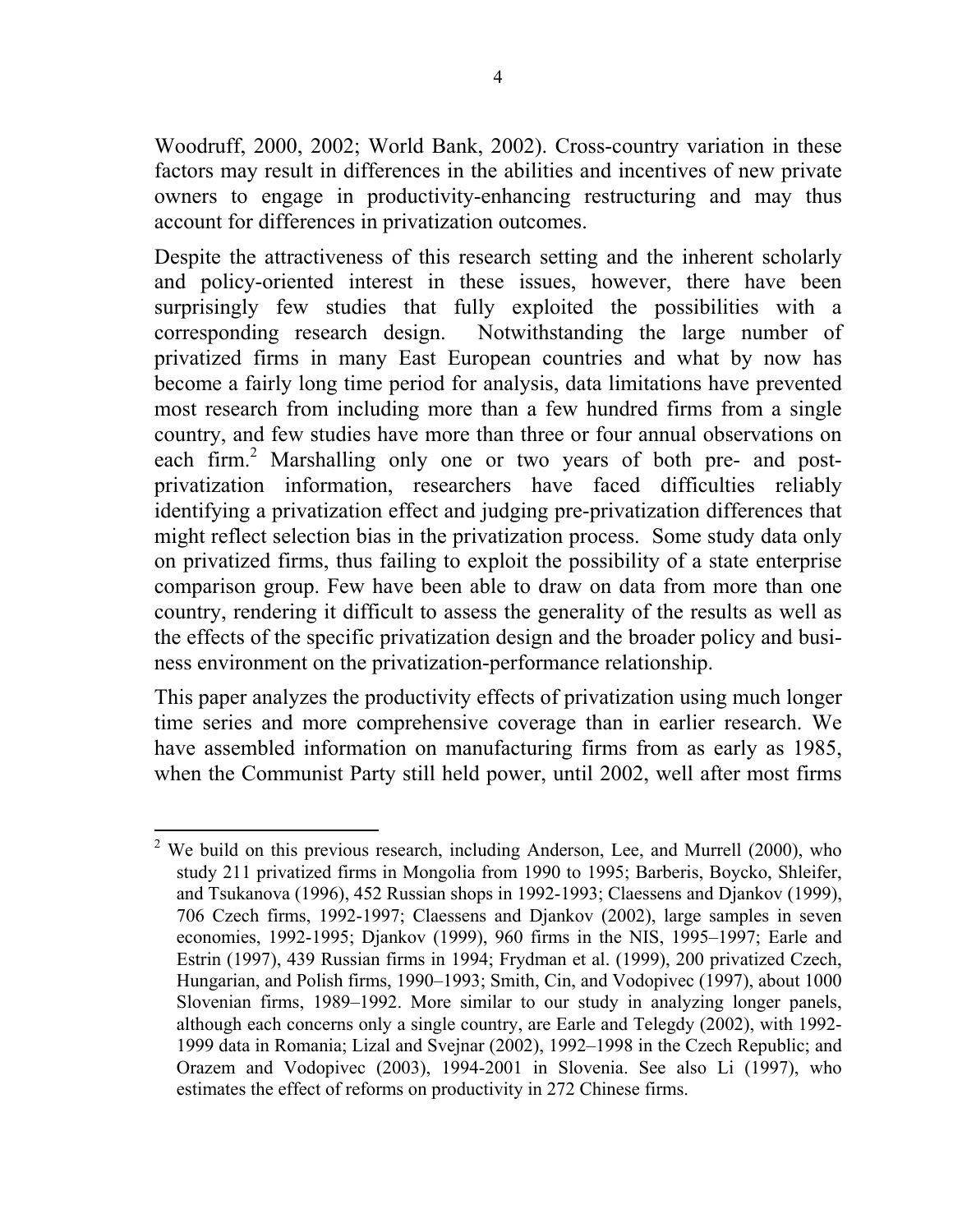Woodruff, 2000, 2002; World Bank, 2002). Cross-country variation in these factors may result in differences in the abilities and incentives of new private owners to engage in productivity-enhancing restructuring and may thus account for differences in privatization outcomes.

Despite the attractiveness of this research setting and the inherent scholarly and policy-oriented interest in these issues, however, there have been surprisingly few studies that fully exploited the possibilities with a corresponding research design. Notwithstanding the large number of privatized firms in many East European countries and what by now has become a fairly long time period for analysis, data limitations have prevented most research from including more than a few hundred firms from a single country, and few studies have more than three or four annual observations on each firm.[2] Marshalling only one or two years of both pre- and post-privatization information, researchers have faced difficulties reliably identifying a privatization effect and judging pre-privatization differences that might reflect selection bias in the privatization process. Some study data only on privatized firms, thus failing to exploit the possibility of a state enterprise comparison group. Few have been able to draw on data from more than one country, rendering it difficult to assess the generality of the results as well as the effects of the specific privatization design and the broader policy and business environment on the privatization-performance relationship.

This paper analyzes the productivity effects of privatization using much longer time series and more comprehensive coverage than in earlier research. We have assembled information on manufacturing firms from as early as 1985, when the Communist Party still held power, until 2002, well after most firms

---

[2] We build on this previous research, including Anderson, Lee, and Murrell (2000), who study 211 privatized firms in Mongolia from 1990 to 1995; Barberis, Boycko, Shleifer, and Tsukanova (1996), 452 Russian shops in 1992-1993; Claessens and Djankov (1999), 706 Czech firms, 1992-1997; Claessens and Djankov (2002), large samples in seven economies, 1992-1995; Djankov (1999), 960 firms in the NIS, 1995–1997; Earle and Estrin (1997), 439 Russian firms in 1994; Frydman et al. (1999), 200 privatized Czech, Hungarian, and Polish firms, 1990–1993; Smith, Cin, and Vodopivec (1997), about 1000 Slovenian firms, 1989–1992. More similar to our study in analyzing longer panels, although each concerns only a single country, are Earle and Telegdy (2002), with 1992-1999 data in Romania; Lizal and Svejnar (2002), 1992–1998 in the Czech Republic; and Orazem and Vodopivec (2003), 1994-2001 in Slovenia. See also Li (1997), who estimates the effect of reforms on productivity in 272 Chinese firms.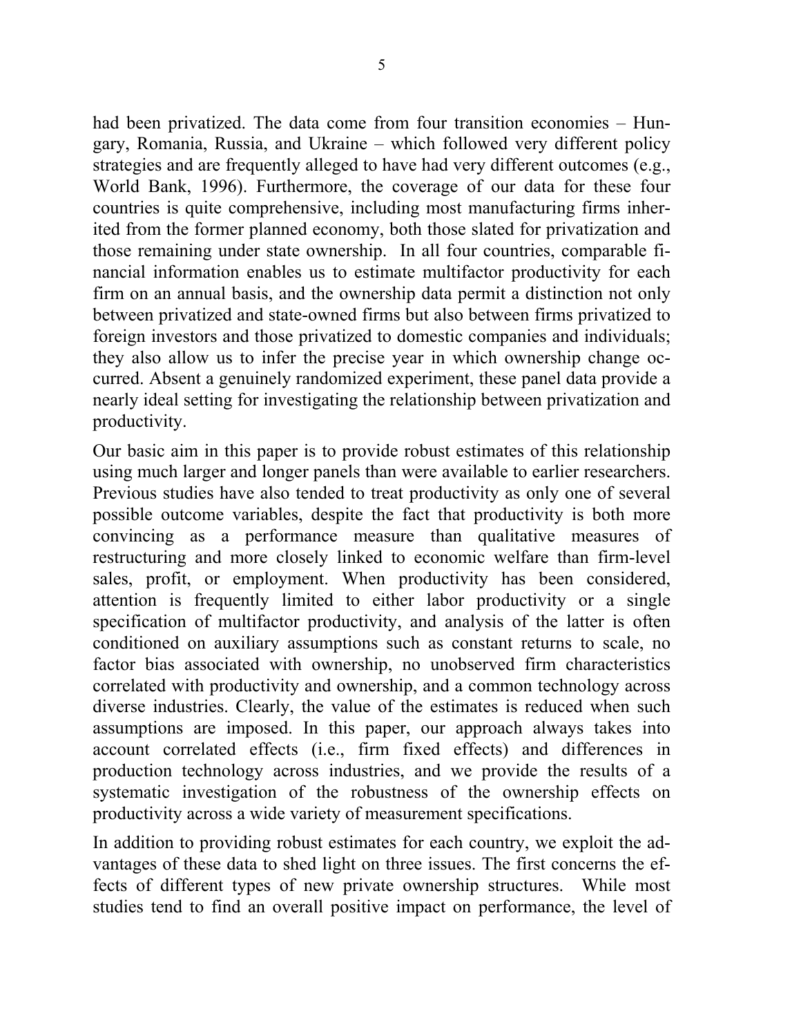had been privatized. The data come from four transition economies – Hungary, Romania, Russia, and Ukraine – which followed very different policy strategies and are frequently alleged to have had very different outcomes (e.g., World Bank, 1996). Furthermore, the coverage of our data for these four countries is quite comprehensive, including most manufacturing firms inherited from the former planned economy, both those slated for privatization and those remaining under state ownership. In all four countries, comparable financial information enables us to estimate multifactor productivity for each firm on an annual basis, and the ownership data permit a distinction not only between privatized and state-owned firms but also between firms privatized to foreign investors and those privatized to domestic companies and individuals; they also allow us to infer the precise year in which ownership change occurred. Absent a genuinely randomized experiment, these panel data provide a nearly ideal setting for investigating the relationship between privatization and productivity.

Our basic aim in this paper is to provide robust estimates of this relationship using much larger and longer panels than were available to earlier researchers. Previous studies have also tended to treat productivity as only one of several possible outcome variables, despite the fact that productivity is both more convincing as a performance measure than qualitative measures of restructuring and more closely linked to economic welfare than firm-level sales, profit, or employment. When productivity has been considered, attention is frequently limited to either labor productivity or a single specification of multifactor productivity, and analysis of the latter is often conditioned on auxiliary assumptions such as constant returns to scale, no factor bias associated with ownership, no unobserved firm characteristics correlated with productivity and ownership, and a common technology across diverse industries. Clearly, the value of the estimates is reduced when such assumptions are imposed. In this paper, our approach always takes into account correlated effects (i.e., firm fixed effects) and differences in production technology across industries, and we provide the results of a systematic investigation of the robustness of the ownership effects on productivity across a wide variety of measurement specifications.

In addition to providing robust estimates for each country, we exploit the advantages of these data to shed light on three issues. The first concerns the effects of different types of new private ownership structures. While most studies tend to find an overall positive impact on performance, the level of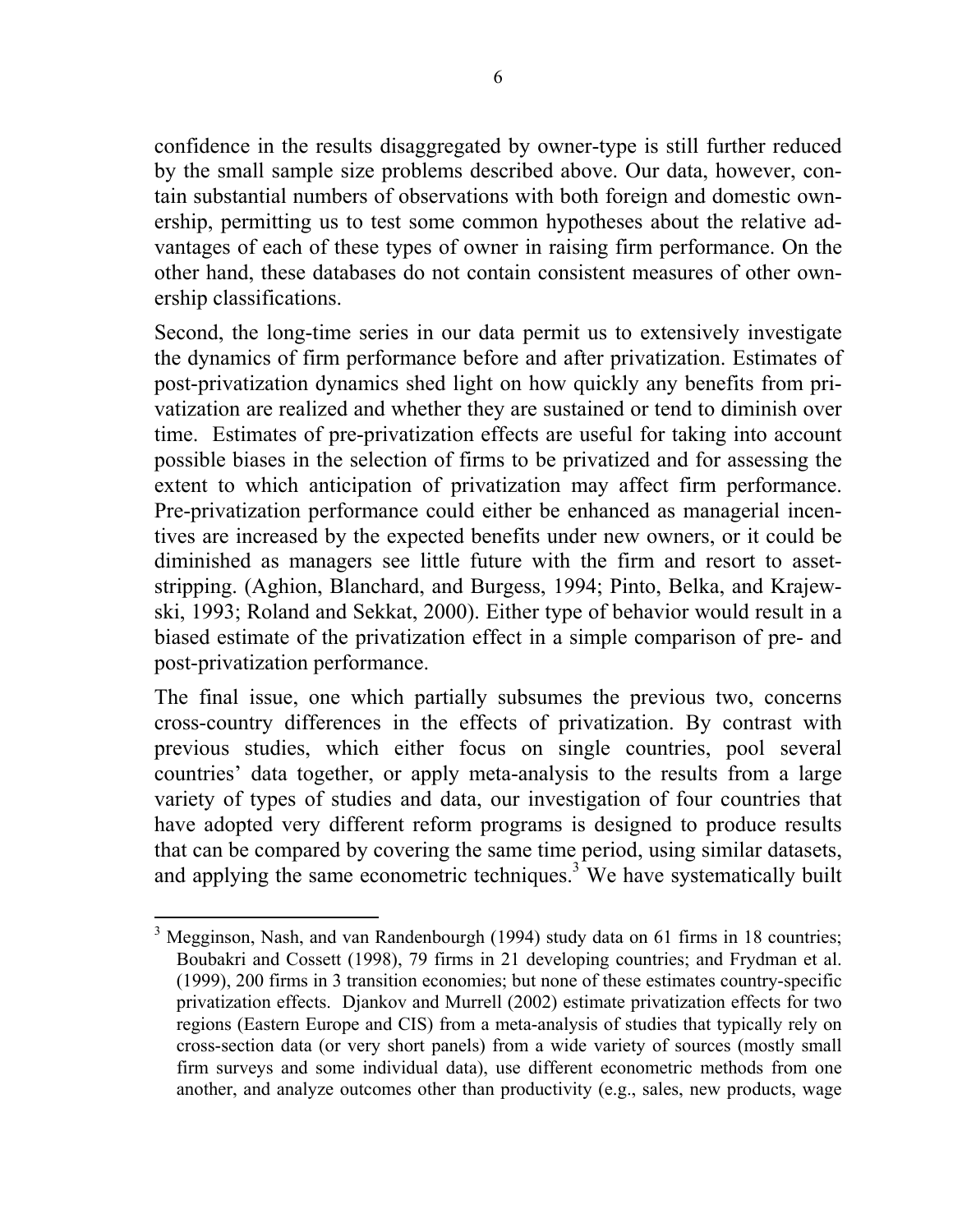confidence in the results disaggregated by owner-type is still further reduced by the small sample size problems described above. Our data, however, contain substantial numbers of observations with both foreign and domestic ownership, permitting us to test some common hypotheses about the relative advantages of each of these types of owner in raising firm performance. On the other hand, these databases do not contain consistent measures of other ownership classifications.

Second, the long-time series in our data permit us to extensively investigate the dynamics of firm performance before and after privatization. Estimates of post-privatization dynamics shed light on how quickly any benefits from privatization are realized and whether they are sustained or tend to diminish over time. Estimates of pre-privatization effects are useful for taking into account possible biases in the selection of firms to be privatized and for assessing the extent to which anticipation of privatization may affect firm performance. Pre-privatization performance could either be enhanced as managerial incentives are increased by the expected benefits under new owners, or it could be diminished as managers see little future with the firm and resort to asset-stripping. (Aghion, Blanchard, and Burgess, 1994; Pinto, Belka, and Krajewski, 1993; Roland and Sekkat, 2000). Either type of behavior would result in a biased estimate of the privatization effect in a simple comparison of pre- and post-privatization performance.

The final issue, one which partially subsumes the previous two, concerns cross-country differences in the effects of privatization. By contrast with previous studies, which either focus on single countries, pool several countries' data together, or apply meta-analysis to the results from a large variety of types of studies and data, our investigation of four countries that have adopted very different reform programs is designed to produce results that can be compared by covering the same time period, using similar datasets, and applying the same econometric techniques.[3] We have systematically built

[3] Megginson, Nash, and van Randenbourgh (1994) study data on 61 firms in 18 countries; Boubakri and Cossett (1998), 79 firms in 21 developing countries; and Frydman et al. (1999), 200 firms in 3 transition economies; but none of these estimates country-specific privatization effects. Djankov and Murrell (2002) estimate privatization effects for two regions (Eastern Europe and CIS) from a meta-analysis of studies that typically rely on cross-section data (or very short panels) from a wide variety of sources (mostly small firm surveys and some individual data), use different econometric methods from one another, and analyze outcomes other than productivity (e.g., sales, new products, wage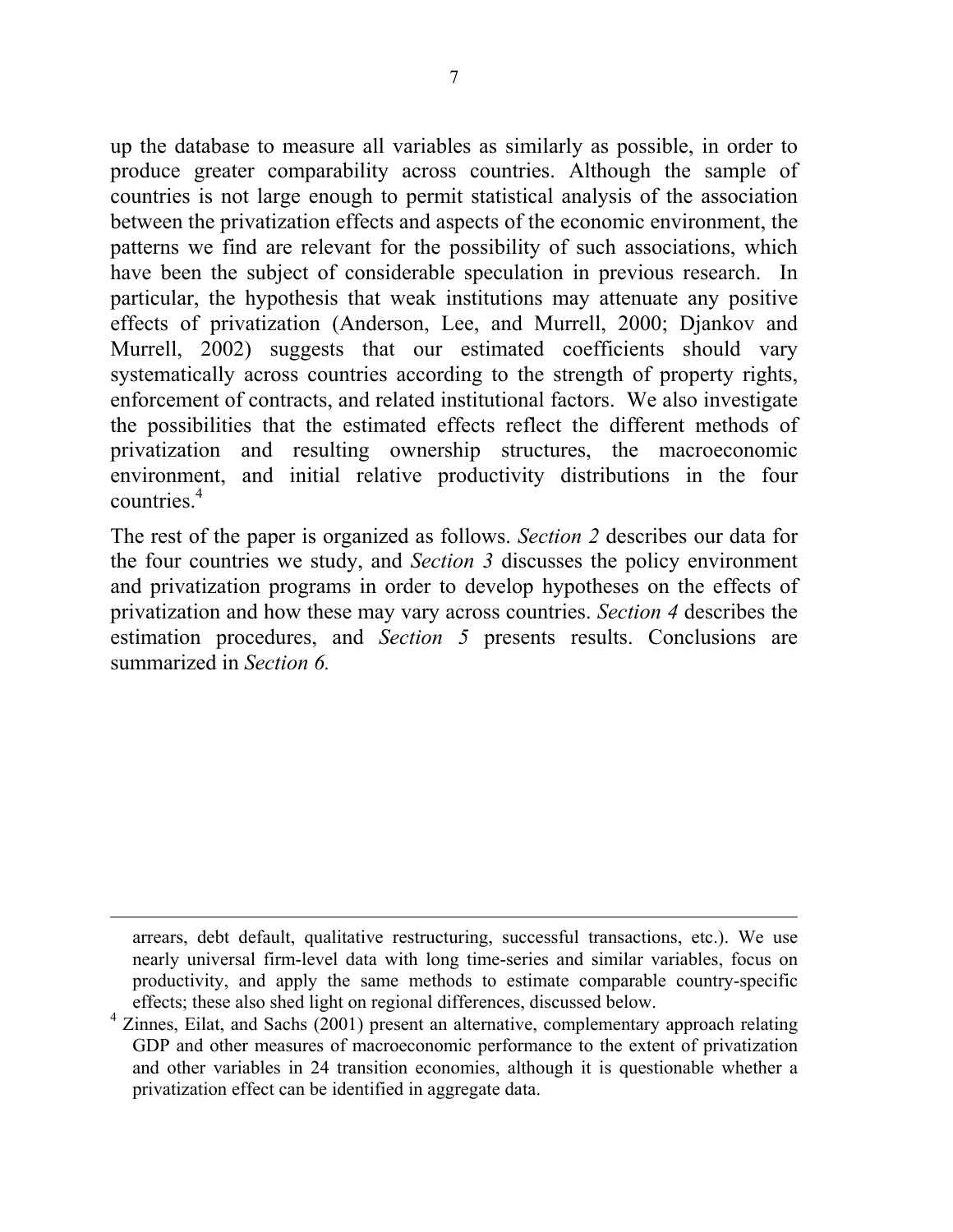up the database to measure all variables as similarly as possible, in order to produce greater comparability across countries. Although the sample of countries is not large enough to permit statistical analysis of the association between the privatization effects and aspects of the economic environment, the patterns we find are relevant for the possibility of such associations, which have been the subject of considerable speculation in previous research. In particular, the hypothesis that weak institutions may attenuate any positive effects of privatization (Anderson, Lee, and Murrell, 2000; Djankov and Murrell, 2002) suggests that our estimated coefficients should vary systematically across countries according to the strength of property rights, enforcement of contracts, and related institutional factors. We also investigate the possibilities that the estimated effects reflect the different methods of privatization and resulting ownership structures, the macroeconomic environment, and initial relative productivity distributions in the four countries.[4]

The rest of the paper is organized as follows. *Section 2* describes our data for the four countries we study, and *Section 3* discusses the policy environment and privatization programs in order to develop hypotheses on the effects of privatization and how these may vary across countries. *Section 4* describes the estimation procedures, and *Section 5* presents results. Conclusions are summarized in *Section 6.*

---

arrears, debt default, qualitative restructuring, successful transactions, etc.). We use nearly universal firm-level data with long time-series and similar variables, focus on productivity, and apply the same methods to estimate comparable country-specific effects; these also shed light on regional differences, discussed below.

[4] Zinnes, Eilat, and Sachs (2001) present an alternative, complementary approach relating GDP and other measures of macroeconomic performance to the extent of privatization and other variables in 24 transition economies, although it is questionable whether a privatization effect can be identified in aggregate data.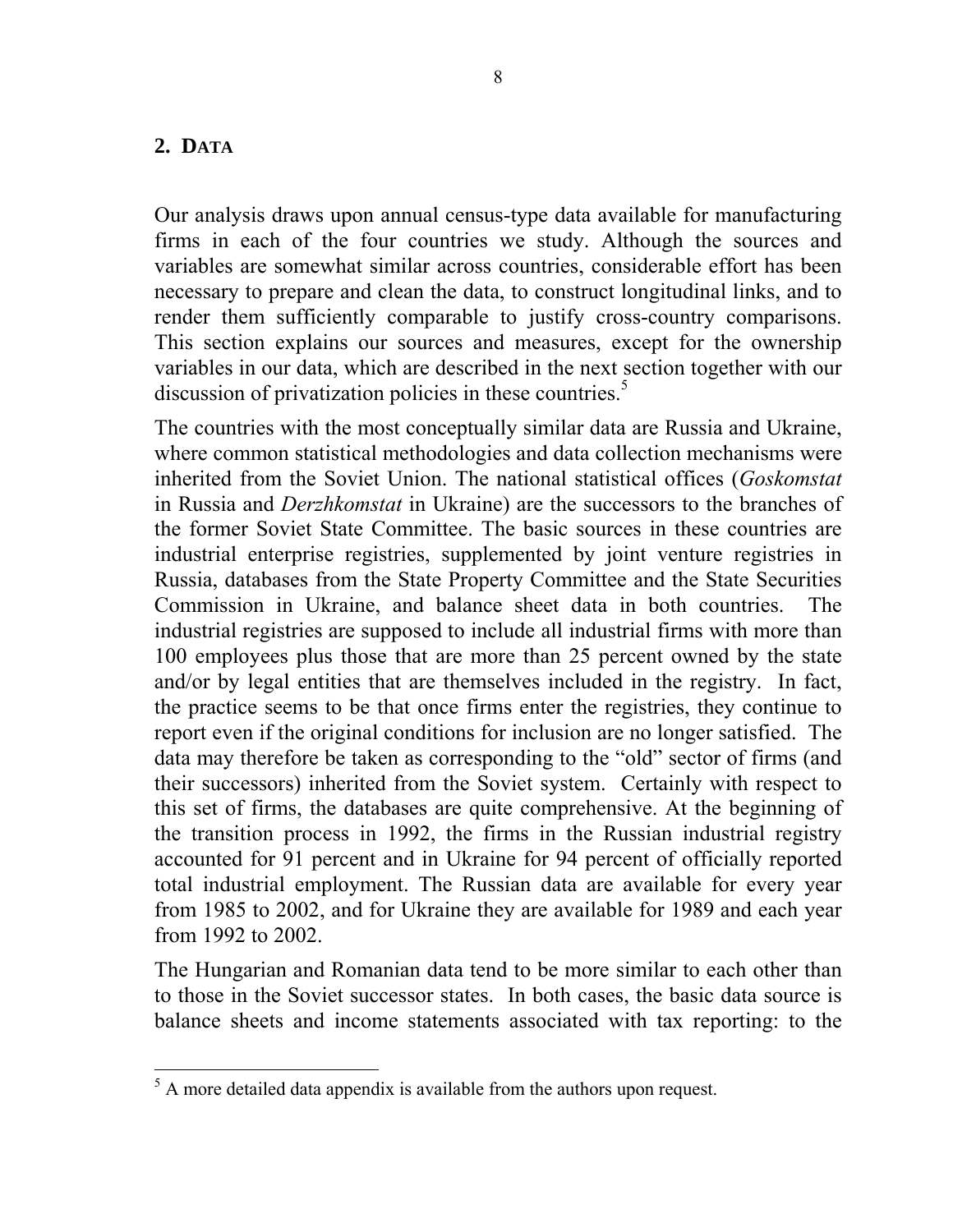## 2. DATA

Our analysis draws upon annual census-type data available for manufacturing firms in each of the four countries we study. Although the sources and variables are somewhat similar across countries, considerable effort has been necessary to prepare and clean the data, to construct longitudinal links, and to render them sufficiently comparable to justify cross-country comparisons. This section explains our sources and measures, except for the ownership variables in our data, which are described in the next section together with our discussion of privatization policies in these countries.[5]

The countries with the most conceptually similar data are Russia and Ukraine, where common statistical methodologies and data collection mechanisms were inherited from the Soviet Union. The national statistical offices (*Goskomstat* in Russia and *Derzhkomstat* in Ukraine) are the successors to the branches of the former Soviet State Committee. The basic sources in these countries are industrial enterprise registries, supplemented by joint venture registries in Russia, databases from the State Property Committee and the State Securities Commission in Ukraine, and balance sheet data in both countries. The industrial registries are supposed to include all industrial firms with more than 100 employees plus those that are more than 25 percent owned by the state and/or by legal entities that are themselves included in the registry. In fact, the practice seems to be that once firms enter the registries, they continue to report even if the original conditions for inclusion are no longer satisfied. The data may therefore be taken as corresponding to the "old" sector of firms (and their successors) inherited from the Soviet system. Certainly with respect to this set of firms, the databases are quite comprehensive. At the beginning of the transition process in 1992, the firms in the Russian industrial registry accounted for 91 percent and in Ukraine for 94 percent of officially reported total industrial employment. The Russian data are available for every year from 1985 to 2002, and for Ukraine they are available for 1989 and each year from 1992 to 2002.

The Hungarian and Romanian data tend to be more similar to each other than to those in the Soviet successor states. In both cases, the basic data source is balance sheets and income statements associated with tax reporting: to the

[5] A more detailed data appendix is available from the authors upon request.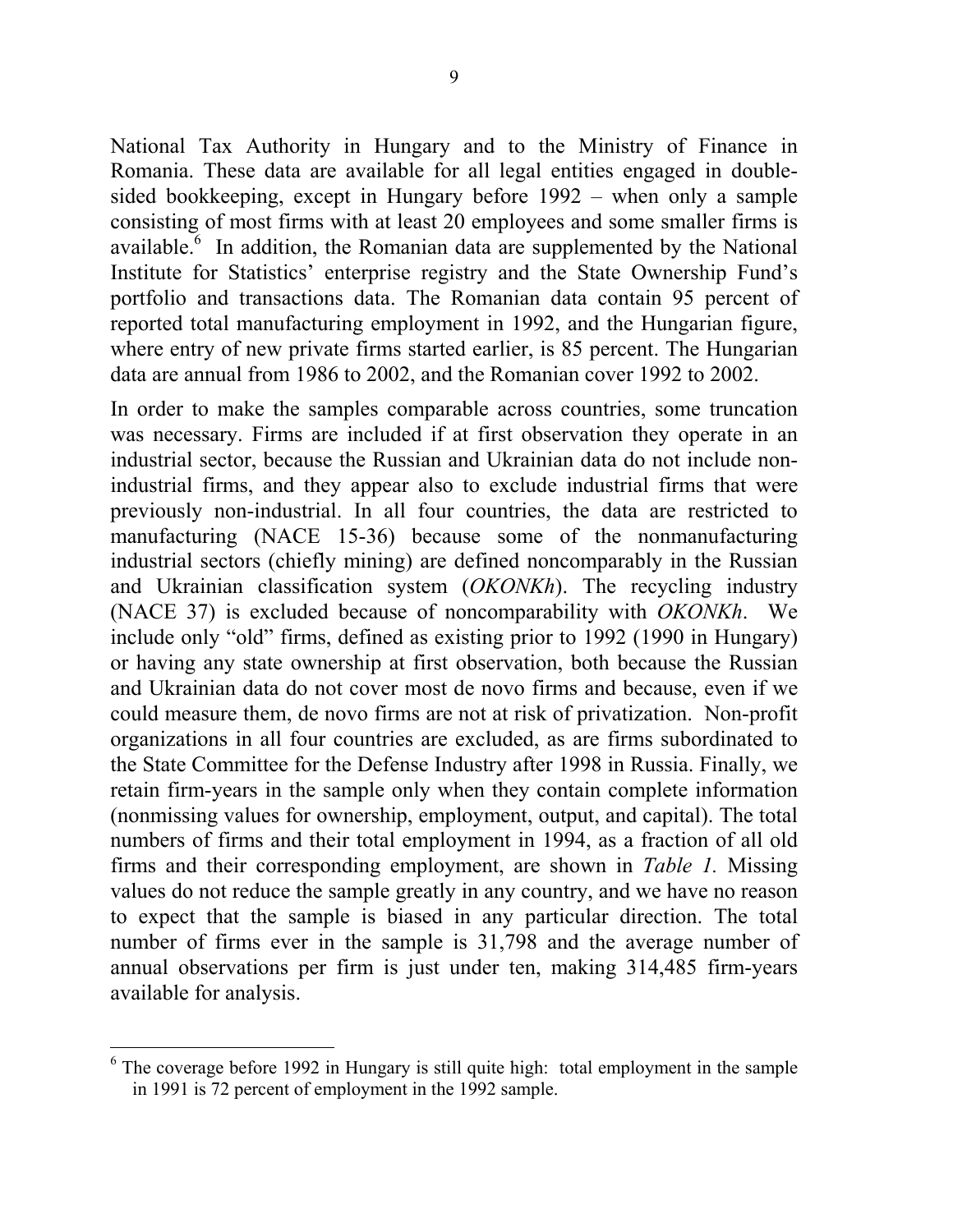National Tax Authority in Hungary and to the Ministry of Finance in Romania. These data are available for all legal entities engaged in double-sided bookkeeping, except in Hungary before 1992 – when only a sample consisting of most firms with at least 20 employees and some smaller firms is available.[6] In addition, the Romanian data are supplemented by the National Institute for Statistics' enterprise registry and the State Ownership Fund's portfolio and transactions data. The Romanian data contain 95 percent of reported total manufacturing employment in 1992, and the Hungarian figure, where entry of new private firms started earlier, is 85 percent. The Hungarian data are annual from 1986 to 2002, and the Romanian cover 1992 to 2002.

In order to make the samples comparable across countries, some truncation was necessary. Firms are included if at first observation they operate in an industrial sector, because the Russian and Ukrainian data do not include non-industrial firms, and they appear also to exclude industrial firms that were previously non-industrial. In all four countries, the data are restricted to manufacturing (NACE 15-36) because some of the nonmanufacturing industrial sectors (chiefly mining) are defined noncomparably in the Russian and Ukrainian classification system (*OKONKh*). The recycling industry (NACE 37) is excluded because of noncomparability with *OKONKh*. We include only "old" firms, defined as existing prior to 1992 (1990 in Hungary) or having any state ownership at first observation, both because the Russian and Ukrainian data do not cover most de novo firms and because, even if we could measure them, de novo firms are not at risk of privatization. Non-profit organizations in all four countries are excluded, as are firms subordinated to the State Committee for the Defense Industry after 1998 in Russia. Finally, we retain firm-years in the sample only when they contain complete information (nonmissing values for ownership, employment, output, and capital). The total numbers of firms and their total employment in 1994, as a fraction of all old firms and their corresponding employment, are shown in *Table 1.* Missing values do not reduce the sample greatly in any country, and we have no reason to expect that the sample is biased in any particular direction. The total number of firms ever in the sample is 31,798 and the average number of annual observations per firm is just under ten, making 314,485 firm-years available for analysis.

---

[6] The coverage before 1992 in Hungary is still quite high: total employment in the sample in 1991 is 72 percent of employment in the 1992 sample.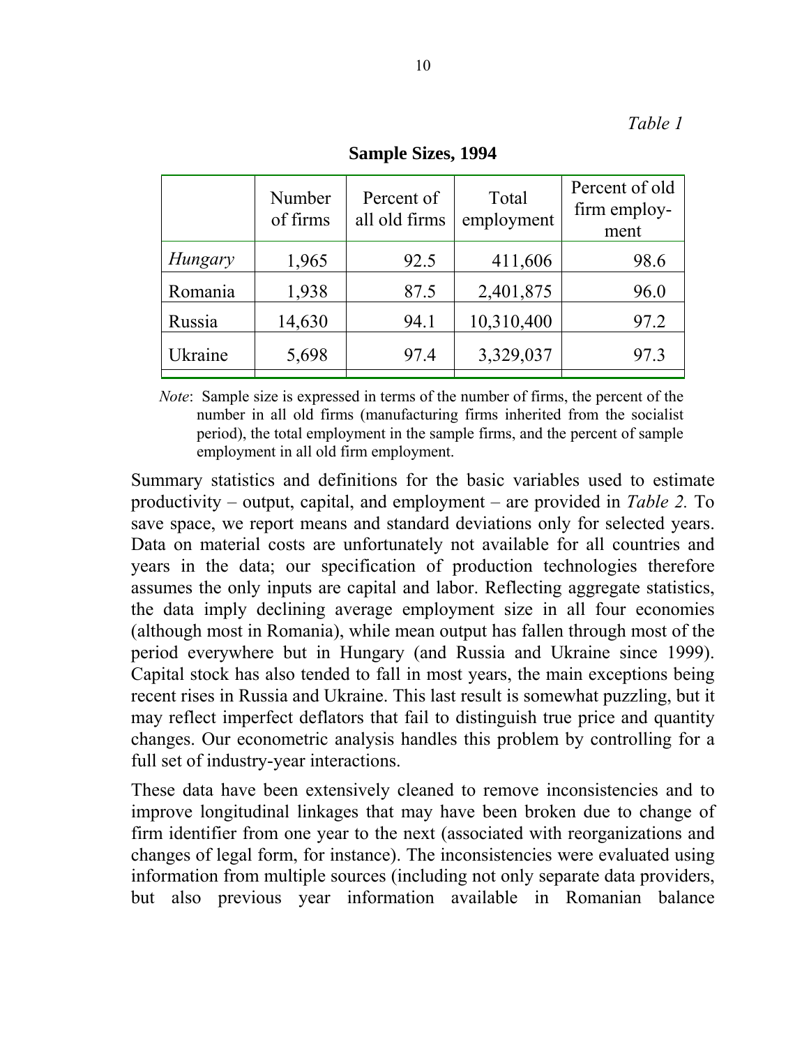*Table 1*

**Sample Sizes, 1994**

| | Number of firms | Percent of all old firms | Total employment | Percent of old firm employment |
|---|---|---|---|---|
| *Hungary* | 1,965 | 92.5 | 411,606 | 98.6 |
| Romania | 1,938 | 87.5 | 2,401,875 | 96.0 |
| Russia | 14,630 | 94.1 | 10,310,400 | 97.2 |
| Ukraine | 5,698 | 97.4 | 3,329,037 | 97.3 |

*Note*: Sample size is expressed in terms of the number of firms, the percent of the number in all old firms (manufacturing firms inherited from the socialist period), the total employment in the sample firms, and the percent of sample employment in all old firm employment.

Summary statistics and definitions for the basic variables used to estimate productivity – output, capital, and employment – are provided in *Table 2.* To save space, we report means and standard deviations only for selected years. Data on material costs are unfortunately not available for all countries and years in the data; our specification of production technologies therefore assumes the only inputs are capital and labor. Reflecting aggregate statistics, the data imply declining average employment size in all four economies (although most in Romania), while mean output has fallen through most of the period everywhere but in Hungary (and Russia and Ukraine since 1999). Capital stock has also tended to fall in most years, the main exceptions being recent rises in Russia and Ukraine. This last result is somewhat puzzling, but it may reflect imperfect deflators that fail to distinguish true price and quantity changes. Our econometric analysis handles this problem by controlling for a full set of industry-year interactions.

These data have been extensively cleaned to remove inconsistencies and to improve longitudinal linkages that may have been broken due to change of firm identifier from one year to the next (associated with reorganizations and changes of legal form, for instance). The inconsistencies were evaluated using information from multiple sources (including not only separate data providers, but also previous year information available in Romanian balance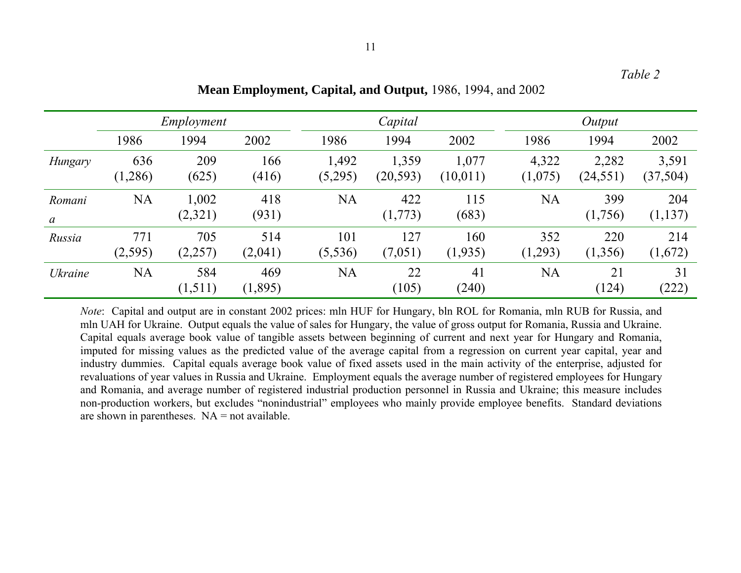*Table 2*

**Mean Employment, Capital, and Output,** 1986, 1994, and 2002

| | *Employment* | | | *Capital* | | | *Output* | | |
|---|---|---|---|---|---|---|---|---|---|
| | 1986 | 1994 | 2002 | 1986 | 1994 | 2002 | 1986 | 1994 | 2002 |
| *Hungary* | 636 | 209 | 166 | 1,492 | 1,359 | 1,077 | 4,322 | 2,282 | 3,591 |
| | (1,286) | (625) | (416) | (5,295) | (20,593) | (10,011) | (1,075) | (24,551) | (37,504) |
| *Romania* | NA | 1,002 | 418 | NA | 422 | 115 | NA | 399 | 204 |
| | | (2,321) | (931) | | (1,773) | (683) | | (1,756) | (1,137) |
| *Russia* | 771 | 705 | 514 | 101 | 127 | 160 | 352 | 220 | 214 |
| | (2,595) | (2,257) | (2,041) | (5,536) | (7,051) | (1,935) | (1,293) | (1,356) | (1,672) |
| *Ukraine* | NA | 584 | 469 | NA | 22 | 41 | NA | 21 | 31 |
| | | (1,511) | (1,895) | | (105) | (240) | | (124) | (222) |

*Note*: Capital and output are in constant 2002 prices: mln HUF for Hungary, bln ROL for Romania, mln RUB for Russia, and mln UAH for Ukraine. Output equals the value of sales for Hungary, the value of gross output for Romania, Russia and Ukraine. Capital equals average book value of tangible assets between beginning of current and next year for Hungary and Romania, imputed for missing values as the predicted value of the average capital from a regression on current year capital, year and industry dummies. Capital equals average book value of fixed assets used in the main activity of the enterprise, adjusted for revaluations of year values in Russia and Ukraine. Employment equals the average number of registered employees for Hungary and Romania, and average number of registered industrial production personnel in Russia and Ukraine; this measure includes non-production workers, but excludes "nonindustrial" employees who mainly provide employee benefits. Standard deviations are shown in parentheses. NA = not available.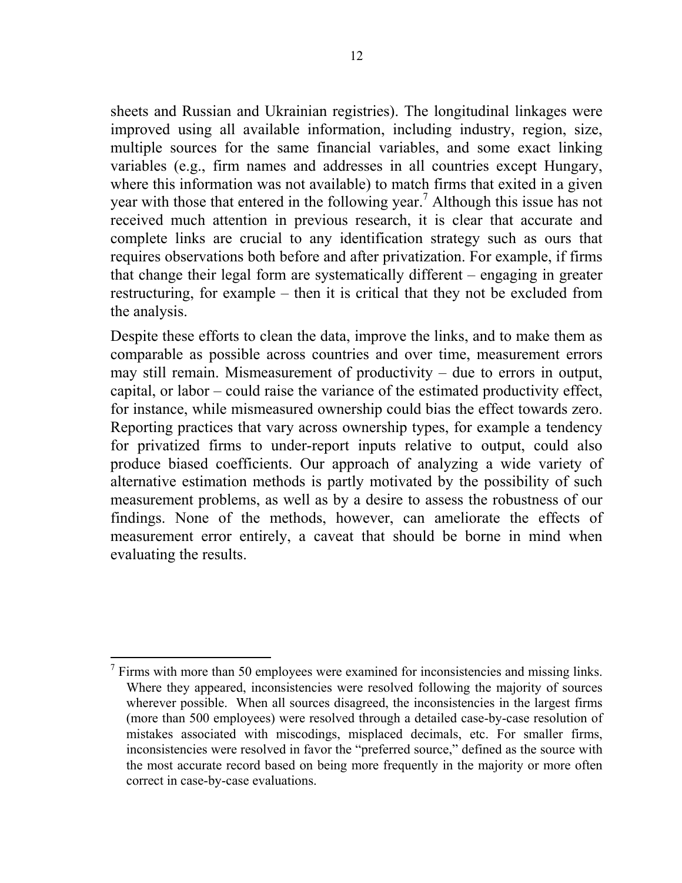sheets and Russian and Ukrainian registries). The longitudinal linkages were improved using all available information, including industry, region, size, multiple sources for the same financial variables, and some exact linking variables (e.g., firm names and addresses in all countries except Hungary, where this information was not available) to match firms that exited in a given year with those that entered in the following year.[7] Although this issue has not received much attention in previous research, it is clear that accurate and complete links are crucial to any identification strategy such as ours that requires observations both before and after privatization. For example, if firms that change their legal form are systematically different – engaging in greater restructuring, for example – then it is critical that they not be excluded from the analysis.

Despite these efforts to clean the data, improve the links, and to make them as comparable as possible across countries and over time, measurement errors may still remain. Mismeasurement of productivity – due to errors in output, capital, or labor – could raise the variance of the estimated productivity effect, for instance, while mismeasured ownership could bias the effect towards zero. Reporting practices that vary across ownership types, for example a tendency for privatized firms to under-report inputs relative to output, could also produce biased coefficients. Our approach of analyzing a wide variety of alternative estimation methods is partly motivated by the possibility of such measurement problems, as well as by a desire to assess the robustness of our findings. None of the methods, however, can ameliorate the effects of measurement error entirely, a caveat that should be borne in mind when evaluating the results.

---

[7] Firms with more than 50 employees were examined for inconsistencies and missing links. Where they appeared, inconsistencies were resolved following the majority of sources wherever possible. When all sources disagreed, the inconsistencies in the largest firms (more than 500 employees) were resolved through a detailed case-by-case resolution of mistakes associated with miscodings, misplaced decimals, etc. For smaller firms, inconsistencies were resolved in favor the "preferred source," defined as the source with the most accurate record based on being more frequently in the majority or more often correct in case-by-case evaluations.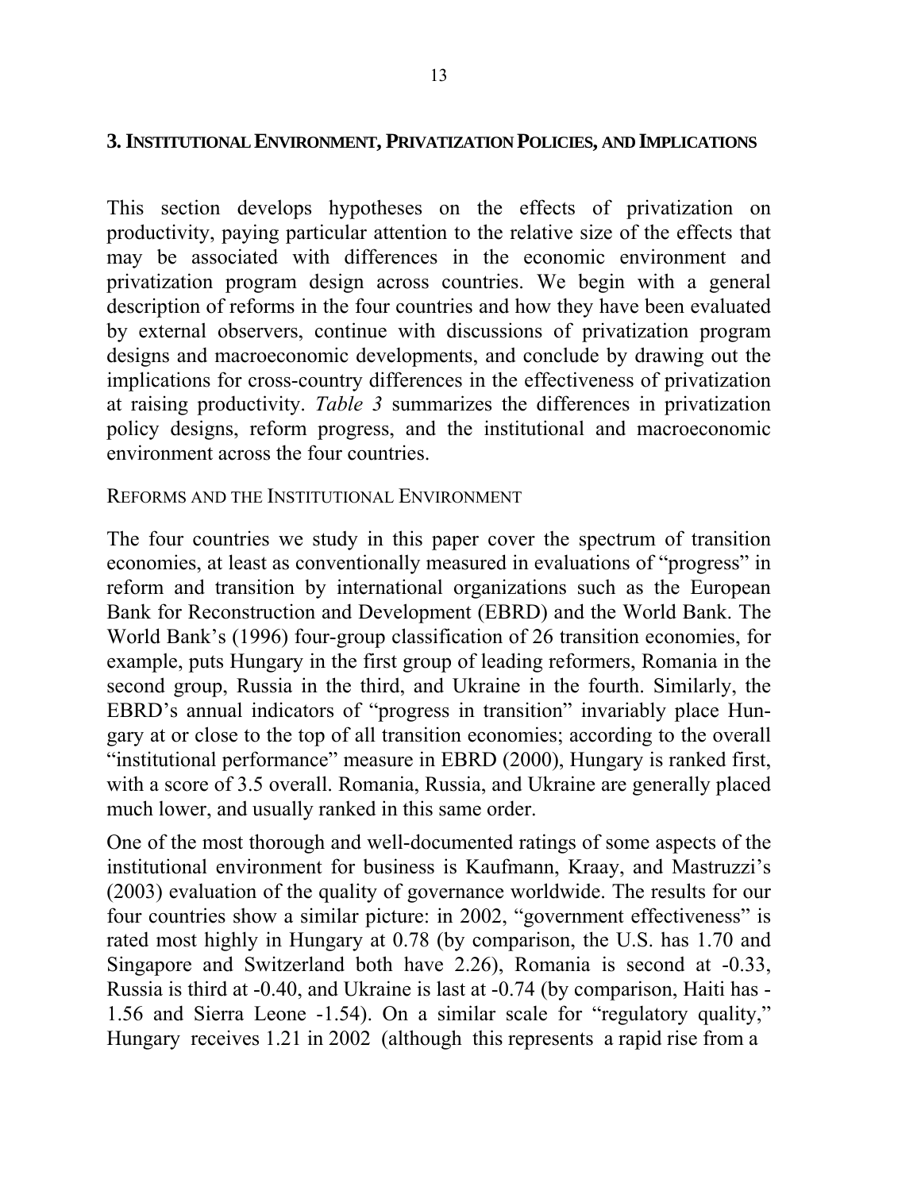## 3. Institutional Environment, Privatization Policies, and Implications

This section develops hypotheses on the effects of privatization on productivity, paying particular attention to the relative size of the effects that may be associated with differences in the economic environment and privatization program design across countries. We begin with a general description of reforms in the four countries and how they have been evaluated by external observers, continue with discussions of privatization program designs and macroeconomic developments, and conclude by drawing out the implications for cross-country differences in the effectiveness of privatization at raising productivity. *Table 3* summarizes the differences in privatization policy designs, reform progress, and the institutional and macroeconomic environment across the four countries.

### Reforms and the Institutional Environment

The four countries we study in this paper cover the spectrum of transition economies, at least as conventionally measured in evaluations of "progress" in reform and transition by international organizations such as the European Bank for Reconstruction and Development (EBRD) and the World Bank. The World Bank's (1996) four-group classification of 26 transition economies, for example, puts Hungary in the first group of leading reformers, Romania in the second group, Russia in the third, and Ukraine in the fourth. Similarly, the EBRD's annual indicators of "progress in transition" invariably place Hungary at or close to the top of all transition economies; according to the overall "institutional performance" measure in EBRD (2000), Hungary is ranked first, with a score of 3.5 overall. Romania, Russia, and Ukraine are generally placed much lower, and usually ranked in this same order.

One of the most thorough and well-documented ratings of some aspects of the institutional environment for business is Kaufmann, Kraay, and Mastruzzi's (2003) evaluation of the quality of governance worldwide. The results for our four countries show a similar picture: in 2002, "government effectiveness" is rated most highly in Hungary at 0.78 (by comparison, the U.S. has 1.70 and Singapore and Switzerland both have 2.26), Romania is second at -0.33, Russia is third at -0.40, and Ukraine is last at -0.74 (by comparison, Haiti has -1.56 and Sierra Leone -1.54). On a similar scale for "regulatory quality," Hungary receives 1.21 in 2002 (although this represents a rapid rise from a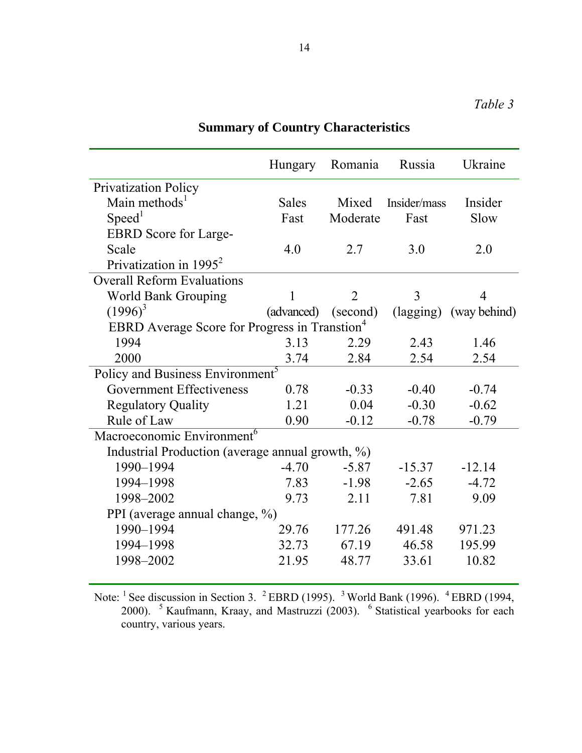*Table 3*

**Summary of Country Characteristics**

| | Hungary | Romania | Russia | Ukraine |
|---|---|---|---|---|
| Privatization Policy | | | | |
| Main methods[1] | Sales | Mixed | Insider/mass | Insider |
| Speed[1] | Fast | Moderate | Fast | Slow |
| EBRD Score for Large-Scale Privatization in 1995[2] | 4.0 | 2.7 | 3.0 | 2.0 |
| Overall Reform Evaluations | | | | |
| World Bank Grouping (1996)[3] | 1 (advanced) | 2 (second) | 3 (lagging) | 4 (way behind) |
| EBRD Average Score for Progress in Transtion[4] | | | | |
| 1994 | 3.13 | 2.29 | 2.43 | 1.46 |
| 2000 | 3.74 | 2.84 | 2.54 | 2.54 |
| Policy and Business Environment[5] | | | | |
| Government Effectiveness | 0.78 | -0.33 | -0.40 | -0.74 |
| Regulatory Quality | 1.21 | 0.04 | -0.30 | -0.62 |
| Rule of Law | 0.90 | -0.12 | -0.78 | -0.79 |
| Macroeconomic Environment[6] | | | | |
| Industrial Production (average annual growth, %) | | | | |
| 1990–1994 | -4.70 | -5.87 | -15.37 | -12.14 |
| 1994–1998 | 7.83 | -1.98 | -2.65 | -4.72 |
| 1998–2002 | 9.73 | 2.11 | 7.81 | 9.09 |
| PPI (average annual change, %) | | | | |
| 1990–1994 | 29.76 | 177.26 | 491.48 | 971.23 |
| 1994–1998 | 32.73 | 67.19 | 46.58 | 195.99 |
| 1998–2002 | 21.95 | 48.77 | 33.61 | 10.82 |

Note: [1] See discussion in Section 3. [2] EBRD (1995). [3] World Bank (1996). [4] EBRD (1994, 2000). [5] Kaufmann, Kraay, and Mastruzzi (2003). [6] Statistical yearbooks for each country, various years.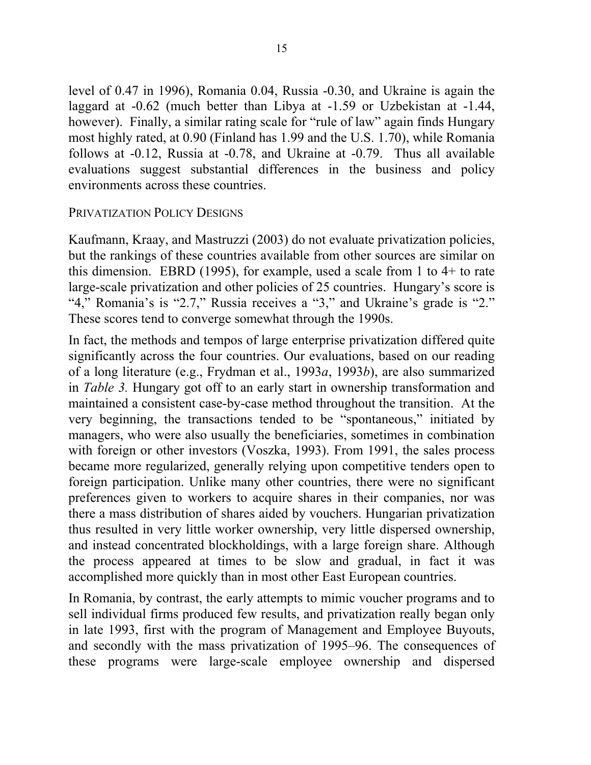level of 0.47 in 1996), Romania 0.04, Russia -0.30, and Ukraine is again the laggard at -0.62 (much better than Libya at -1.59 or Uzbekistan at -1.44, however). Finally, a similar rating scale for "rule of law" again finds Hungary most highly rated, at 0.90 (Finland has 1.99 and the U.S. 1.70), while Romania follows at -0.12, Russia at -0.78, and Ukraine at -0.79. Thus all available evaluations suggest substantial differences in the business and policy environments across these countries.

### PRIVATIZATION POLICY DESIGNS

Kaufmann, Kraay, and Mastruzzi (2003) do not evaluate privatization policies, but the rankings of these countries available from other sources are similar on this dimension. EBRD (1995), for example, used a scale from 1 to 4+ to rate large-scale privatization and other policies of 25 countries. Hungary's score is "4," Romania's is "2.7," Russia receives a "3," and Ukraine's grade is "2." These scores tend to converge somewhat through the 1990s.

In fact, the methods and tempos of large enterprise privatization differed quite significantly across the four countries. Our evaluations, based on our reading of a long literature (e.g., Frydman et al., 1993*a*, 1993*b*), are also summarized in *Table 3.* Hungary got off to an early start in ownership transformation and maintained a consistent case-by-case method throughout the transition. At the very beginning, the transactions tended to be "spontaneous," initiated by managers, who were also usually the beneficiaries, sometimes in combination with foreign or other investors (Voszka, 1993). From 1991, the sales process became more regularized, generally relying upon competitive tenders open to foreign participation. Unlike many other countries, there were no significant preferences given to workers to acquire shares in their companies, nor was there a mass distribution of shares aided by vouchers. Hungarian privatization thus resulted in very little worker ownership, very little dispersed ownership, and instead concentrated blockholdings, with a large foreign share. Although the process appeared at times to be slow and gradual, in fact it was accomplished more quickly than in most other East European countries.

In Romania, by contrast, the early attempts to mimic voucher programs and to sell individual firms produced few results, and privatization really began only in late 1993, first with the program of Management and Employee Buyouts, and secondly with the mass privatization of 1995–96. The consequences of these programs were large-scale employee ownership and dispersed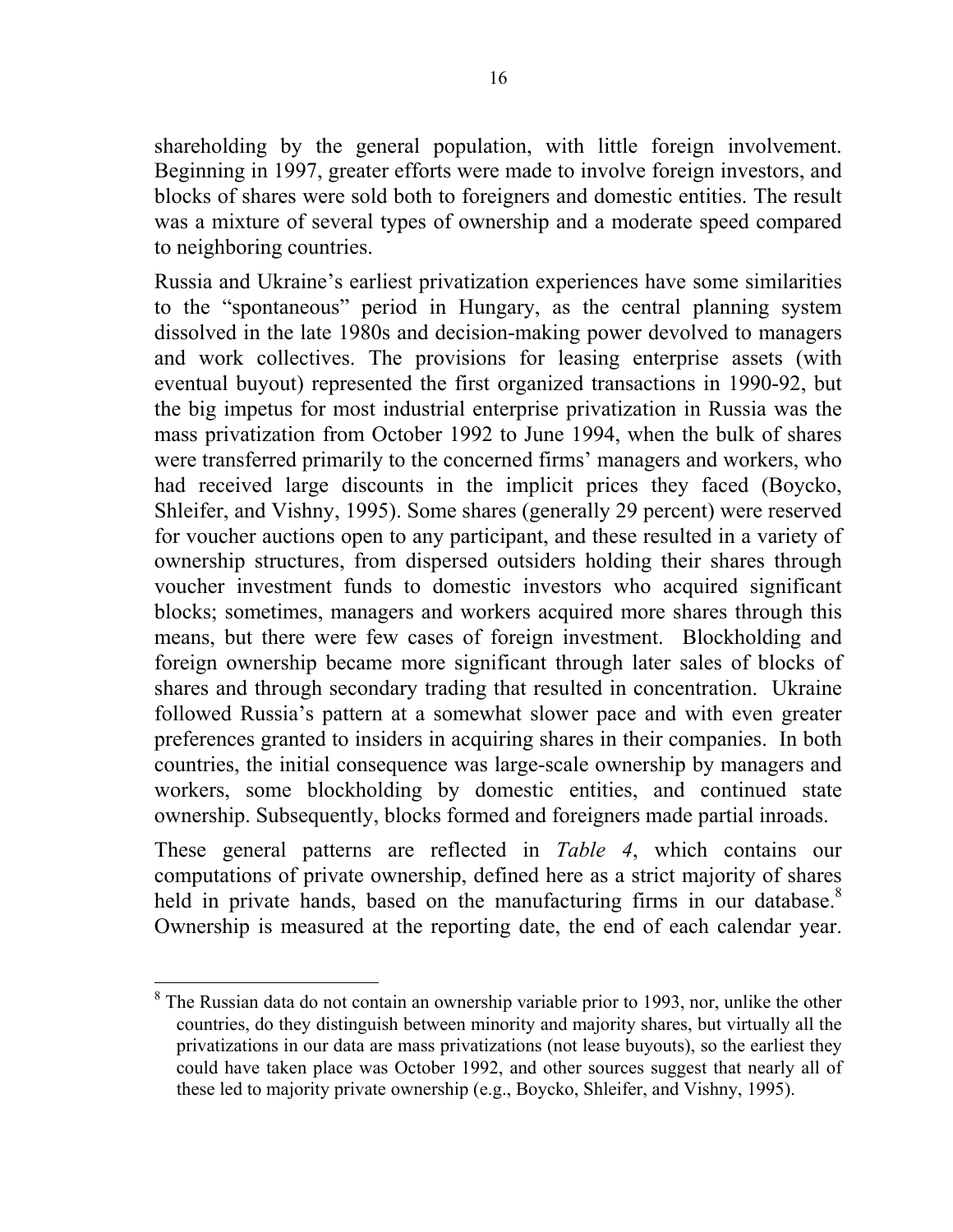shareholding by the general population, with little foreign involvement. Beginning in 1997, greater efforts were made to involve foreign investors, and blocks of shares were sold both to foreigners and domestic entities. The result was a mixture of several types of ownership and a moderate speed compared to neighboring countries.

Russia and Ukraine's earliest privatization experiences have some similarities to the "spontaneous" period in Hungary, as the central planning system dissolved in the late 1980s and decision-making power devolved to managers and work collectives. The provisions for leasing enterprise assets (with eventual buyout) represented the first organized transactions in 1990-92, but the big impetus for most industrial enterprise privatization in Russia was the mass privatization from October 1992 to June 1994, when the bulk of shares were transferred primarily to the concerned firms' managers and workers, who had received large discounts in the implicit prices they faced (Boycko, Shleifer, and Vishny, 1995). Some shares (generally 29 percent) were reserved for voucher auctions open to any participant, and these resulted in a variety of ownership structures, from dispersed outsiders holding their shares through voucher investment funds to domestic investors who acquired significant blocks; sometimes, managers and workers acquired more shares through this means, but there were few cases of foreign investment. Blockholding and foreign ownership became more significant through later sales of blocks of shares and through secondary trading that resulted in concentration. Ukraine followed Russia's pattern at a somewhat slower pace and with even greater preferences granted to insiders in acquiring shares in their companies. In both countries, the initial consequence was large-scale ownership by managers and workers, some blockholding by domestic entities, and continued state ownership. Subsequently, blocks formed and foreigners made partial inroads.

These general patterns are reflected in *Table 4*, which contains our computations of private ownership, defined here as a strict majority of shares held in private hands, based on the manufacturing firms in our database.[8] Ownership is measured at the reporting date, the end of each calendar year.

[8] The Russian data do not contain an ownership variable prior to 1993, nor, unlike the other countries, do they distinguish between minority and majority shares, but virtually all the privatizations in our data are mass privatizations (not lease buyouts), so the earliest they could have taken place was October 1992, and other sources suggest that nearly all of these led to majority private ownership (e.g., Boycko, Shleifer, and Vishny, 1995).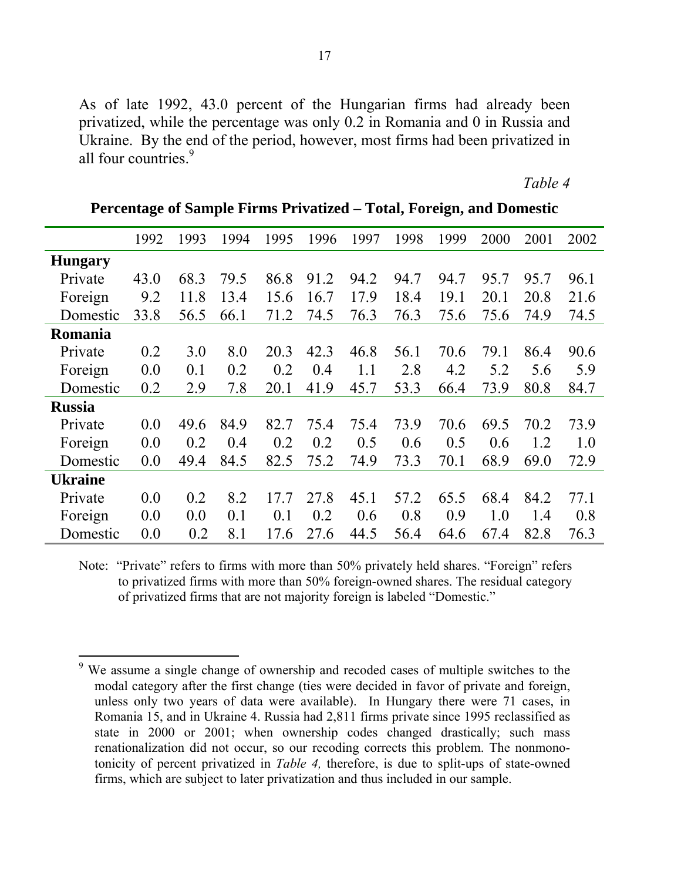As of late 1992, 43.0 percent of the Hungarian firms had already been privatized, while the percentage was only 0.2 in Romania and 0 in Russia and Ukraine. By the end of the period, however, most firms had been privatized in all four countries.[9]

*Table 4*

**Percentage of Sample Firms Privatized – Total, Foreign, and Domestic**

| | 1992 | 1993 | 1994 | 1995 | 1996 | 1997 | 1998 | 1999 | 2000 | 2001 | 2002 |
|---|---|---|---|---|---|---|---|---|---|---|---|
| **Hungary** | | | | | | | | | | | |
| Private | 43.0 | 68.3 | 79.5 | 86.8 | 91.2 | 94.2 | 94.7 | 94.7 | 95.7 | 95.7 | 96.1 |
| Foreign | 9.2 | 11.8 | 13.4 | 15.6 | 16.7 | 17.9 | 18.4 | 19.1 | 20.1 | 20.8 | 21.6 |
| Domestic | 33.8 | 56.5 | 66.1 | 71.2 | 74.5 | 76.3 | 76.3 | 75.6 | 75.6 | 74.9 | 74.5 |
| **Romania** | | | | | | | | | | | |
| Private | 0.2 | 3.0 | 8.0 | 20.3 | 42.3 | 46.8 | 56.1 | 70.6 | 79.1 | 86.4 | 90.6 |
| Foreign | 0.0 | 0.1 | 0.2 | 0.2 | 0.4 | 1.1 | 2.8 | 4.2 | 5.2 | 5.6 | 5.9 |
| Domestic | 0.2 | 2.9 | 7.8 | 20.1 | 41.9 | 45.7 | 53.3 | 66.4 | 73.9 | 80.8 | 84.7 |
| **Russia** | | | | | | | | | | | |
| Private | 0.0 | 49.6 | 84.9 | 82.7 | 75.4 | 75.4 | 73.9 | 70.6 | 69.5 | 70.2 | 73.9 |
| Foreign | 0.0 | 0.2 | 0.4 | 0.2 | 0.2 | 0.5 | 0.6 | 0.5 | 0.6 | 1.2 | 1.0 |
| Domestic | 0.0 | 49.4 | 84.5 | 82.5 | 75.2 | 74.9 | 73.3 | 70.1 | 68.9 | 69.0 | 72.9 |
| **Ukraine** | | | | | | | | | | | |
| Private | 0.0 | 0.2 | 8.2 | 17.7 | 27.8 | 45.1 | 57.2 | 65.5 | 68.4 | 84.2 | 77.1 |
| Foreign | 0.0 | 0.0 | 0.1 | 0.1 | 0.2 | 0.6 | 0.8 | 0.9 | 1.0 | 1.4 | 0.8 |
| Domestic | 0.0 | 0.2 | 8.1 | 17.6 | 27.6 | 44.5 | 56.4 | 64.6 | 67.4 | 82.8 | 76.3 |

Note: "Private" refers to firms with more than 50% privately held shares. "Foreign" refers to privatized firms with more than 50% foreign-owned shares. The residual category of privatized firms that are not majority foreign is labeled "Domestic."

[9] We assume a single change of ownership and recoded cases of multiple switches to the modal category after the first change (ties were decided in favor of private and foreign, unless only two years of data were available). In Hungary there were 71 cases, in Romania 15, and in Ukraine 4. Russia had 2,811 firms private since 1995 reclassified as state in 2000 or 2001; when ownership codes changed drastically; such mass renationalization did not occur, so our recoding corrects this problem. The nonmonotonicity of percent privatized in *Table 4,* therefore, is due to split-ups of state-owned firms, which are subject to later privatization and thus included in our sample.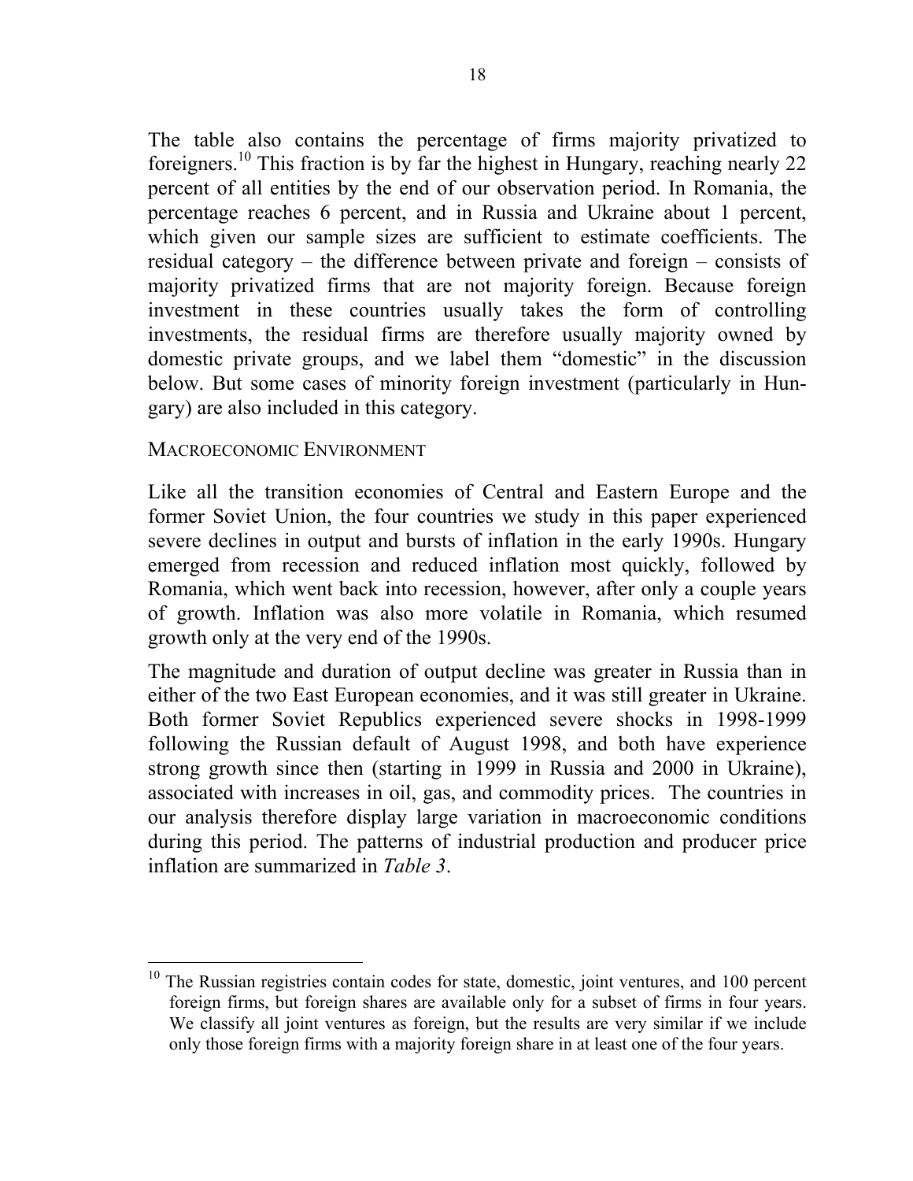The table also contains the percentage of firms majority privatized to foreigners.[10] This fraction is by far the highest in Hungary, reaching nearly 22 percent of all entities by the end of our observation period. In Romania, the percentage reaches 6 percent, and in Russia and Ukraine about 1 percent, which given our sample sizes are sufficient to estimate coefficients. The residual category – the difference between private and foreign – consists of majority privatized firms that are not majority foreign. Because foreign investment in these countries usually takes the form of controlling investments, the residual firms are therefore usually majority owned by domestic private groups, and we label them "domestic" in the discussion below. But some cases of minority foreign investment (particularly in Hungary) are also included in this category.

### MACROECONOMIC ENVIRONMENT

Like all the transition economies of Central and Eastern Europe and the former Soviet Union, the four countries we study in this paper experienced severe declines in output and bursts of inflation in the early 1990s. Hungary emerged from recession and reduced inflation most quickly, followed by Romania, which went back into recession, however, after only a couple years of growth. Inflation was also more volatile in Romania, which resumed growth only at the very end of the 1990s.

The magnitude and duration of output decline was greater in Russia than in either of the two East European economies, and it was still greater in Ukraine. Both former Soviet Republics experienced severe shocks in 1998-1999 following the Russian default of August 1998, and both have experience strong growth since then (starting in 1999 in Russia and 2000 in Ukraine), associated with increases in oil, gas, and commodity prices. The countries in our analysis therefore display large variation in macroeconomic conditions during this period. The patterns of industrial production and producer price inflation are summarized in *Table 3*.

---

[10] The Russian registries contain codes for state, domestic, joint ventures, and 100 percent foreign firms, but foreign shares are available only for a subset of firms in four years. We classify all joint ventures as foreign, but the results are very similar if we include only those foreign firms with a majority foreign share in at least one of the four years.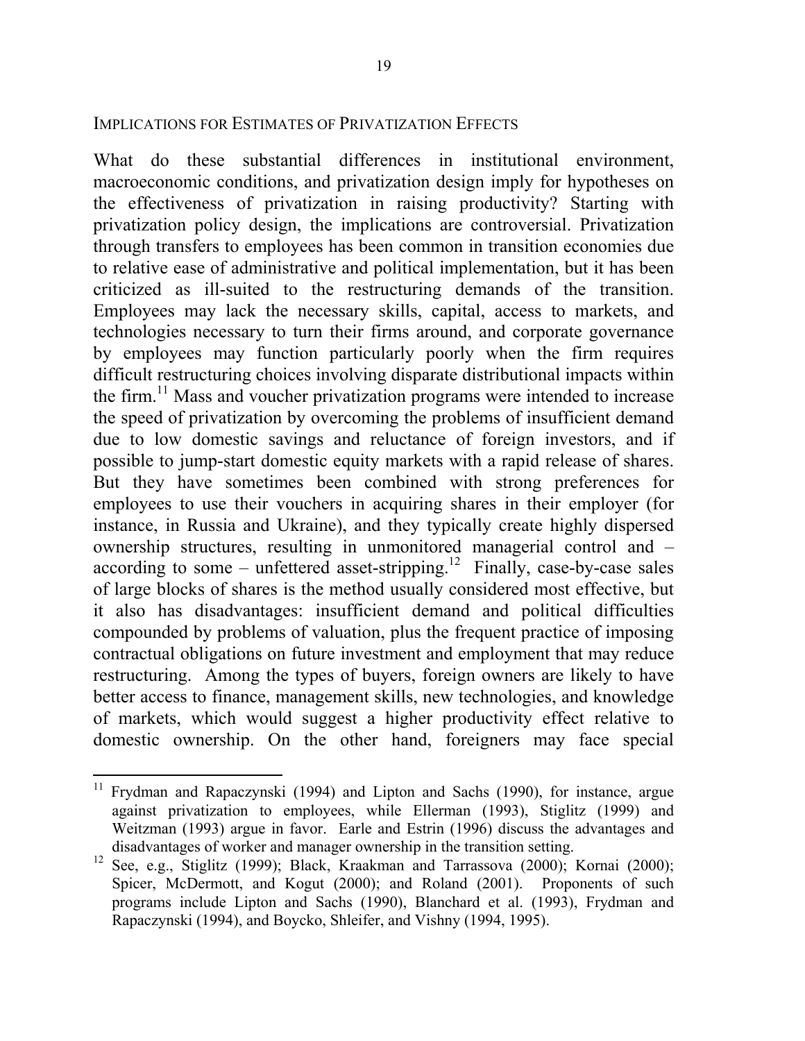## IMPLICATIONS FOR ESTIMATES OF PRIVATIZATION EFFECTS

What do these substantial differences in institutional environment, macroeconomic conditions, and privatization design imply for hypotheses on the effectiveness of privatization in raising productivity? Starting with privatization policy design, the implications are controversial. Privatization through transfers to employees has been common in transition economies due to relative ease of administrative and political implementation, but it has been criticized as ill-suited to the restructuring demands of the transition. Employees may lack the necessary skills, capital, access to markets, and technologies necessary to turn their firms around, and corporate governance by employees may function particularly poorly when the firm requires difficult restructuring choices involving disparate distributional impacts within the firm.[11] Mass and voucher privatization programs were intended to increase the speed of privatization by overcoming the problems of insufficient demand due to low domestic savings and reluctance of foreign investors, and if possible to jump-start domestic equity markets with a rapid release of shares. But they have sometimes been combined with strong preferences for employees to use their vouchers in acquiring shares in their employer (for instance, in Russia and Ukraine), and they typically create highly dispersed ownership structures, resulting in unmonitored managerial control and – according to some – unfettered asset-stripping.[12] Finally, case-by-case sales of large blocks of shares is the method usually considered most effective, but it also has disadvantages: insufficient demand and political difficulties compounded by problems of valuation, plus the frequent practice of imposing contractual obligations on future investment and employment that may reduce restructuring. Among the types of buyers, foreign owners are likely to have better access to finance, management skills, new technologies, and knowledge of markets, which would suggest a higher productivity effect relative to domestic ownership. On the other hand, foreigners may face special

---

[11] Frydman and Rapaczynski (1994) and Lipton and Sachs (1990), for instance, argue against privatization to employees, while Ellerman (1993), Stiglitz (1999) and Weitzman (1993) argue in favor. Earle and Estrin (1996) discuss the advantages and disadvantages of worker and manager ownership in the transition setting.

[12] See, e.g., Stiglitz (1999); Black, Kraakman and Tarrassova (2000); Kornai (2000); Spicer, McDermott, and Kogut (2000); and Roland (2001). Proponents of such programs include Lipton and Sachs (1990), Blanchard et al. (1993), Frydman and Rapaczynski (1994), and Boycko, Shleifer, and Vishny (1994, 1995).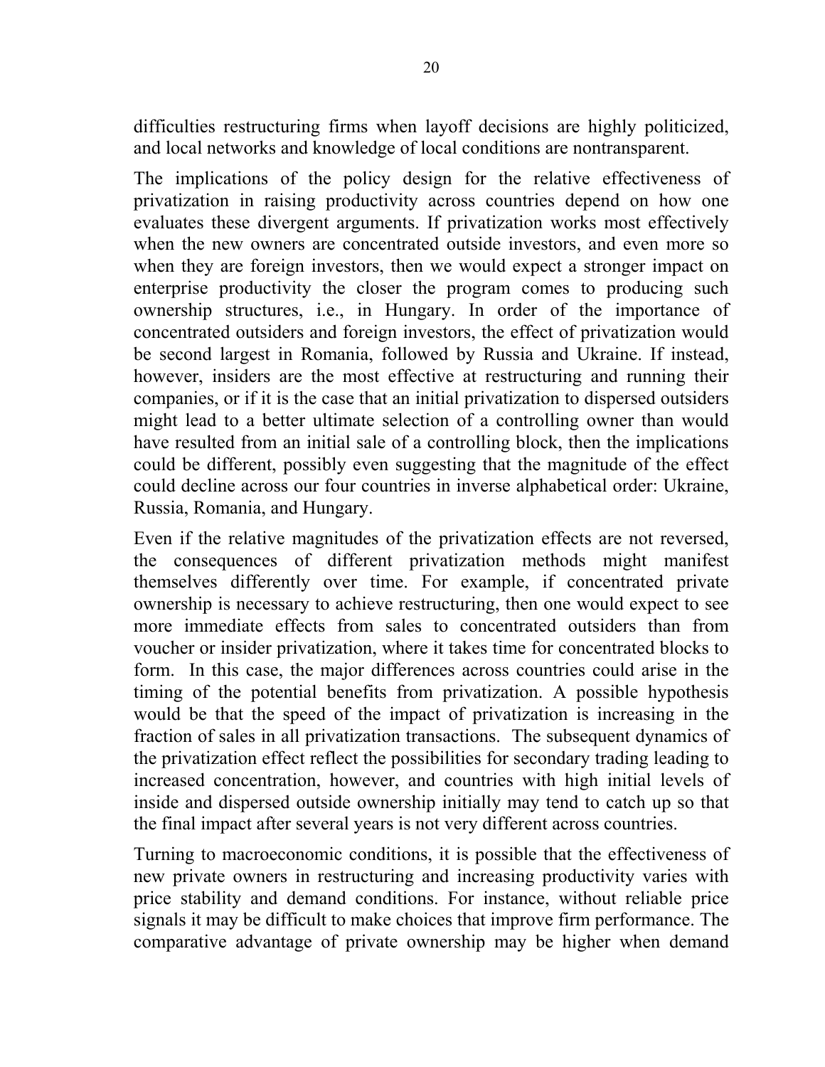difficulties restructuring firms when layoff decisions are highly politicized, and local networks and knowledge of local conditions are nontransparent.

The implications of the policy design for the relative effectiveness of privatization in raising productivity across countries depend on how one evaluates these divergent arguments. If privatization works most effectively when the new owners are concentrated outside investors, and even more so when they are foreign investors, then we would expect a stronger impact on enterprise productivity the closer the program comes to producing such ownership structures, i.e., in Hungary. In order of the importance of concentrated outsiders and foreign investors, the effect of privatization would be second largest in Romania, followed by Russia and Ukraine. If instead, however, insiders are the most effective at restructuring and running their companies, or if it is the case that an initial privatization to dispersed outsiders might lead to a better ultimate selection of a controlling owner than would have resulted from an initial sale of a controlling block, then the implications could be different, possibly even suggesting that the magnitude of the effect could decline across our four countries in inverse alphabetical order: Ukraine, Russia, Romania, and Hungary.

Even if the relative magnitudes of the privatization effects are not reversed, the consequences of different privatization methods might manifest themselves differently over time. For example, if concentrated private ownership is necessary to achieve restructuring, then one would expect to see more immediate effects from sales to concentrated outsiders than from voucher or insider privatization, where it takes time for concentrated blocks to form. In this case, the major differences across countries could arise in the timing of the potential benefits from privatization. A possible hypothesis would be that the speed of the impact of privatization is increasing in the fraction of sales in all privatization transactions. The subsequent dynamics of the privatization effect reflect the possibilities for secondary trading leading to increased concentration, however, and countries with high initial levels of inside and dispersed outside ownership initially may tend to catch up so that the final impact after several years is not very different across countries.

Turning to macroeconomic conditions, it is possible that the effectiveness of new private owners in restructuring and increasing productivity varies with price stability and demand conditions. For instance, without reliable price signals it may be difficult to make choices that improve firm performance. The comparative advantage of private ownership may be higher when demand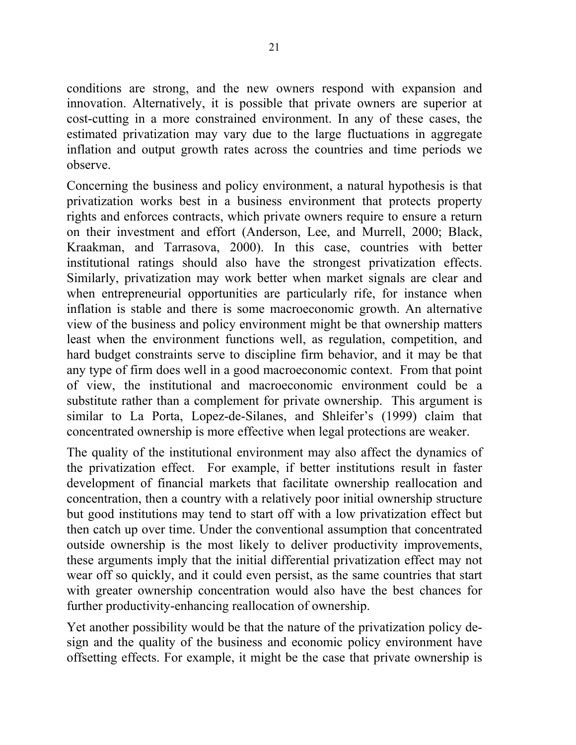conditions are strong, and the new owners respond with expansion and innovation. Alternatively, it is possible that private owners are superior at cost-cutting in a more constrained environment. In any of these cases, the estimated privatization may vary due to the large fluctuations in aggregate inflation and output growth rates across the countries and time periods we observe.

Concerning the business and policy environment, a natural hypothesis is that privatization works best in a business environment that protects property rights and enforces contracts, which private owners require to ensure a return on their investment and effort (Anderson, Lee, and Murrell, 2000; Black, Kraakman, and Tarrasova, 2000). In this case, countries with better institutional ratings should also have the strongest privatization effects. Similarly, privatization may work better when market signals are clear and when entrepreneurial opportunities are particularly rife, for instance when inflation is stable and there is some macroeconomic growth. An alternative view of the business and policy environment might be that ownership matters least when the environment functions well, as regulation, competition, and hard budget constraints serve to discipline firm behavior, and it may be that any type of firm does well in a good macroeconomic context. From that point of view, the institutional and macroeconomic environment could be a substitute rather than a complement for private ownership. This argument is similar to La Porta, Lopez-de-Silanes, and Shleifer's (1999) claim that concentrated ownership is more effective when legal protections are weaker.

The quality of the institutional environment may also affect the dynamics of the privatization effect. For example, if better institutions result in faster development of financial markets that facilitate ownership reallocation and concentration, then a country with a relatively poor initial ownership structure but good institutions may tend to start off with a low privatization effect but then catch up over time. Under the conventional assumption that concentrated outside ownership is the most likely to deliver productivity improvements, these arguments imply that the initial differential privatization effect may not wear off so quickly, and it could even persist, as the same countries that start with greater ownership concentration would also have the best chances for further productivity-enhancing reallocation of ownership.

Yet another possibility would be that the nature of the privatization policy design and the quality of the business and economic policy environment have offsetting effects. For example, it might be the case that private ownership is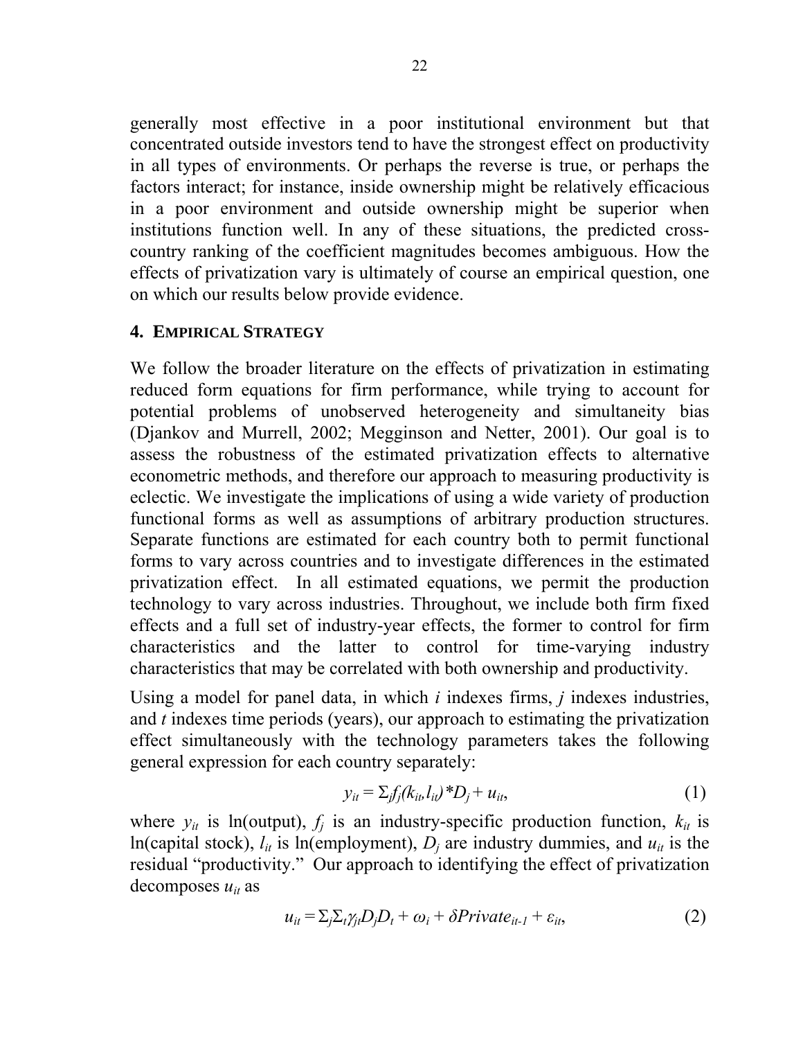generally most effective in a poor institutional environment but that concentrated outside investors tend to have the strongest effect on productivity in all types of environments. Or perhaps the reverse is true, or perhaps the factors interact; for instance, inside ownership might be relatively efficacious in a poor environment and outside ownership might be superior when institutions function well. In any of these situations, the predicted cross-country ranking of the coefficient magnitudes becomes ambiguous. How the effects of privatization vary is ultimately of course an empirical question, one on which our results below provide evidence.

## 4. EMPIRICAL STRATEGY

We follow the broader literature on the effects of privatization in estimating reduced form equations for firm performance, while trying to account for potential problems of unobserved heterogeneity and simultaneity bias (Djankov and Murrell, 2002; Megginson and Netter, 2001). Our goal is to assess the robustness of the estimated privatization effects to alternative econometric methods, and therefore our approach to measuring productivity is eclectic. We investigate the implications of using a wide variety of production functional forms as well as assumptions of arbitrary production structures. Separate functions are estimated for each country both to permit functional forms to vary across countries and to investigate differences in the estimated privatization effect. In all estimated equations, we permit the production technology to vary across industries. Throughout, we include both firm fixed effects and a full set of industry-year effects, the former to control for firm characteristics and the latter to control for time-varying industry characteristics that may be correlated with both ownership and productivity.

Using a model for panel data, in which *i* indexes firms, *j* indexes industries, and *t* indexes time periods (years), our approach to estimating the privatization effect simultaneously with the technology parameters takes the following general expression for each country separately:

$$y_{it} = \Sigma_j f_j(k_{it}, l_{it}) * D_j + u_{it}, \tag{1}$$

where $y_{it}$ is ln(output), $f_j$ is an industry-specific production function, $k_{it}$ is ln(capital stock), $l_{it}$ is ln(employment), $D_j$ are industry dummies, and $u_{it}$ is the residual "productivity." Our approach to identifying the effect of privatization decomposes $u_{it}$ as

$$u_{it} = \Sigma_j \Sigma_t \gamma_{jt} D_j D_t + \omega_i + \delta Private_{it-1} + \varepsilon_{it}, \tag{2}$$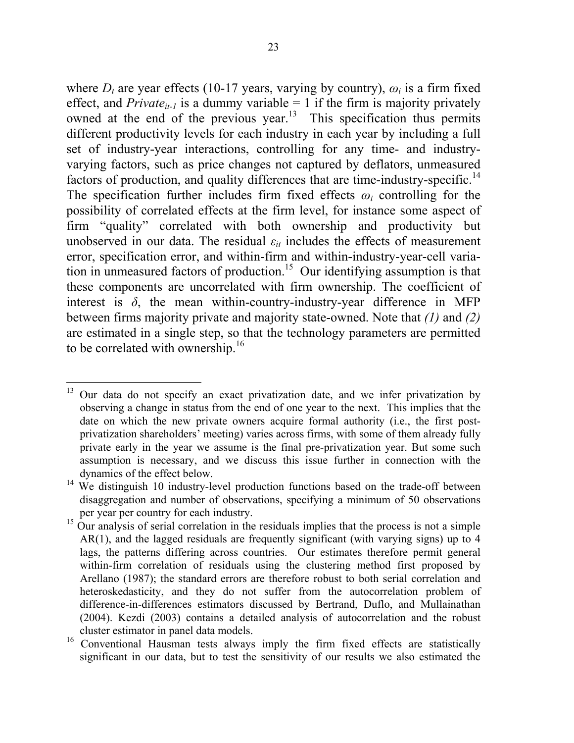where $D_t$ are year effects (10-17 years, varying by country), $\omega_i$ is a firm fixed effect, and $Private_{it-1}$ is a dummy variable = 1 if the firm is majority privately owned at the end of the previous year.[13] This specification thus permits different productivity levels for each industry in each year by including a full set of industry-year interactions, controlling for any time- and industry-varying factors, such as price changes not captured by deflators, unmeasured factors of production, and quality differences that are time-industry-specific.[14] The specification further includes firm fixed effects $\omega_i$ controlling for the possibility of correlated effects at the firm level, for instance some aspect of firm "quality" correlated with both ownership and productivity but unobserved in our data. The residual $\varepsilon_{it}$ includes the effects of measurement error, specification error, and within-firm and within-industry-year-cell variation in unmeasured factors of production.[15] Our identifying assumption is that these components are uncorrelated with firm ownership. The coefficient of interest is $\delta$, the mean within-country-industry-year difference in MFP between firms majority private and majority state-owned. Note that *(1)* and *(2)* are estimated in a single step, so that the technology parameters are permitted to be correlated with ownership.[16]

---

[13] Our data do not specify an exact privatization date, and we infer privatization by observing a change in status from the end of one year to the next. This implies that the date on which the new private owners acquire formal authority (i.e., the first post-privatization shareholders' meeting) varies across firms, with some of them already fully private early in the year we assume is the final pre-privatization year. But some such assumption is necessary, and we discuss this issue further in connection with the dynamics of the effect below.

[14] We distinguish 10 industry-level production functions based on the trade-off between disaggregation and number of observations, specifying a minimum of 50 observations per year per country for each industry.

[15] Our analysis of serial correlation in the residuals implies that the process is not a simple AR(1), and the lagged residuals are frequently significant (with varying signs) up to 4 lags, the patterns differing across countries. Our estimates therefore permit general within-firm correlation of residuals using the clustering method first proposed by Arellano (1987); the standard errors are therefore robust to both serial correlation and heteroskedasticity, and they do not suffer from the autocorrelation problem of difference-in-differences estimators discussed by Bertrand, Duflo, and Mullainathan (2004). Kezdi (2003) contains a detailed analysis of autocorrelation and the robust cluster estimator in panel data models.

[16] Conventional Hausman tests always imply the firm fixed effects are statistically significant in our data, but to test the sensitivity of our results we also estimated the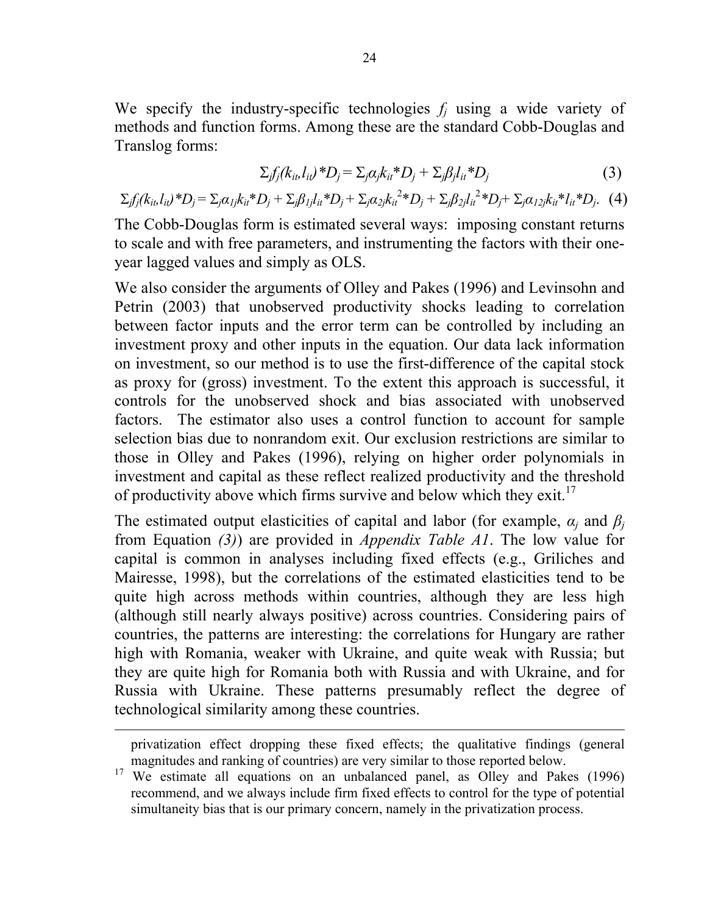We specify the industry-specific technologies $f_j$ using a wide variety of methods and function forms. Among these are the standard Cobb-Douglas and Translog forms:

$$\Sigma_j f_j(k_{it}, l_{it}) * D_j = \Sigma_j \alpha_j k_{it} * D_j + \Sigma_j \beta_j l_{it} * D_j \quad (3)$$

$$\Sigma_j f_j(k_{it}, l_{it}) * D_j = \Sigma_j \alpha_{1j} k_{it} * D_j + \Sigma_j \beta_{1j} l_{it} * D_j + \Sigma_j \alpha_{2j} k_{it}^2 * D_j + \Sigma_j \beta_{2j} l_{it}^2 * D_j + \Sigma_j \alpha_{12j} k_{it} * l_{it} * D_j. \quad (4)$$

The Cobb-Douglas form is estimated several ways: imposing constant returns to scale and with free parameters, and instrumenting the factors with their one-year lagged values and simply as OLS.

We also consider the arguments of Olley and Pakes (1996) and Levinsohn and Petrin (2003) that unobserved productivity shocks leading to correlation between factor inputs and the error term can be controlled by including an investment proxy and other inputs in the equation. Our data lack information on investment, so our method is to use the first-difference of the capital stock as proxy for (gross) investment. To the extent this approach is successful, it controls for the unobserved shock and bias associated with unobserved factors. The estimator also uses a control function to account for sample selection bias due to nonrandom exit. Our exclusion restrictions are similar to those in Olley and Pakes (1996), relying on higher order polynomials in investment and capital as these reflect realized productivity and the threshold of productivity above which firms survive and below which they exit.[17]

The estimated output elasticities of capital and labor (for example, $\alpha_j$ and $\beta_j$ from Equation *(3)*) are provided in *Appendix Table A1*. The low value for capital is common in analyses including fixed effects (e.g., Griliches and Mairesse, 1998), but the correlations of the estimated elasticities tend to be quite high across methods within countries, although they are less high (although still nearly always positive) across countries. Considering pairs of countries, the patterns are interesting: the correlations for Hungary are rather high with Romania, weaker with Ukraine, and quite weak with Russia; but they are quite high for Romania both with Russia and with Ukraine, and for Russia with Ukraine. These patterns presumably reflect the degree of technological similarity among these countries.

---

privatization effect dropping these fixed effects; the qualitative findings (general magnitudes and ranking of countries) are very similar to those reported below.

[17] We estimate all equations on an unbalanced panel, as Olley and Pakes (1996) recommend, and we always include firm fixed effects to control for the type of potential simultaneity bias that is our primary concern, namely in the privatization process.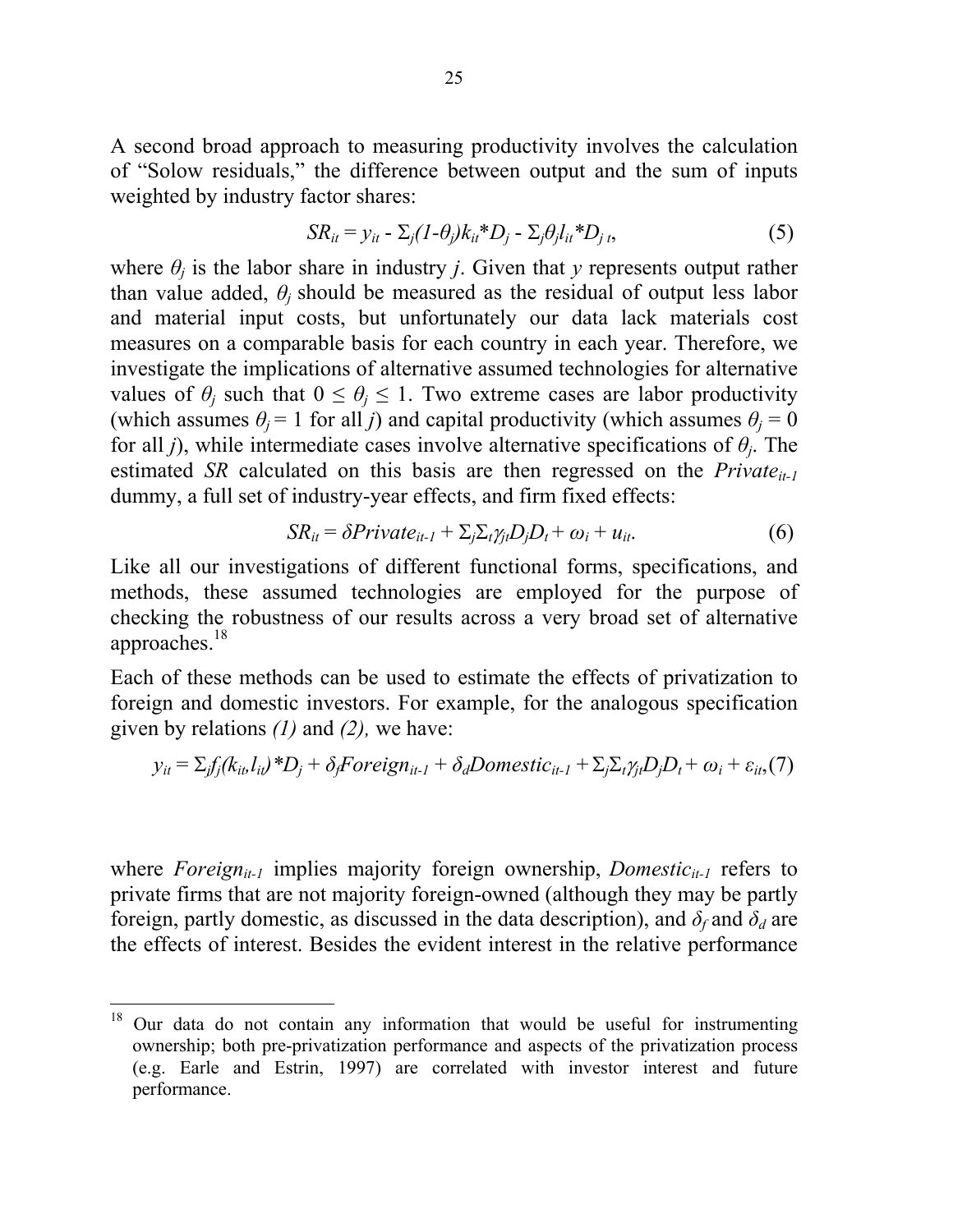A second broad approach to measuring productivity involves the calculation of "Solow residuals," the difference between output and the sum of inputs weighted by industry factor shares:

$$SR_{it} = y_{it} - \Sigma_j(1-\theta_j)k_{it}*D_j - \Sigma_j\theta_j l_{it}*D_{j\,t}, \tag{5}$$

where $\theta_j$ is the labor share in industry $j$. Given that $y$ represents output rather than value added, $\theta_j$ should be measured as the residual of output less labor and material input costs, but unfortunately our data lack materials cost measures on a comparable basis for each country in each year. Therefore, we investigate the implications of alternative assumed technologies for alternative values of $\theta_j$ such that $0 \leq \theta_j \leq 1$. Two extreme cases are labor productivity (which assumes $\theta_j = 1$ for all $j$) and capital productivity (which assumes $\theta_j = 0$ for all $j$), while intermediate cases involve alternative specifications of $\theta_j$. The estimated *SR* calculated on this basis are then regressed on the $Private_{it-1}$ dummy, a full set of industry-year effects, and firm fixed effects:

$$SR_{it} = \delta Private_{it-1} + \Sigma_j\Sigma_t\gamma_{jt}D_jD_t + \omega_i + u_{it}. \tag{6}$$

Like all our investigations of different functional forms, specifications, and methods, these assumed technologies are employed for the purpose of checking the robustness of our results across a very broad set of alternative approaches.[18]

Each of these methods can be used to estimate the effects of privatization to foreign and domestic investors. For example, for the analogous specification given by relations *(1)* and *(2),* we have:

$$y_{it} = \Sigma_j f_j(k_{it}, l_{it})*D_j + \delta_f Foreign_{it-1} + \delta_d Domestic_{it-1} + \Sigma_j\Sigma_t\gamma_{jt}D_jD_t + \omega_i + \varepsilon_{it}, \tag{7}$$

where $Foreign_{it-1}$ implies majority foreign ownership, $Domestic_{it-1}$ refers to private firms that are not majority foreign-owned (although they may be partly foreign, partly domestic, as discussed in the data description), and $\delta_f$ and $\delta_d$ are the effects of interest. Besides the evident interest in the relative performance

[18] Our data do not contain any information that would be useful for instrumenting ownership; both pre-privatization performance and aspects of the privatization process (e.g. Earle and Estrin, 1997) are correlated with investor interest and future performance.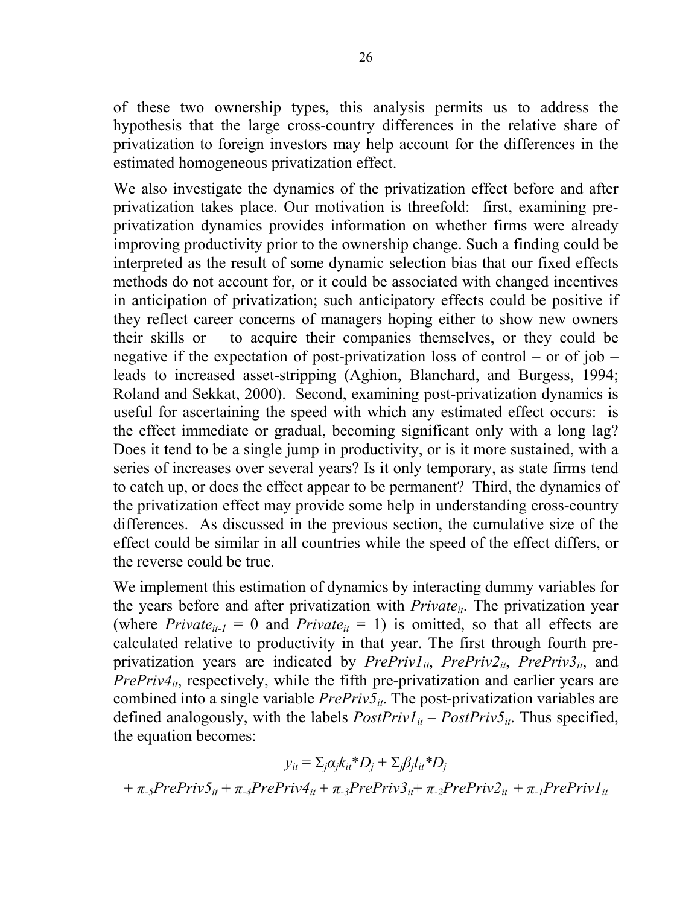of these two ownership types, this analysis permits us to address the hypothesis that the large cross-country differences in the relative share of privatization to foreign investors may help account for the differences in the estimated homogeneous privatization effect.

We also investigate the dynamics of the privatization effect before and after privatization takes place. Our motivation is threefold: first, examining pre-privatization dynamics provides information on whether firms were already improving productivity prior to the ownership change. Such a finding could be interpreted as the result of some dynamic selection bias that our fixed effects methods do not account for, or it could be associated with changed incentives in anticipation of privatization; such anticipatory effects could be positive if they reflect career concerns of managers hoping either to show new owners their skills or to acquire their companies themselves, or they could be negative if the expectation of post-privatization loss of control – or of job – leads to increased asset-stripping (Aghion, Blanchard, and Burgess, 1994; Roland and Sekkat, 2000). Second, examining post-privatization dynamics is useful for ascertaining the speed with which any estimated effect occurs: is the effect immediate or gradual, becoming significant only with a long lag? Does it tend to be a single jump in productivity, or is it more sustained, with a series of increases over several years? Is it only temporary, as state firms tend to catch up, or does the effect appear to be permanent? Third, the dynamics of the privatization effect may provide some help in understanding cross-country differences. As discussed in the previous section, the cumulative size of the effect could be similar in all countries while the speed of the effect differs, or the reverse could be true.

We implement this estimation of dynamics by interacting dummy variables for the years before and after privatization with $Private_{it}$. The privatization year (where $Private_{it-1} = 0$ and $Private_{it} = 1$) is omitted, so that all effects are calculated relative to productivity in that year. The first through fourth pre-privatization years are indicated by $PrePriv1_{it}$, $PrePriv2_{it}$, $PrePriv3_{it}$, and $PrePriv4_{it}$, respectively, while the fifth pre-privatization and earlier years are combined into a single variable $PrePriv5_{it}$. The post-privatization variables are defined analogously, with the labels $PostPriv1_{it}$ – $PostPriv5_{it}$. Thus specified, the equation becomes:

$$y_{it} = \Sigma_j \alpha_j k_{it} * D_j + \Sigma_j \beta_j l_{it} * D_j$$

$$+ \pi_{-5} PrePriv5_{it} + \pi_{-4} PrePriv4_{it} + \pi_{-3} PrePriv3_{it} + \pi_{-2} PrePriv2_{it} + \pi_{-1} PrePriv1_{it}$$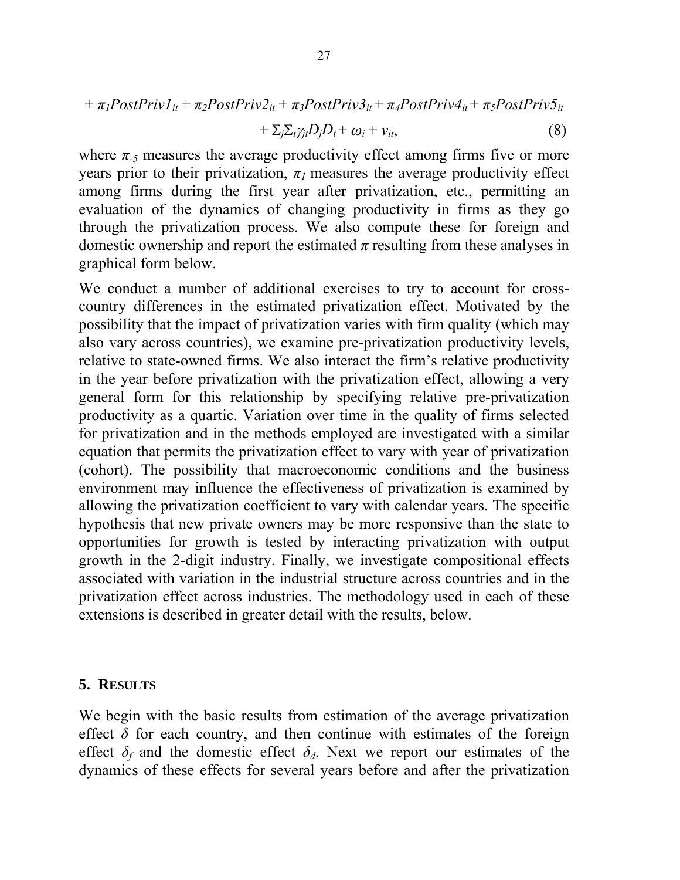$$+ \pi_1 PostPriv1_{it} + \pi_2 PostPriv2_{it} + \pi_3 PostPriv3_{it} + \pi_4 PostPriv4_{it} + \pi_5 PostPriv5_{it}$$

$$+ \Sigma_j \Sigma_t \gamma_{jt} D_j D_t + \omega_i + v_{it}, \qquad (8)$$

where $\pi_{-5}$ measures the average productivity effect among firms five or more years prior to their privatization, $\pi_1$ measures the average productivity effect among firms during the first year after privatization, etc., permitting an evaluation of the dynamics of changing productivity in firms as they go through the privatization process. We also compute these for foreign and domestic ownership and report the estimated $\pi$ resulting from these analyses in graphical form below.

We conduct a number of additional exercises to try to account for cross-country differences in the estimated privatization effect. Motivated by the possibility that the impact of privatization varies with firm quality (which may also vary across countries), we examine pre-privatization productivity levels, relative to state-owned firms. We also interact the firm's relative productivity in the year before privatization with the privatization effect, allowing a very general form for this relationship by specifying relative pre-privatization productivity as a quartic. Variation over time in the quality of firms selected for privatization and in the methods employed are investigated with a similar equation that permits the privatization effect to vary with year of privatization (cohort). The possibility that macroeconomic conditions and the business environment may influence the effectiveness of privatization is examined by allowing the privatization coefficient to vary with calendar years. The specific hypothesis that new private owners may be more responsive than the state to opportunities for growth is tested by interacting privatization with output growth in the 2-digit industry. Finally, we investigate compositional effects associated with variation in the industrial structure across countries and in the privatization effect across industries. The methodology used in each of these extensions is described in greater detail with the results, below.

## 5. RESULTS

We begin with the basic results from estimation of the average privatization effect $\delta$ for each country, and then continue with estimates of the foreign effect $\delta_f$ and the domestic effect $\delta_d$. Next we report our estimates of the dynamics of these effects for several years before and after the privatization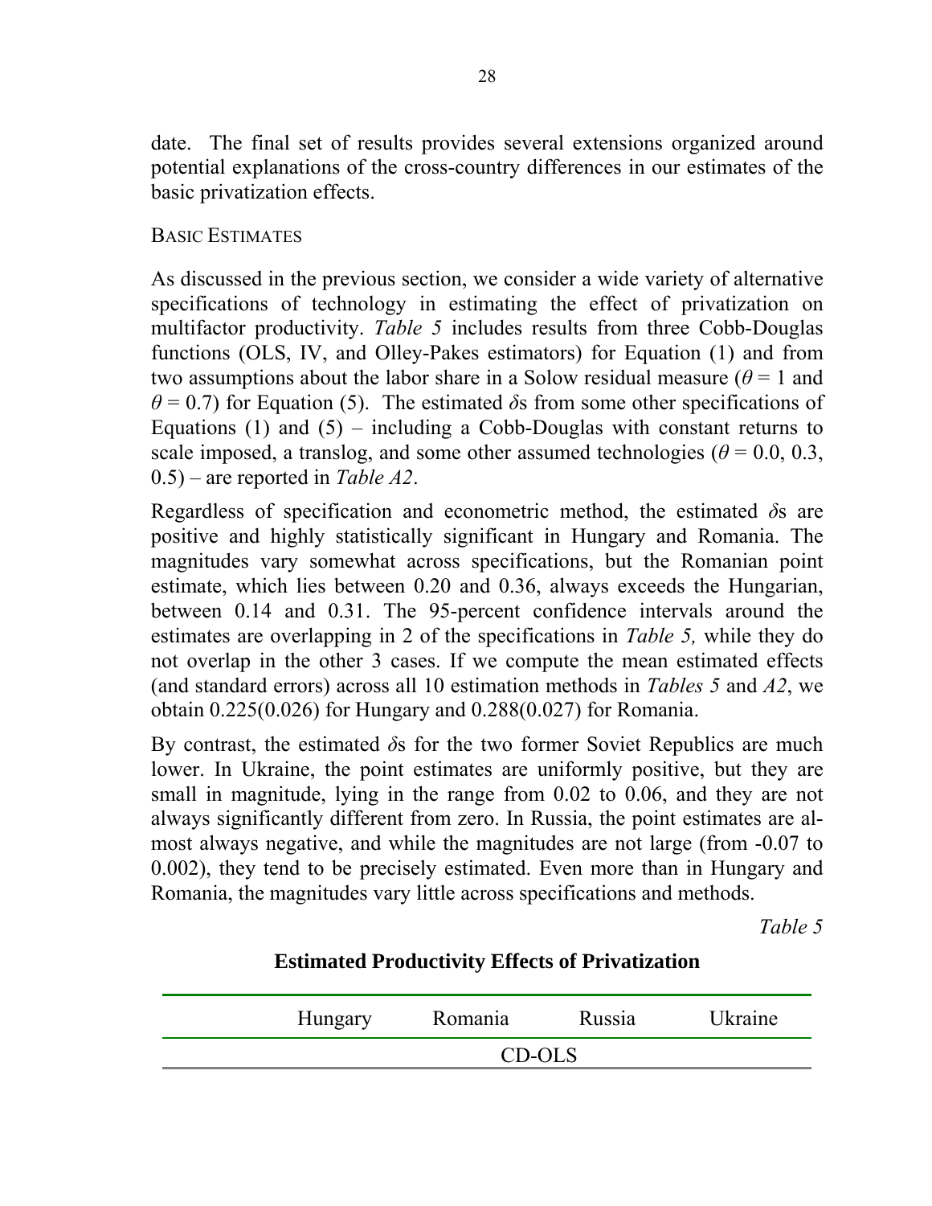date. The final set of results provides several extensions organized around potential explanations of the cross-country differences in our estimates of the basic privatization effects.

BASIC ESTIMATES

As discussed in the previous section, we consider a wide variety of alternative specifications of technology in estimating the effect of privatization on multifactor productivity. *Table 5* includes results from three Cobb-Douglas functions (OLS, IV, and Olley-Pakes estimators) for Equation (1) and from two assumptions about the labor share in a Solow residual measure ($\theta = 1$ and $\theta = 0.7$) for Equation (5). The estimated $\delta$s from some other specifications of Equations (1) and (5) – including a Cobb-Douglas with constant returns to scale imposed, a translog, and some other assumed technologies ($\theta = 0.0$, 0.3, 0.5) – are reported in *Table A2*.

Regardless of specification and econometric method, the estimated $\delta$s are positive and highly statistically significant in Hungary and Romania. The magnitudes vary somewhat across specifications, but the Romanian point estimate, which lies between 0.20 and 0.36, always exceeds the Hungarian, between 0.14 and 0.31. The 95-percent confidence intervals around the estimates are overlapping in 2 of the specifications in *Table 5,* while they do not overlap in the other 3 cases. If we compute the mean estimated effects (and standard errors) across all 10 estimation methods in *Tables 5* and *A2*, we obtain 0.225(0.026) for Hungary and 0.288(0.027) for Romania.

By contrast, the estimated $\delta$s for the two former Soviet Republics are much lower. In Ukraine, the point estimates are uniformly positive, but they are small in magnitude, lying in the range from 0.02 to 0.06, and they are not always significantly different from zero. In Russia, the point estimates are almost always negative, and while the magnitudes are not large (from -0.07 to 0.002), they tend to be precisely estimated. Even more than in Hungary and Romania, the magnitudes vary little across specifications and methods.

*Table 5*

**Estimated Productivity Effects of Privatization**

| | Hungary | Romania | Russia | Ukraine |
|---|---|---|---|---|
| | | CD-OLS | | |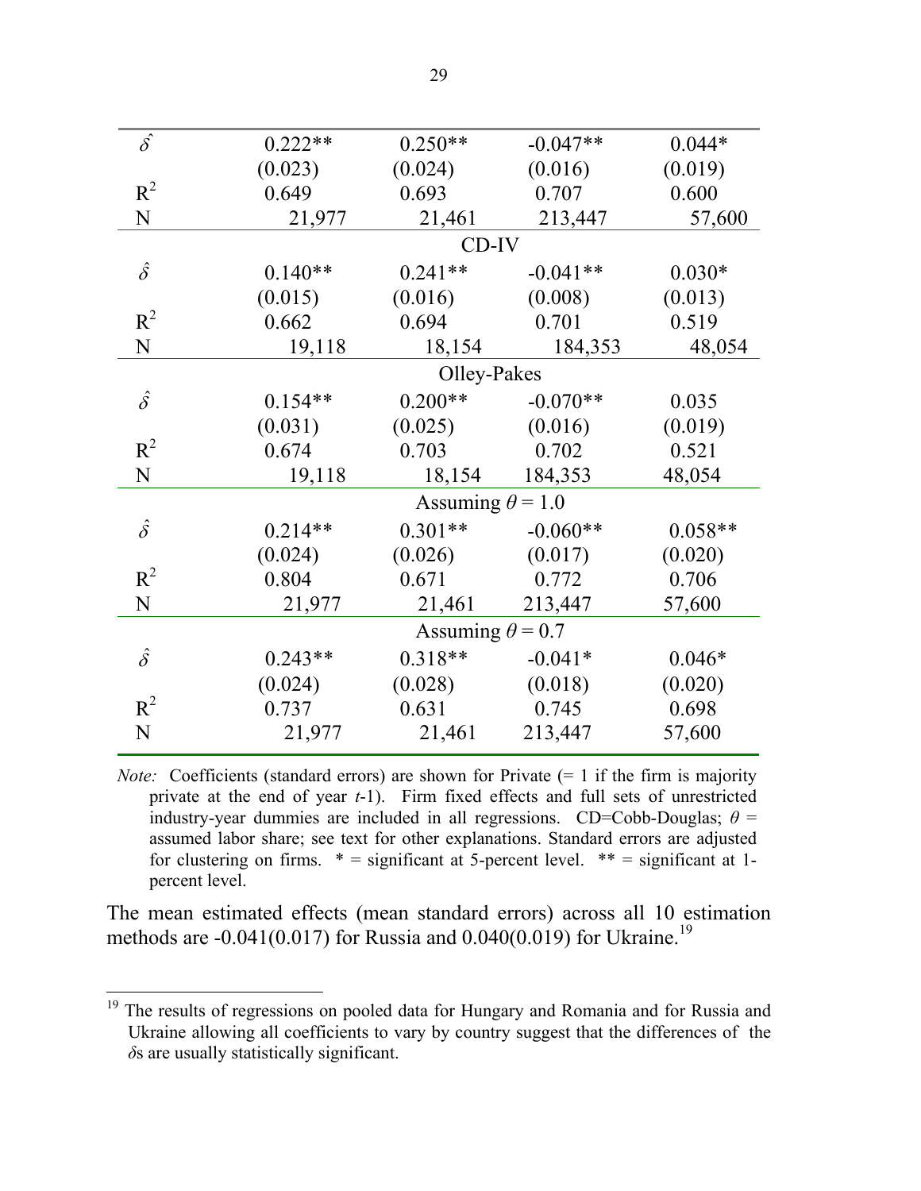| | | | | |
|---|---|---|---|---|
| $\hat{\delta}$ | 0.222** | 0.250** | -0.047** | 0.044* |
| | (0.023) | (0.024) | (0.016) | (0.019) |
| $R^2$ | 0.649 | 0.693 | 0.707 | 0.600 |
| N | 21,977 | 21,461 | 213,447 | 57,600 |
| | | CD-IV | | |
| $\hat{\delta}$ | 0.140** | 0.241** | -0.041** | 0.030* |
| | (0.015) | (0.016) | (0.008) | (0.013) |
| $R^2$ | 0.662 | 0.694 | 0.701 | 0.519 |
| N | 19,118 | 18,154 | 184,353 | 48,054 |
| | | Olley-Pakes | | |
| $\hat{\delta}$ | 0.154** | 0.200** | -0.070** | 0.035 |
| | (0.031) | (0.025) | (0.016) | (0.019) |
| $R^2$ | 0.674 | 0.703 | 0.702 | 0.521 |
| N | 19,118 | 18,154 | 184,353 | 48,054 |
| | | Assuming $\theta = 1.0$ | | |
| $\hat{\delta}$ | 0.214** | 0.301** | -0.060** | 0.058** |
| | (0.024) | (0.026) | (0.017) | (0.020) |
| $R^2$ | 0.804 | 0.671 | 0.772 | 0.706 |
| N | 21,977 | 21,461 | 213,447 | 57,600 |
| | | Assuming $\theta = 0.7$ | | |
| $\hat{\delta}$ | 0.243** | 0.318** | -0.041* | 0.046* |
| | (0.024) | (0.028) | (0.018) | (0.020) |
| $R^2$ | 0.737 | 0.631 | 0.745 | 0.698 |
| N | 21,977 | 21,461 | 213,447 | 57,600 |

*Note:* Coefficients (standard errors) are shown for Private (= 1 if the firm is majority private at the end of year *t*-1). Firm fixed effects and full sets of unrestricted industry-year dummies are included in all regressions. CD=Cobb-Douglas; $\theta$ = assumed labor share; see text for other explanations. Standard errors are adjusted for clustering on firms. * = significant at 5-percent level. ** = significant at 1-percent level.

The mean estimated effects (mean standard errors) across all 10 estimation methods are -0.041(0.017) for Russia and 0.040(0.019) for Ukraine.[19]

[19] The results of regressions on pooled data for Hungary and Romania and for Russia and Ukraine allowing all coefficients to vary by country suggest that the differences of the $\delta$s are usually statistically significant.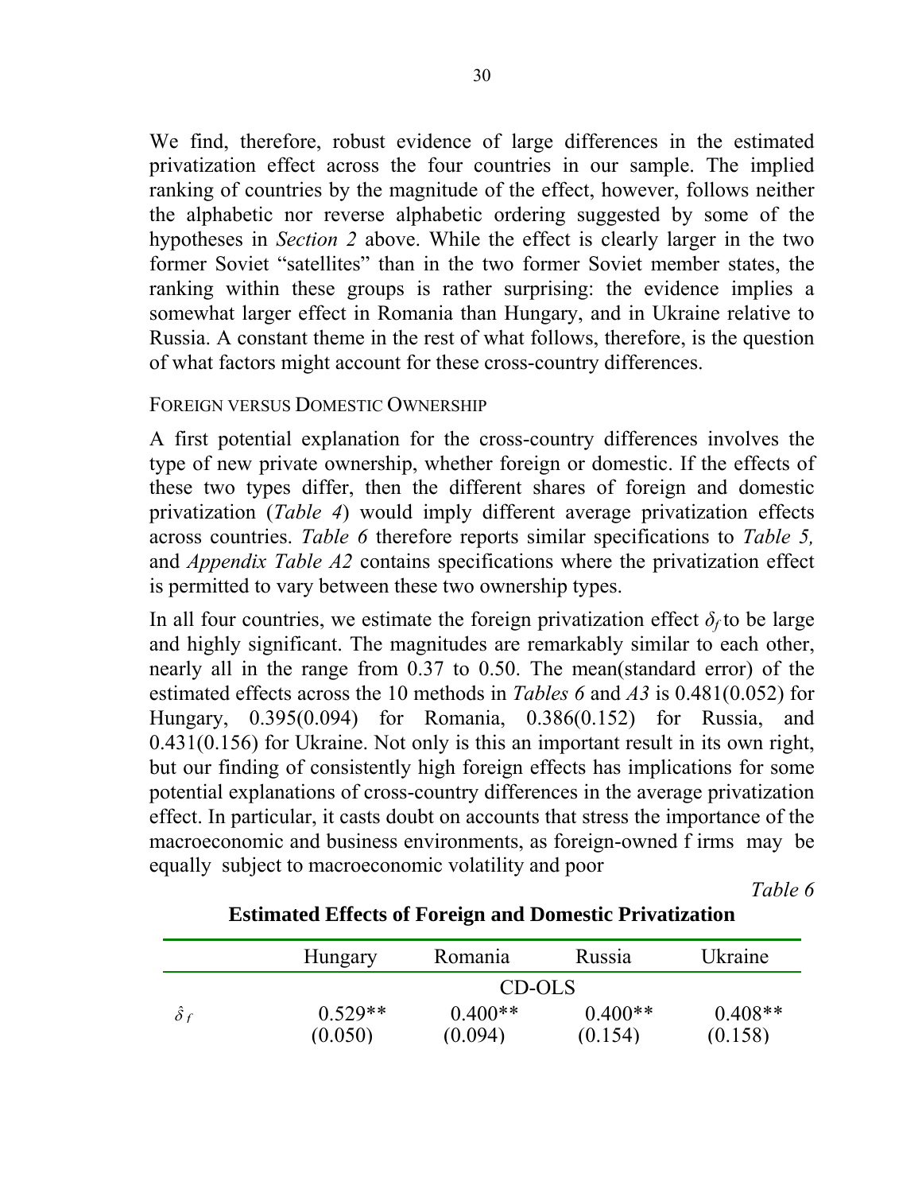We find, therefore, robust evidence of large differences in the estimated privatization effect across the four countries in our sample. The implied ranking of countries by the magnitude of the effect, however, follows neither the alphabetic nor reverse alphabetic ordering suggested by some of the hypotheses in *Section 2* above. While the effect is clearly larger in the two former Soviet "satellites" than in the two former Soviet member states, the ranking within these groups is rather surprising: the evidence implies a somewhat larger effect in Romania than Hungary, and in Ukraine relative to Russia. A constant theme in the rest of what follows, therefore, is the question of what factors might account for these cross-country differences.

FOREIGN VERSUS DOMESTIC OWNERSHIP

A first potential explanation for the cross-country differences involves the type of new private ownership, whether foreign or domestic. If the effects of these two types differ, then the different shares of foreign and domestic privatization (*Table 4*) would imply different average privatization effects across countries. *Table 6* therefore reports similar specifications to *Table 5,* and *Appendix Table A2* contains specifications where the privatization effect is permitted to vary between these two ownership types.

In all four countries, we estimate the foreign privatization effect $\delta_f$ to be large and highly significant. The magnitudes are remarkably similar to each other, nearly all in the range from 0.37 to 0.50. The mean(standard error) of the estimated effects across the 10 methods in *Tables 6* and *A3* is 0.481(0.052) for Hungary, 0.395(0.094) for Romania, 0.386(0.152) for Russia, and 0.431(0.156) for Ukraine. Not only is this an important result in its own right, but our finding of consistently high foreign effects has implications for some potential explanations of cross-country differences in the average privatization effect. In particular, it casts doubt on accounts that stress the importance of the macroeconomic and business environments, as foreign-owned f irms may be equally subject to macroeconomic volatility and poor

*Table 6*

**Estimated Effects of Foreign and Domestic Privatization**

| | Hungary | Romania | Russia | Ukraine |
|---|---|---|---|---|
| | | CD-OLS | | |
| $\hat{\delta}_f$ | 0.529** | 0.400** | 0.400** | 0.408** |
| | (0.050) | (0.094) | (0.154) | (0.158) |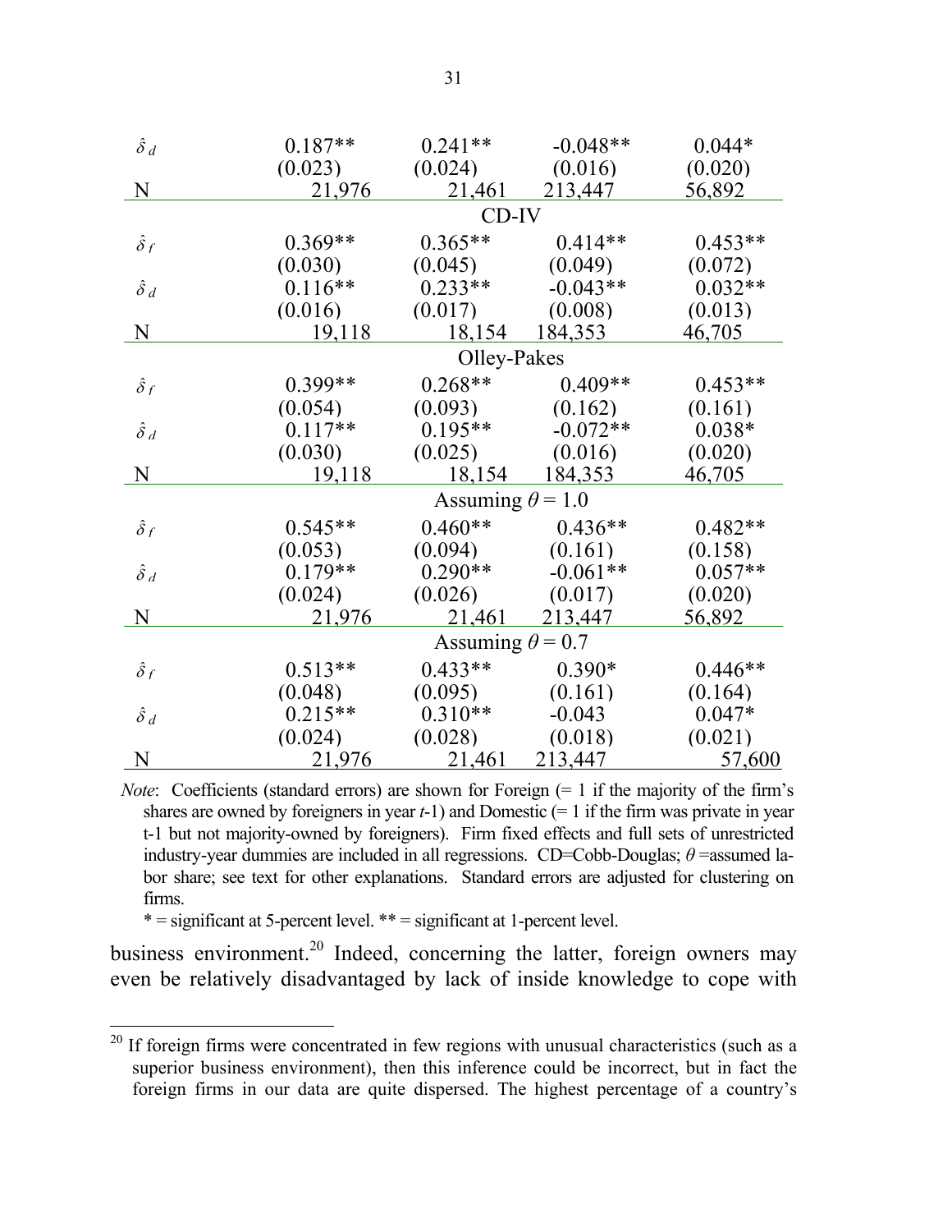| | | | | |
|---|---|---|---|---|
| $\hat{\delta}_d$ | 0.187** | 0.241** | -0.048** | 0.044* |
| | (0.023) | (0.024) | (0.016) | (0.020) |
| N | 21,976 | 21,461 | 213,447 | 56,892 |
| | | CD-IV | | |
| $\hat{\delta}_f$ | 0.369** | 0.365** | 0.414** | 0.453** |
| | (0.030) | (0.045) | (0.049) | (0.072) |
| $\hat{\delta}_d$ | 0.116** | 0.233** | -0.043** | 0.032** |
| | (0.016) | (0.017) | (0.008) | (0.013) |
| N | 19,118 | 18,154 | 184,353 | 46,705 |
| | | Olley-Pakes | | |
| $\hat{\delta}_f$ | 0.399** | 0.268** | 0.409** | 0.453** |
| | (0.054) | (0.093) | (0.162) | (0.161) |
| $\hat{\delta}_d$ | 0.117** | 0.195** | -0.072** | 0.038* |
| | (0.030) | (0.025) | (0.016) | (0.020) |
| N | 19,118 | 18,154 | 184,353 | 46,705 |
| | | Assuming $\theta = 1.0$ | | |
| $\hat{\delta}_f$ | 0.545** | 0.460** | 0.436** | 0.482** |
| | (0.053) | (0.094) | (0.161) | (0.158) |
| $\hat{\delta}_d$ | 0.179** | 0.290** | -0.061** | 0.057** |
| | (0.024) | (0.026) | (0.017) | (0.020) |
| N | 21,976 | 21,461 | 213,447 | 56,892 |
| | | Assuming $\theta = 0.7$ | | |
| $\hat{\delta}_f$ | 0.513** | 0.433** | 0.390* | 0.446** |
| | (0.048) | (0.095) | (0.161) | (0.164) |
| $\hat{\delta}_d$ | 0.215** | 0.310** | -0.043 | 0.047* |
| | (0.024) | (0.028) | (0.018) | (0.021) |
| N | 21,976 | 21,461 | 213,447 | 57,600 |

*Note*: Coefficients (standard errors) are shown for Foreign (= 1 if the majority of the firm's shares are owned by foreigners in year *t*-1) and Domestic (= 1 if the firm was private in year t-1 but not majority-owned by foreigners). Firm fixed effects and full sets of unrestricted industry-year dummies are included in all regressions. CD=Cobb-Douglas; $\theta$ =assumed labor share; see text for other explanations. Standard errors are adjusted for clustering on firms.

* = significant at 5-percent level. ** = significant at 1-percent level.

business environment.[20] Indeed, concerning the latter, foreign owners may even be relatively disadvantaged by lack of inside knowledge to cope with

[20] If foreign firms were concentrated in few regions with unusual characteristics (such as a superior business environment), then this inference could be incorrect, but in fact the foreign firms in our data are quite dispersed. The highest percentage of a country's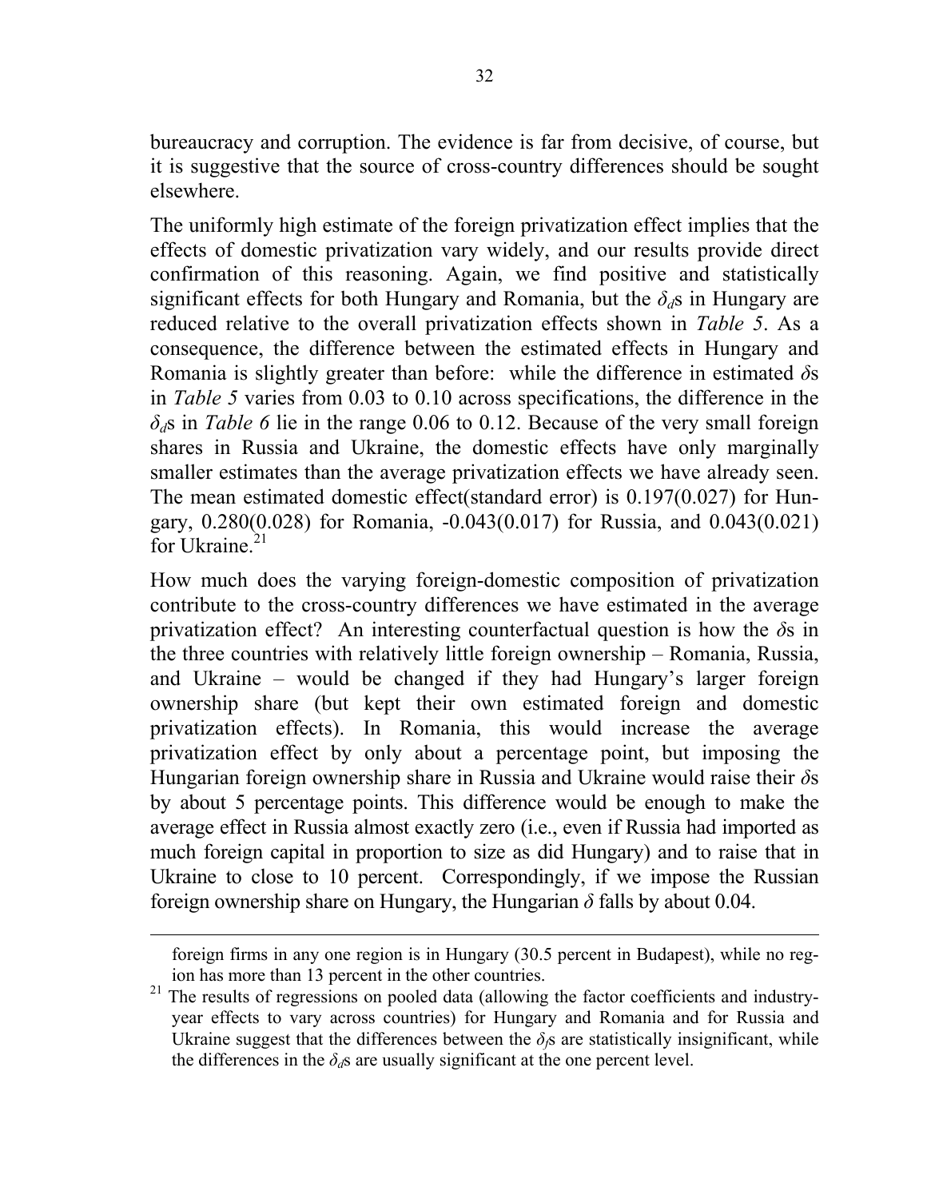bureaucracy and corruption. The evidence is far from decisive, of course, but it is suggestive that the source of cross-country differences should be sought elsewhere.

The uniformly high estimate of the foreign privatization effect implies that the effects of domestic privatization vary widely, and our results provide direct confirmation of this reasoning. Again, we find positive and statistically significant effects for both Hungary and Romania, but the $\delta_d$s in Hungary are reduced relative to the overall privatization effects shown in *Table 5*. As a consequence, the difference between the estimated effects in Hungary and Romania is slightly greater than before: while the difference in estimated $\delta$s in *Table 5* varies from 0.03 to 0.10 across specifications, the difference in the $\delta_d$s in *Table 6* lie in the range 0.06 to 0.12. Because of the very small foreign shares in Russia and Ukraine, the domestic effects have only marginally smaller estimates than the average privatization effects we have already seen. The mean estimated domestic effect(standard error) is 0.197(0.027) for Hungary, 0.280(0.028) for Romania, -0.043(0.017) for Russia, and 0.043(0.021) for Ukraine.[21]

How much does the varying foreign-domestic composition of privatization contribute to the cross-country differences we have estimated in the average privatization effect? An interesting counterfactual question is how the $\delta$s in the three countries with relatively little foreign ownership – Romania, Russia, and Ukraine – would be changed if they had Hungary's larger foreign ownership share (but kept their own estimated foreign and domestic privatization effects). In Romania, this would increase the average privatization effect by only about a percentage point, but imposing the Hungarian foreign ownership share in Russia and Ukraine would raise their $\delta$s by about 5 percentage points. This difference would be enough to make the average effect in Russia almost exactly zero (i.e., even if Russia had imported as much foreign capital in proportion to size as did Hungary) and to raise that in Ukraine to close to 10 percent. Correspondingly, if we impose the Russian foreign ownership share on Hungary, the Hungarian $\delta$ falls by about 0.04.

---

foreign firms in any one region is in Hungary (30.5 percent in Budapest), while no region has more than 13 percent in the other countries.

[21] The results of regressions on pooled data (allowing the factor coefficients and industry-year effects to vary across countries) for Hungary and Romania and for Russia and Ukraine suggest that the differences between the $\delta_f$s are statistically insignificant, while the differences in the $\delta_d$s are usually significant at the one percent level.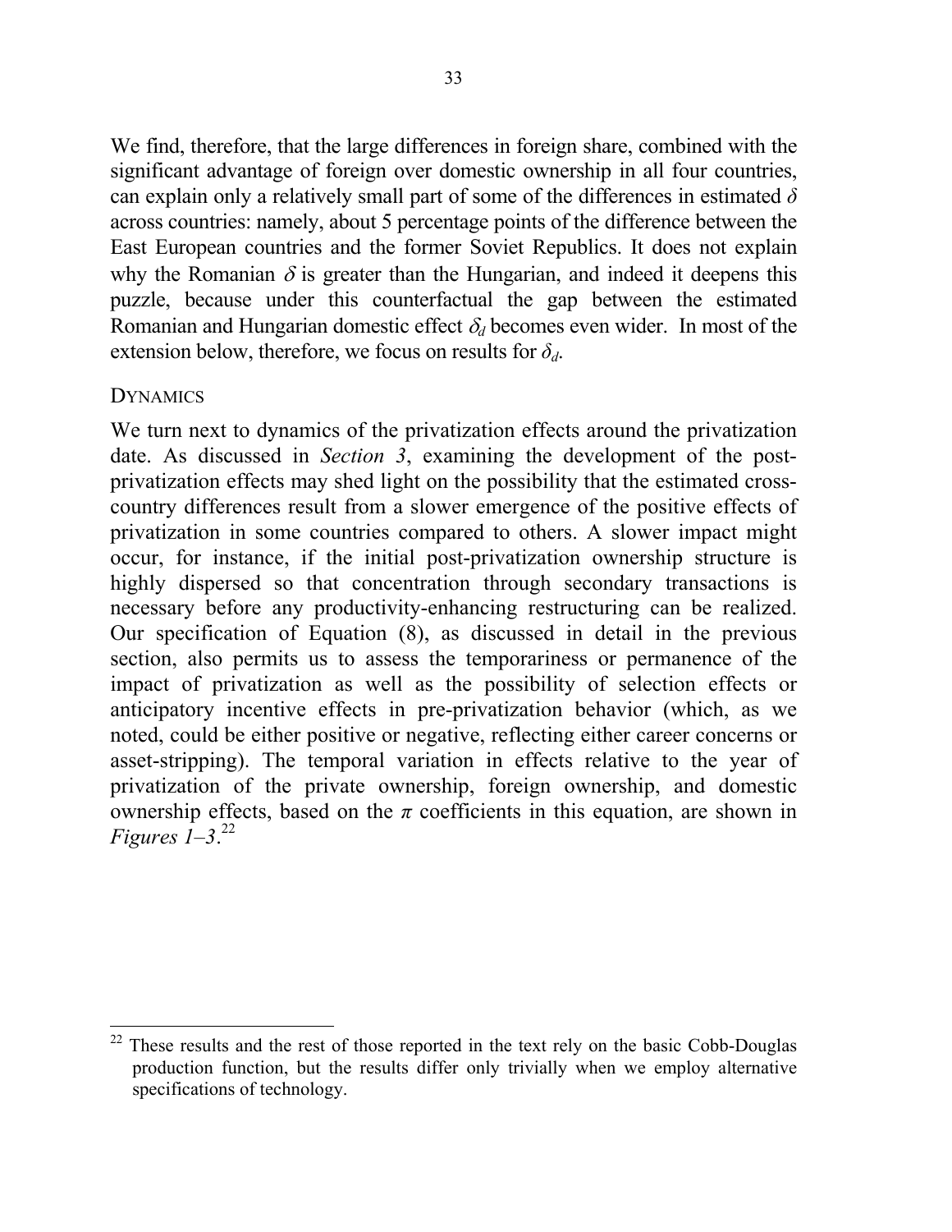We find, therefore, that the large differences in foreign share, combined with the significant advantage of foreign over domestic ownership in all four countries, can explain only a relatively small part of some of the differences in estimated $\delta$ across countries: namely, about 5 percentage points of the difference between the East European countries and the former Soviet Republics. It does not explain why the Romanian $\delta$ is greater than the Hungarian, and indeed it deepens this puzzle, because under this counterfactual the gap between the estimated Romanian and Hungarian domestic effect $\delta_d$ becomes even wider. In most of the extension below, therefore, we focus on results for $\delta_d$.

### DYNAMICS

We turn next to dynamics of the privatization effects around the privatization date. As discussed in *Section 3*, examining the development of the post-privatization effects may shed light on the possibility that the estimated cross-country differences result from a slower emergence of the positive effects of privatization in some countries compared to others. A slower impact might occur, for instance, if the initial post-privatization ownership structure is highly dispersed so that concentration through secondary transactions is necessary before any productivity-enhancing restructuring can be realized. Our specification of Equation (8), as discussed in detail in the previous section, also permits us to assess the temporariness or permanence of the impact of privatization as well as the possibility of selection effects or anticipatory incentive effects in pre-privatization behavior (which, as we noted, could be either positive or negative, reflecting either career concerns or asset-stripping). The temporal variation in effects relative to the year of privatization of the private ownership, foreign ownership, and domestic ownership effects, based on the $\pi$ coefficients in this equation, are shown in *Figures 1–3*.[22]

[22] These results and the rest of those reported in the text rely on the basic Cobb-Douglas production function, but the results differ only trivially when we employ alternative specifications of technology.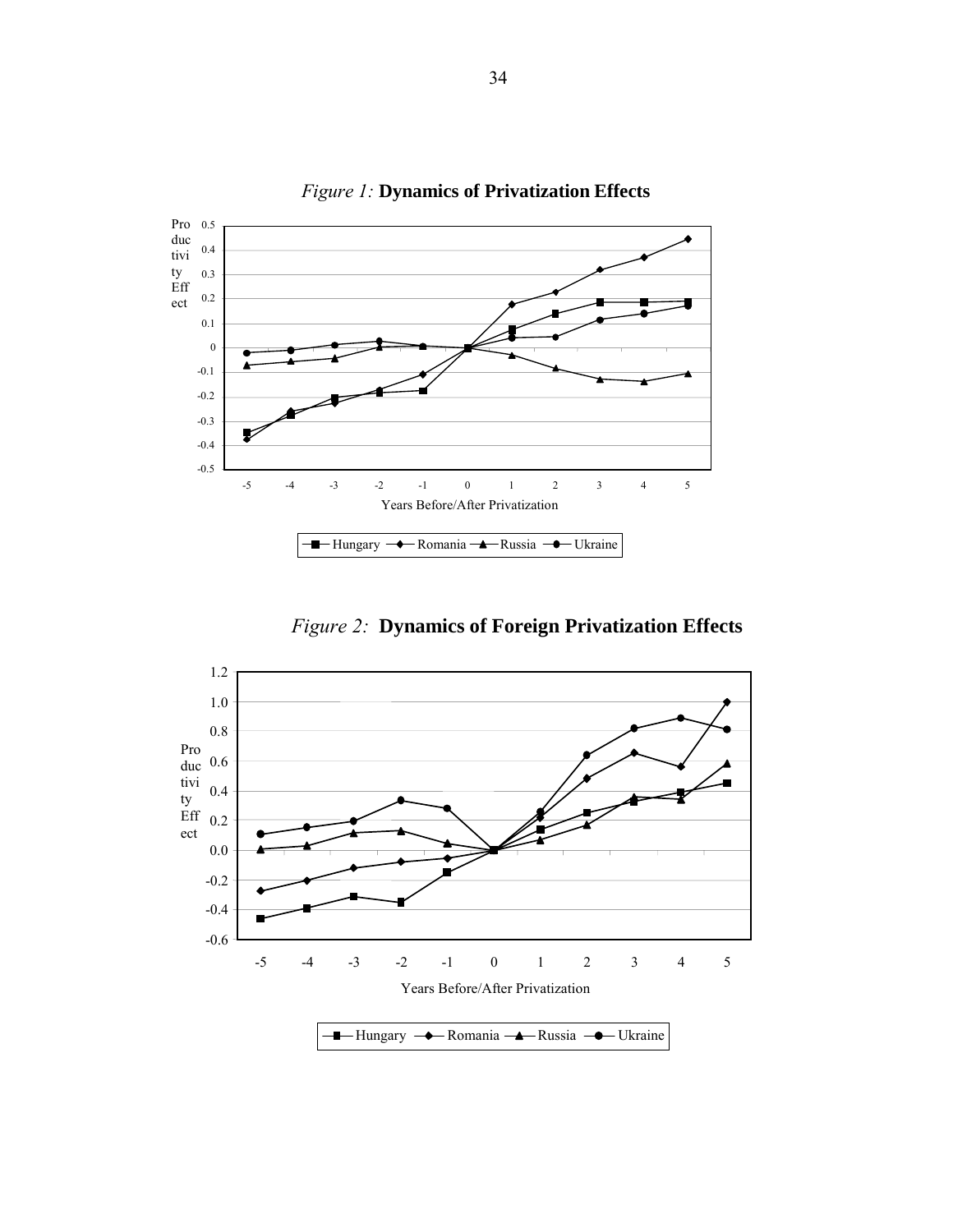*Figure 1:* **Dynamics of Privatization Effects**

*Figure 2:* **Dynamics of Foreign Privatization Effects**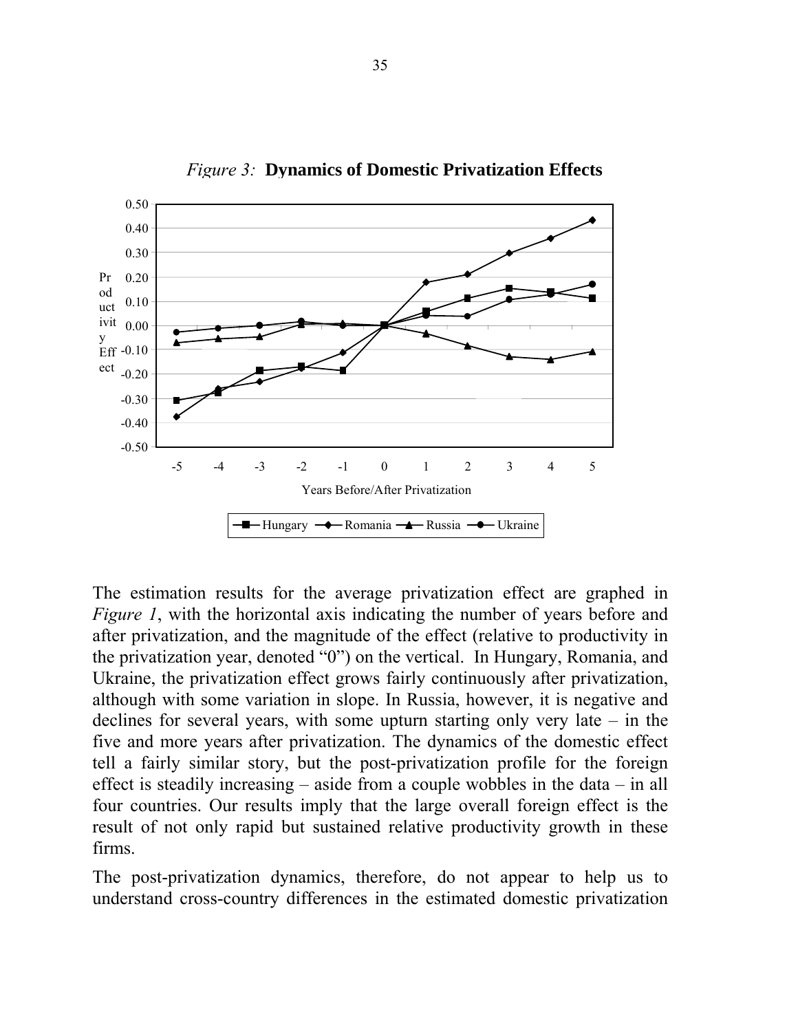*Figure 3:* **Dynamics of Domestic Privatization Effects**

The estimation results for the average privatization effect are graphed in *Figure 1*, with the horizontal axis indicating the number of years before and after privatization, and the magnitude of the effect (relative to productivity in the privatization year, denoted "0") on the vertical. In Hungary, Romania, and Ukraine, the privatization effect grows fairly continuously after privatization, although with some variation in slope. In Russia, however, it is negative and declines for several years, with some upturn starting only very late – in the five and more years after privatization. The dynamics of the domestic effect tell a fairly similar story, but the post-privatization profile for the foreign effect is steadily increasing – aside from a couple wobbles in the data – in all four countries. Our results imply that the large overall foreign effect is the result of not only rapid but sustained relative productivity growth in these firms.

The post-privatization dynamics, therefore, do not appear to help us to understand cross-country differences in the estimated domestic privatization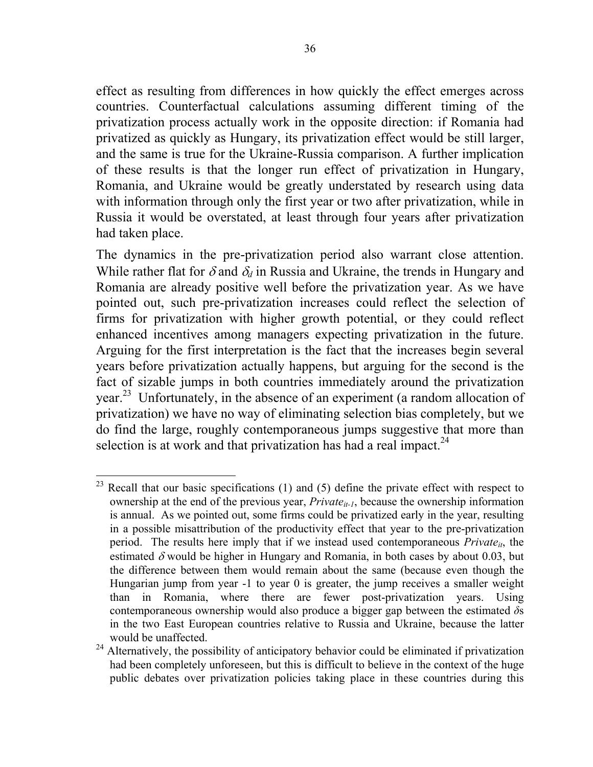effect as resulting from differences in how quickly the effect emerges across countries. Counterfactual calculations assuming different timing of the privatization process actually work in the opposite direction: if Romania had privatized as quickly as Hungary, its privatization effect would be still larger, and the same is true for the Ukraine-Russia comparison. A further implication of these results is that the longer run effect of privatization in Hungary, Romania, and Ukraine would be greatly understated by research using data with information through only the first year or two after privatization, while in Russia it would be overstated, at least through four years after privatization had taken place.

The dynamics in the pre-privatization period also warrant close attention. While rather flat for $\delta$ and $\delta_d$ in Russia and Ukraine, the trends in Hungary and Romania are already positive well before the privatization year. As we have pointed out, such pre-privatization increases could reflect the selection of firms for privatization with higher growth potential, or they could reflect enhanced incentives among managers expecting privatization in the future. Arguing for the first interpretation is the fact that the increases begin several years before privatization actually happens, but arguing for the second is the fact of sizable jumps in both countries immediately around the privatization year.[23] Unfortunately, in the absence of an experiment (a random allocation of privatization) we have no way of eliminating selection bias completely, but we do find the large, roughly contemporaneous jumps suggestive that more than selection is at work and that privatization has had a real impact.[24]

[23] Recall that our basic specifications (1) and (5) define the private effect with respect to ownership at the end of the previous year, $Private_{it-1}$, because the ownership information is annual. As we pointed out, some firms could be privatized early in the year, resulting in a possible misattribution of the productivity effect that year to the pre-privatization period. The results here imply that if we instead used contemporaneous $Private_{it}$, the estimated $\delta$ would be higher in Hungary and Romania, in both cases by about 0.03, but the difference between them would remain about the same (because even though the Hungarian jump from year -1 to year 0 is greater, the jump receives a smaller weight than in Romania, where there are fewer post-privatization years. Using contemporaneous ownership would also produce a bigger gap between the estimated $\delta$s in the two East European countries relative to Russia and Ukraine, because the latter would be unaffected.

[24] Alternatively, the possibility of anticipatory behavior could be eliminated if privatization had been completely unforeseen, but this is difficult to believe in the context of the huge public debates over privatization policies taking place in these countries during this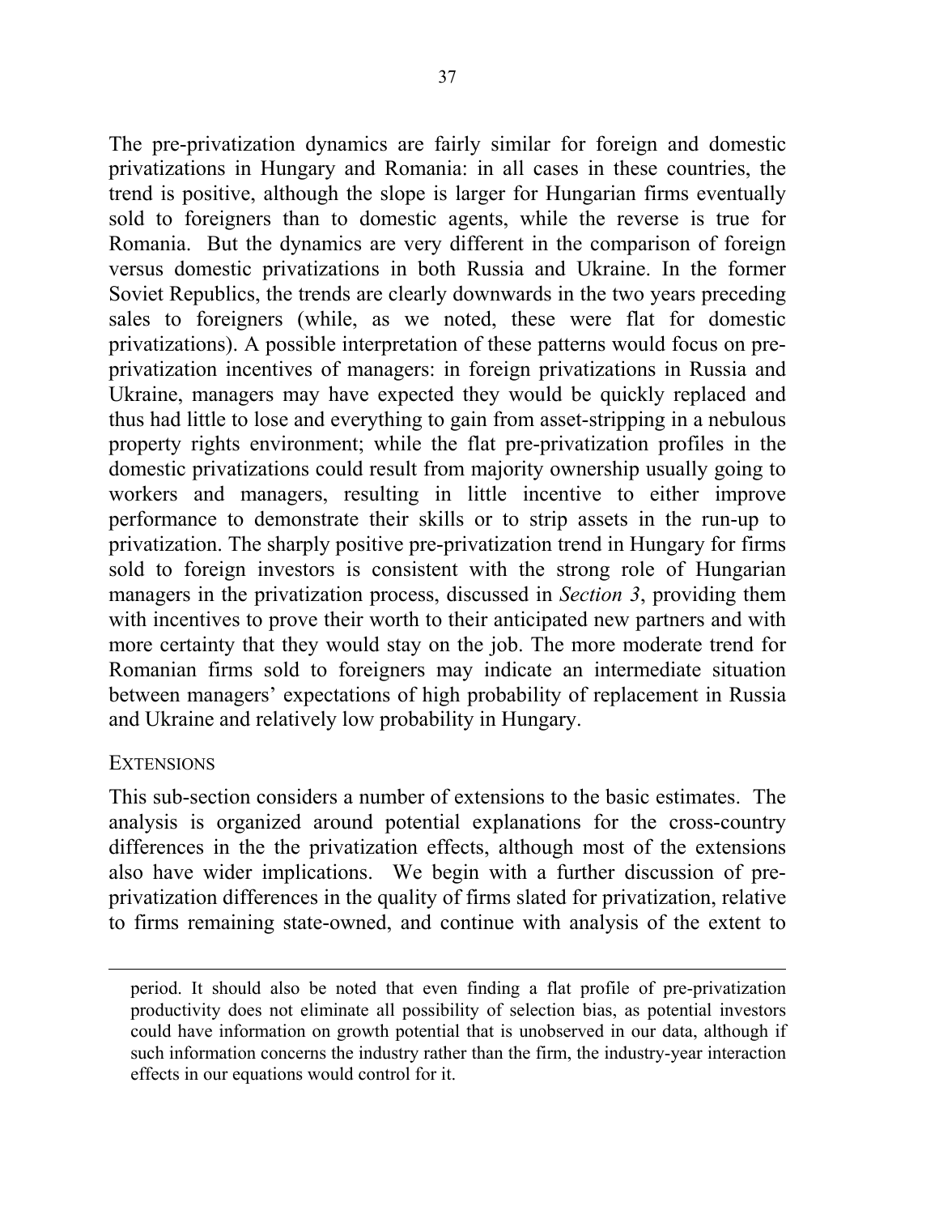The pre-privatization dynamics are fairly similar for foreign and domestic privatizations in Hungary and Romania: in all cases in these countries, the trend is positive, although the slope is larger for Hungarian firms eventually sold to foreigners than to domestic agents, while the reverse is true for Romania. But the dynamics are very different in the comparison of foreign versus domestic privatizations in both Russia and Ukraine. In the former Soviet Republics, the trends are clearly downwards in the two years preceding sales to foreigners (while, as we noted, these were flat for domestic privatizations). A possible interpretation of these patterns would focus on pre-privatization incentives of managers: in foreign privatizations in Russia and Ukraine, managers may have expected they would be quickly replaced and thus had little to lose and everything to gain from asset-stripping in a nebulous property rights environment; while the flat pre-privatization profiles in the domestic privatizations could result from majority ownership usually going to workers and managers, resulting in little incentive to either improve performance to demonstrate their skills or to strip assets in the run-up to privatization. The sharply positive pre-privatization trend in Hungary for firms sold to foreign investors is consistent with the strong role of Hungarian managers in the privatization process, discussed in *Section 3*, providing them with incentives to prove their worth to their anticipated new partners and with more certainty that they would stay on the job. The more moderate trend for Romanian firms sold to foreigners may indicate an intermediate situation between managers' expectations of high probability of replacement in Russia and Ukraine and relatively low probability in Hungary.

### EXTENSIONS

This sub-section considers a number of extensions to the basic estimates. The analysis is organized around potential explanations for the cross-country differences in the the privatization effects, although most of the extensions also have wider implications. We begin with a further discussion of pre-privatization differences in the quality of firms slated for privatization, relative to firms remaining state-owned, and continue with analysis of the extent to

---

period. It should also be noted that even finding a flat profile of pre-privatization productivity does not eliminate all possibility of selection bias, as potential investors could have information on growth potential that is unobserved in our data, although if such information concerns the industry rather than the firm, the industry-year interaction effects in our equations would control for it.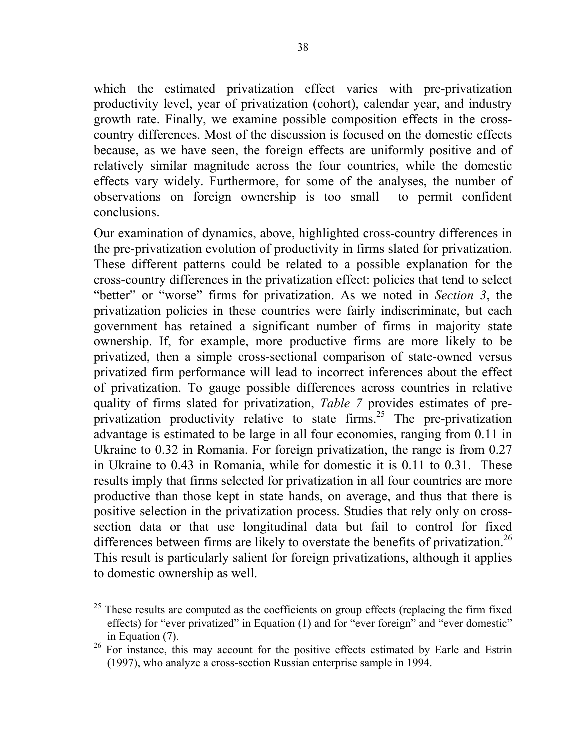which the estimated privatization effect varies with pre-privatization productivity level, year of privatization (cohort), calendar year, and industry growth rate. Finally, we examine possible composition effects in the cross-country differences. Most of the discussion is focused on the domestic effects because, as we have seen, the foreign effects are uniformly positive and of relatively similar magnitude across the four countries, while the domestic effects vary widely. Furthermore, for some of the analyses, the number of observations on foreign ownership is too small to permit confident conclusions.

Our examination of dynamics, above, highlighted cross-country differences in the pre-privatization evolution of productivity in firms slated for privatization. These different patterns could be related to a possible explanation for the cross-country differences in the privatization effect: policies that tend to select "better" or "worse" firms for privatization. As we noted in *Section 3*, the privatization policies in these countries were fairly indiscriminate, but each government has retained a significant number of firms in majority state ownership. If, for example, more productive firms are more likely to be privatized, then a simple cross-sectional comparison of state-owned versus privatized firm performance will lead to incorrect inferences about the effect of privatization. To gauge possible differences across countries in relative quality of firms slated for privatization, *Table 7* provides estimates of pre-privatization productivity relative to state firms.[25] The pre-privatization advantage is estimated to be large in all four economies, ranging from 0.11 in Ukraine to 0.32 in Romania. For foreign privatization, the range is from 0.27 in Ukraine to 0.43 in Romania, while for domestic it is 0.11 to 0.31. These results imply that firms selected for privatization in all four countries are more productive than those kept in state hands, on average, and thus that there is positive selection in the privatization process. Studies that rely only on cross-section data or that use longitudinal data but fail to control for fixed differences between firms are likely to overstate the benefits of privatization.[26] This result is particularly salient for foreign privatizations, although it applies to domestic ownership as well.

---

[25] These results are computed as the coefficients on group effects (replacing the firm fixed effects) for "ever privatized" in Equation (1) and for "ever foreign" and "ever domestic" in Equation (7).

[26] For instance, this may account for the positive effects estimated by Earle and Estrin (1997), who analyze a cross-section Russian enterprise sample in 1994.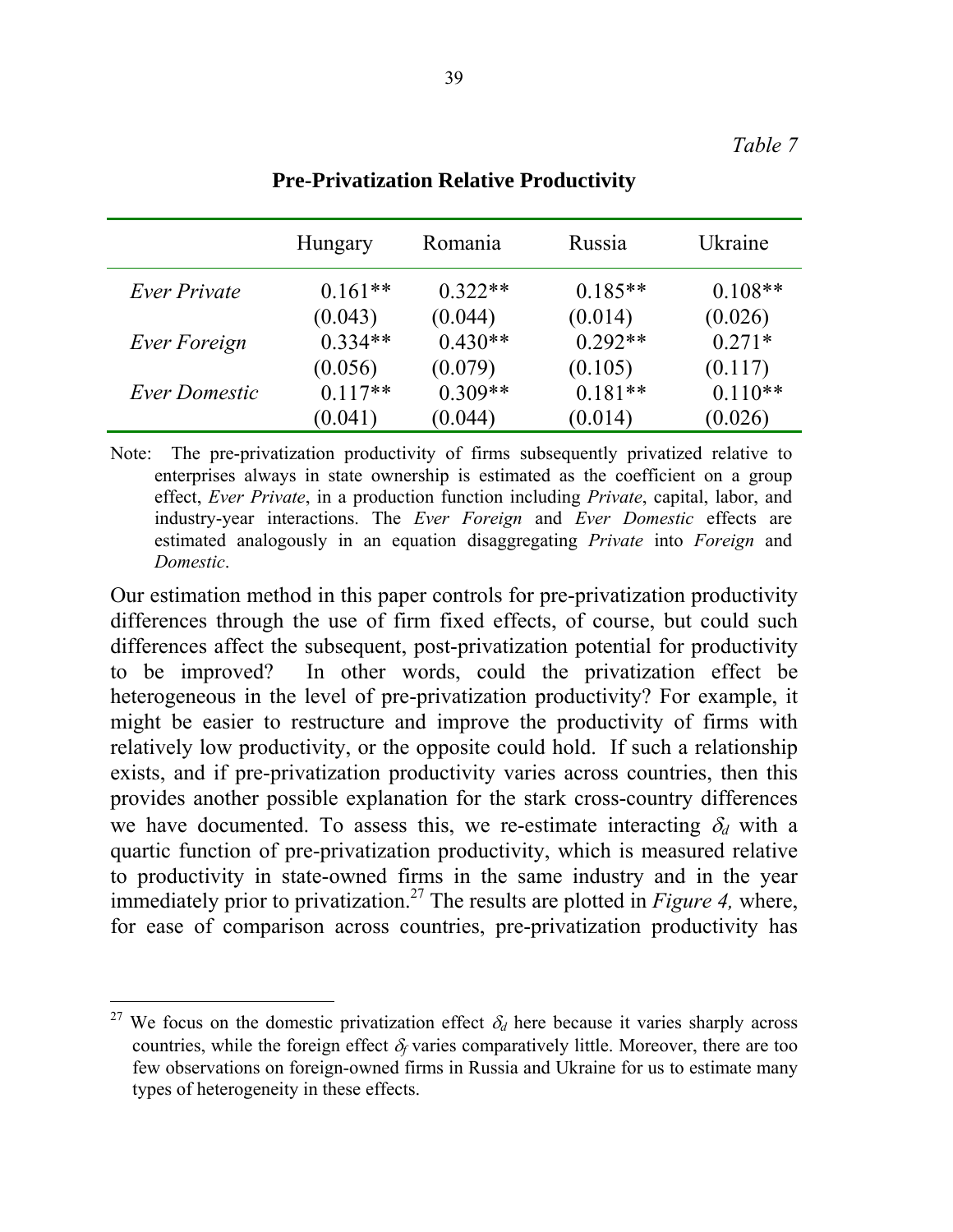*Table 7*

**Pre-Privatization Relative Productivity**

| | Hungary | Romania | Russia | Ukraine |
|---|---|---|---|---|
| *Ever Private* | 0.161** | 0.322** | 0.185** | 0.108** |
| | (0.043) | (0.044) | (0.014) | (0.026) |
| *Ever Foreign* | 0.334** | 0.430** | 0.292** | 0.271* |
| | (0.056) | (0.079) | (0.105) | (0.117) |
| *Ever Domestic* | 0.117** | 0.309** | 0.181** | 0.110** |
| | (0.041) | (0.044) | (0.014) | (0.026) |

Note: The pre-privatization productivity of firms subsequently privatized relative to enterprises always in state ownership is estimated as the coefficient on a group effect, *Ever Private*, in a production function including *Private*, capital, labor, and industry-year interactions. The *Ever Foreign* and *Ever Domestic* effects are estimated analogously in an equation disaggregating *Private* into *Foreign* and *Domestic*.

Our estimation method in this paper controls for pre-privatization productivity differences through the use of firm fixed effects, of course, but could such differences affect the subsequent, post-privatization potential for productivity to be improved? In other words, could the privatization effect be heterogeneous in the level of pre-privatization productivity? For example, it might be easier to restructure and improve the productivity of firms with relatively low productivity, or the opposite could hold. If such a relationship exists, and if pre-privatization productivity varies across countries, then this provides another possible explanation for the stark cross-country differences we have documented. To assess this, we re-estimate interacting $\delta_d$ with a quartic function of pre-privatization productivity, which is measured relative to productivity in state-owned firms in the same industry and in the year immediately prior to privatization.[27] The results are plotted in *Figure 4,* where, for ease of comparison across countries, pre-privatization productivity has

[27] We focus on the domestic privatization effect $\delta_d$ here because it varies sharply across countries, while the foreign effect $\delta_f$ varies comparatively little. Moreover, there are too few observations on foreign-owned firms in Russia and Ukraine for us to estimate many types of heterogeneity in these effects.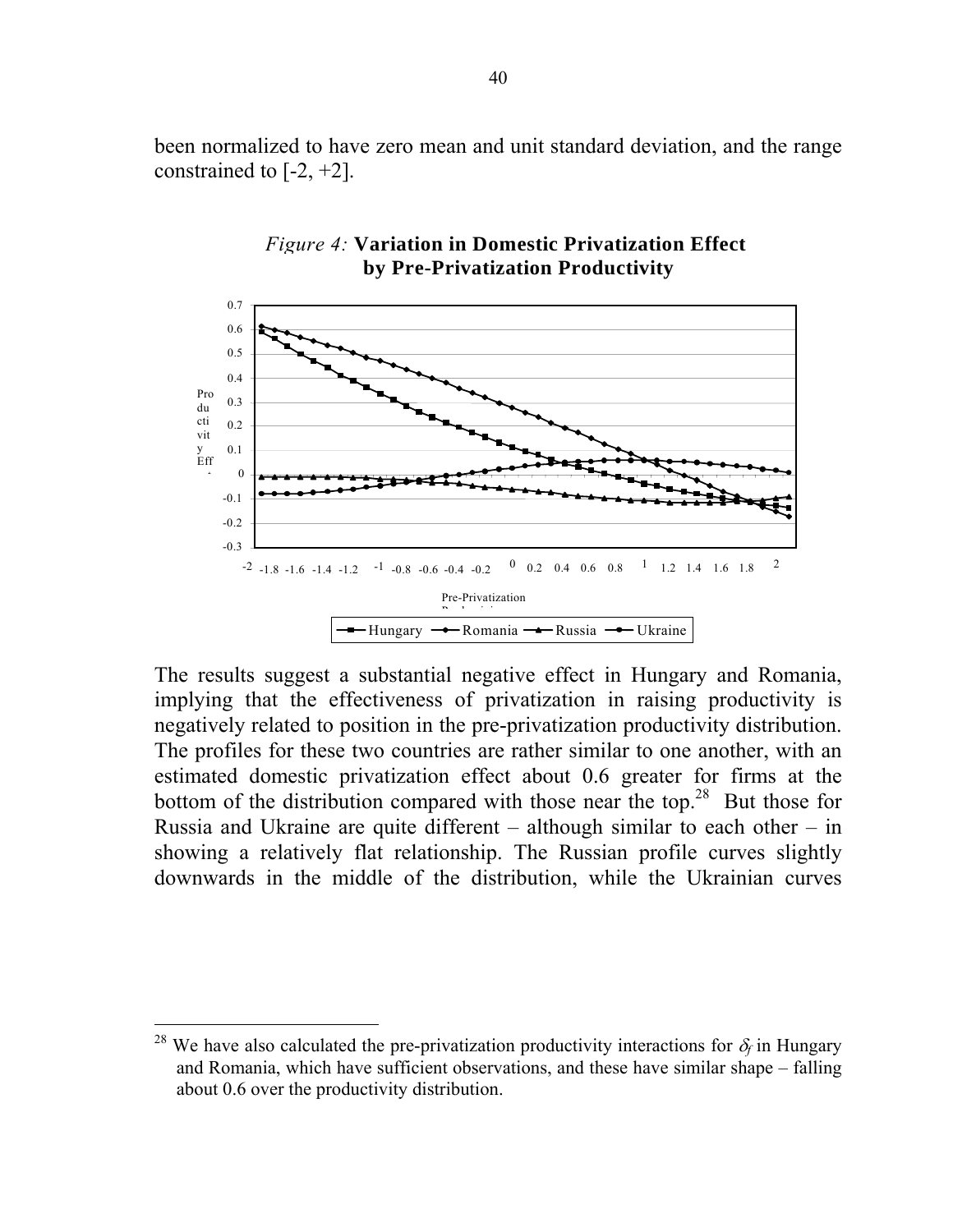been normalized to have zero mean and unit standard deviation, and the range constrained to [-2, +2].

*Figure 4:* **Variation in Domestic Privatization Effect by Pre-Privatization Productivity**

The results suggest a substantial negative effect in Hungary and Romania, implying that the effectiveness of privatization in raising productivity is negatively related to position in the pre-privatization productivity distribution. The profiles for these two countries are rather similar to one another, with an estimated domestic privatization effect about 0.6 greater for firms at the bottom of the distribution compared with those near the top.[28] But those for Russia and Ukraine are quite different – although similar to each other – in showing a relatively flat relationship. The Russian profile curves slightly downwards in the middle of the distribution, while the Ukrainian curves

[28] We have also calculated the pre-privatization productivity interactions for $\delta_f$ in Hungary and Romania, which have sufficient observations, and these have similar shape – falling about 0.6 over the productivity distribution.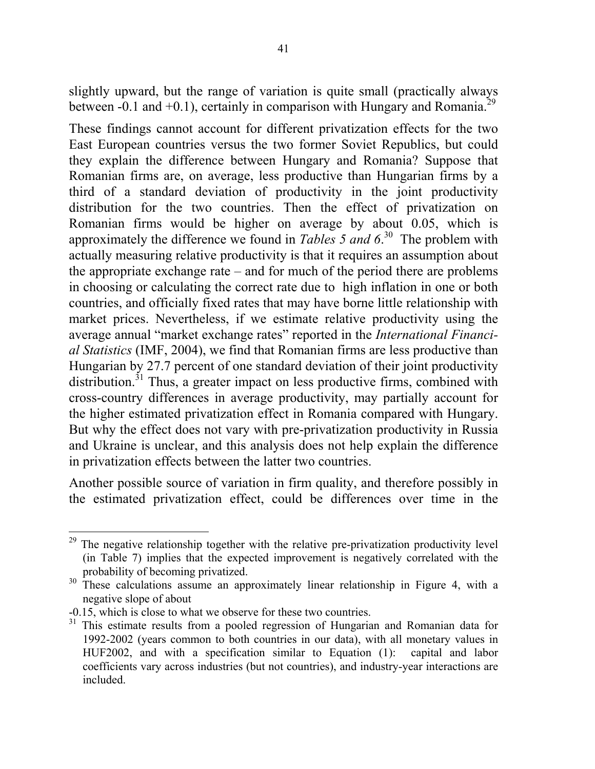slightly upward, but the range of variation is quite small (practically always between -0.1 and +0.1), certainly in comparison with Hungary and Romania.[29]

These findings cannot account for different privatization effects for the two East European countries versus the two former Soviet Republics, but could they explain the difference between Hungary and Romania? Suppose that Romanian firms are, on average, less productive than Hungarian firms by a third of a standard deviation of productivity in the joint productivity distribution for the two countries. Then the effect of privatization on Romanian firms would be higher on average by about 0.05, which is approximately the difference we found in *Tables 5 and 6*.[30] The problem with actually measuring relative productivity is that it requires an assumption about the appropriate exchange rate – and for much of the period there are problems in choosing or calculating the correct rate due to high inflation in one or both countries, and officially fixed rates that may have borne little relationship with market prices. Nevertheless, if we estimate relative productivity using the average annual "market exchange rates" reported in the *International Financial Statistics* (IMF, 2004), we find that Romanian firms are less productive than Hungarian by 27.7 percent of one standard deviation of their joint productivity distribution.[31] Thus, a greater impact on less productive firms, combined with cross-country differences in average productivity, may partially account for the higher estimated privatization effect in Romania compared with Hungary. But why the effect does not vary with pre-privatization productivity in Russia and Ukraine is unclear, and this analysis does not help explain the difference in privatization effects between the latter two countries.

Another possible source of variation in firm quality, and therefore possibly in the estimated privatization effect, could be differences over time in the

---

[29] The negative relationship together with the relative pre-privatization productivity level (in Table 7) implies that the expected improvement is negatively correlated with the probability of becoming privatized.

[30] These calculations assume an approximately linear relationship in Figure 4, with a negative slope of about -0.15, which is close to what we observe for these two countries.

[31] This estimate results from a pooled regression of Hungarian and Romanian data for 1992-2002 (years common to both countries in our data), with all monetary values in HUF2002, and with a specification similar to Equation (1): capital and labor coefficients vary across industries (but not countries), and industry-year interactions are included.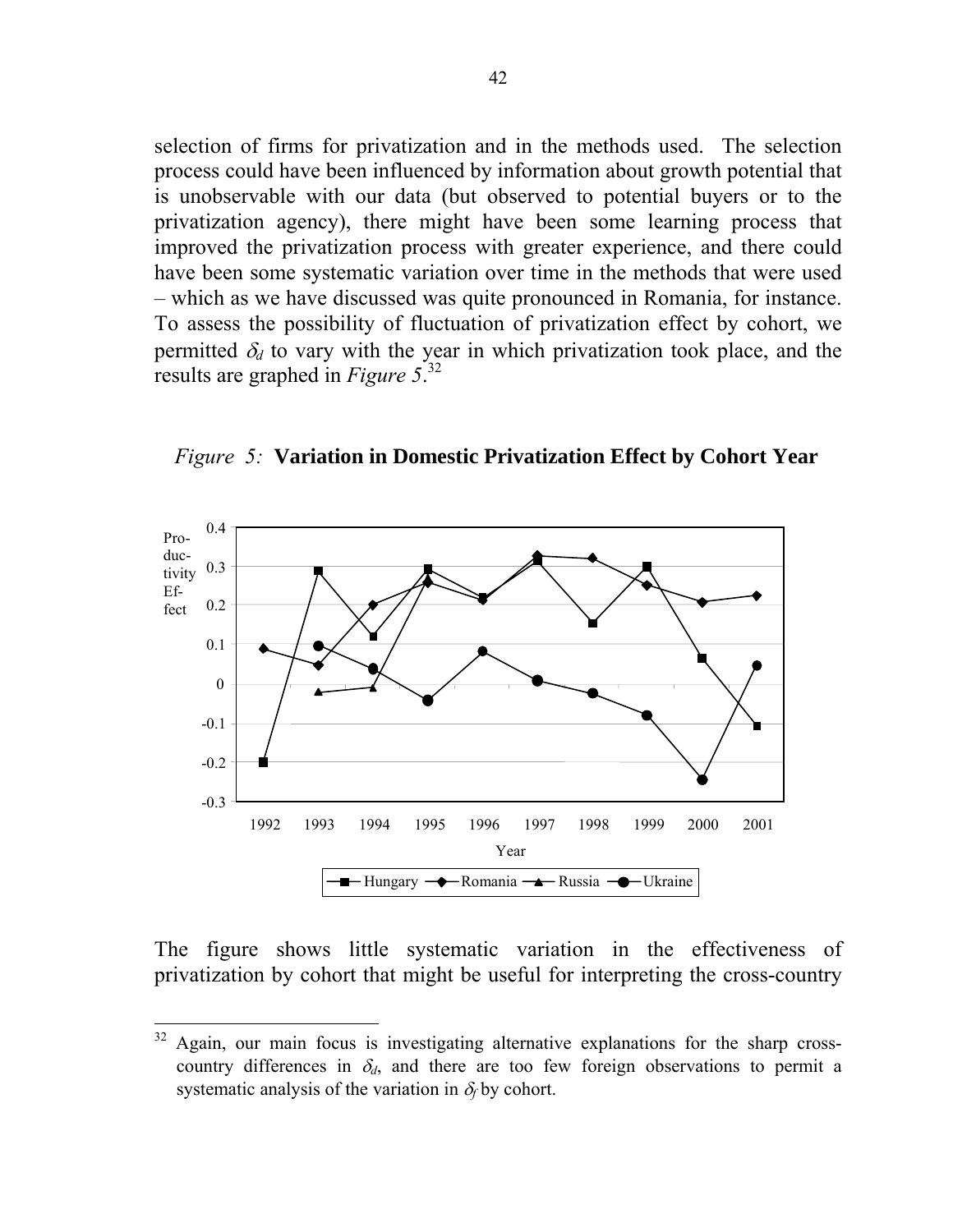selection of firms for privatization and in the methods used. The selection process could have been influenced by information about growth potential that is unobservable with our data (but observed to potential buyers or to the privatization agency), there might have been some learning process that improved the privatization process with greater experience, and there could have been some systematic variation over time in the methods that were used – which as we have discussed was quite pronounced in Romania, for instance. To assess the possibility of fluctuation of privatization effect by cohort, we permitted $\delta_d$ to vary with the year in which privatization took place, and the results are graphed in *Figure 5*.[32]

*Figure 5:* **Variation in Domestic Privatization Effect by Cohort Year**

The figure shows little systematic variation in the effectiveness of privatization by cohort that might be useful for interpreting the cross-country

[32] Again, our main focus is investigating alternative explanations for the sharp cross-country differences in $\delta_d$, and there are too few foreign observations to permit a systematic analysis of the variation in $\delta_f$ by cohort.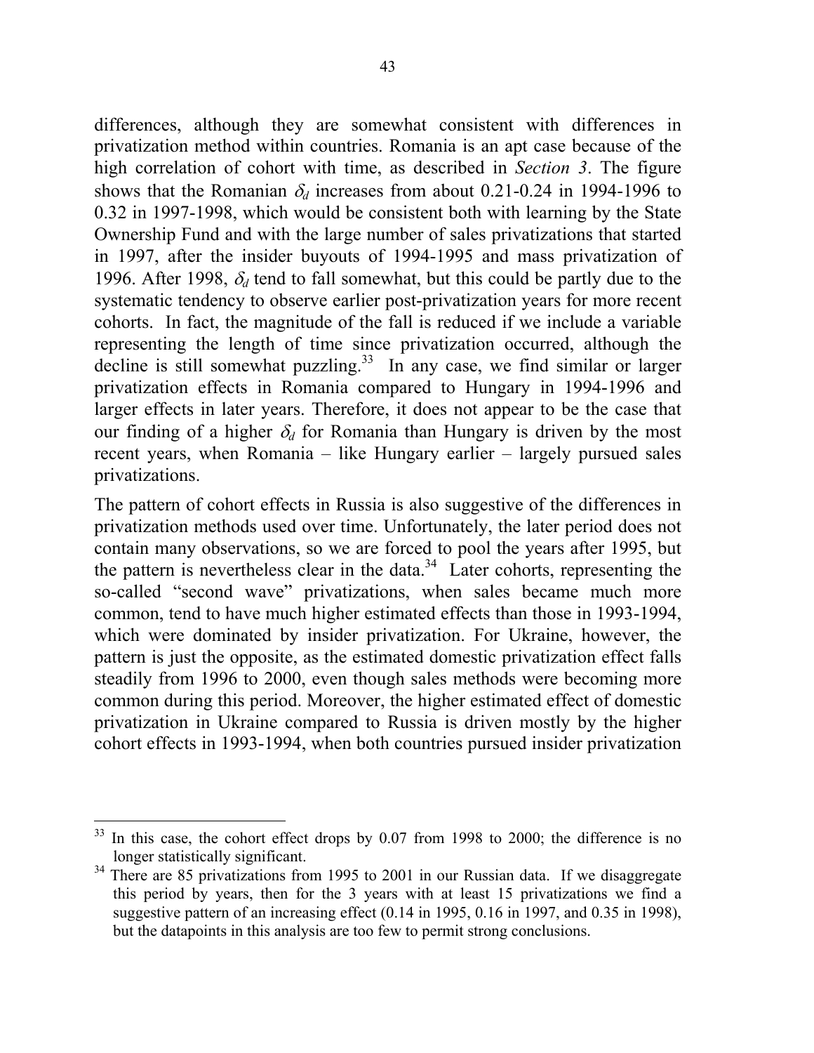differences, although they are somewhat consistent with differences in privatization method within countries. Romania is an apt case because of the high correlation of cohort with time, as described in *Section 3*. The figure shows that the Romanian $\delta_d$ increases from about 0.21-0.24 in 1994-1996 to 0.32 in 1997-1998, which would be consistent both with learning by the State Ownership Fund and with the large number of sales privatizations that started in 1997, after the insider buyouts of 1994-1995 and mass privatization of 1996. After 1998, $\delta_d$ tend to fall somewhat, but this could be partly due to the systematic tendency to observe earlier post-privatization years for more recent cohorts. In fact, the magnitude of the fall is reduced if we include a variable representing the length of time since privatization occurred, although the decline is still somewhat puzzling.[33] In any case, we find similar or larger privatization effects in Romania compared to Hungary in 1994-1996 and larger effects in later years. Therefore, it does not appear to be the case that our finding of a higher $\delta_d$ for Romania than Hungary is driven by the most recent years, when Romania – like Hungary earlier – largely pursued sales privatizations.

The pattern of cohort effects in Russia is also suggestive of the differences in privatization methods used over time. Unfortunately, the later period does not contain many observations, so we are forced to pool the years after 1995, but the pattern is nevertheless clear in the data.[34] Later cohorts, representing the so-called "second wave" privatizations, when sales became much more common, tend to have much higher estimated effects than those in 1993-1994, which were dominated by insider privatization. For Ukraine, however, the pattern is just the opposite, as the estimated domestic privatization effect falls steadily from 1996 to 2000, even though sales methods were becoming more common during this period. Moreover, the higher estimated effect of domestic privatization in Ukraine compared to Russia is driven mostly by the higher cohort effects in 1993-1994, when both countries pursued insider privatization

---

[33] In this case, the cohort effect drops by 0.07 from 1998 to 2000; the difference is no longer statistically significant.

[34] There are 85 privatizations from 1995 to 2001 in our Russian data. If we disaggregate this period by years, then for the 3 years with at least 15 privatizations we find a suggestive pattern of an increasing effect (0.14 in 1995, 0.16 in 1997, and 0.35 in 1998), but the datapoints in this analysis are too few to permit strong conclusions.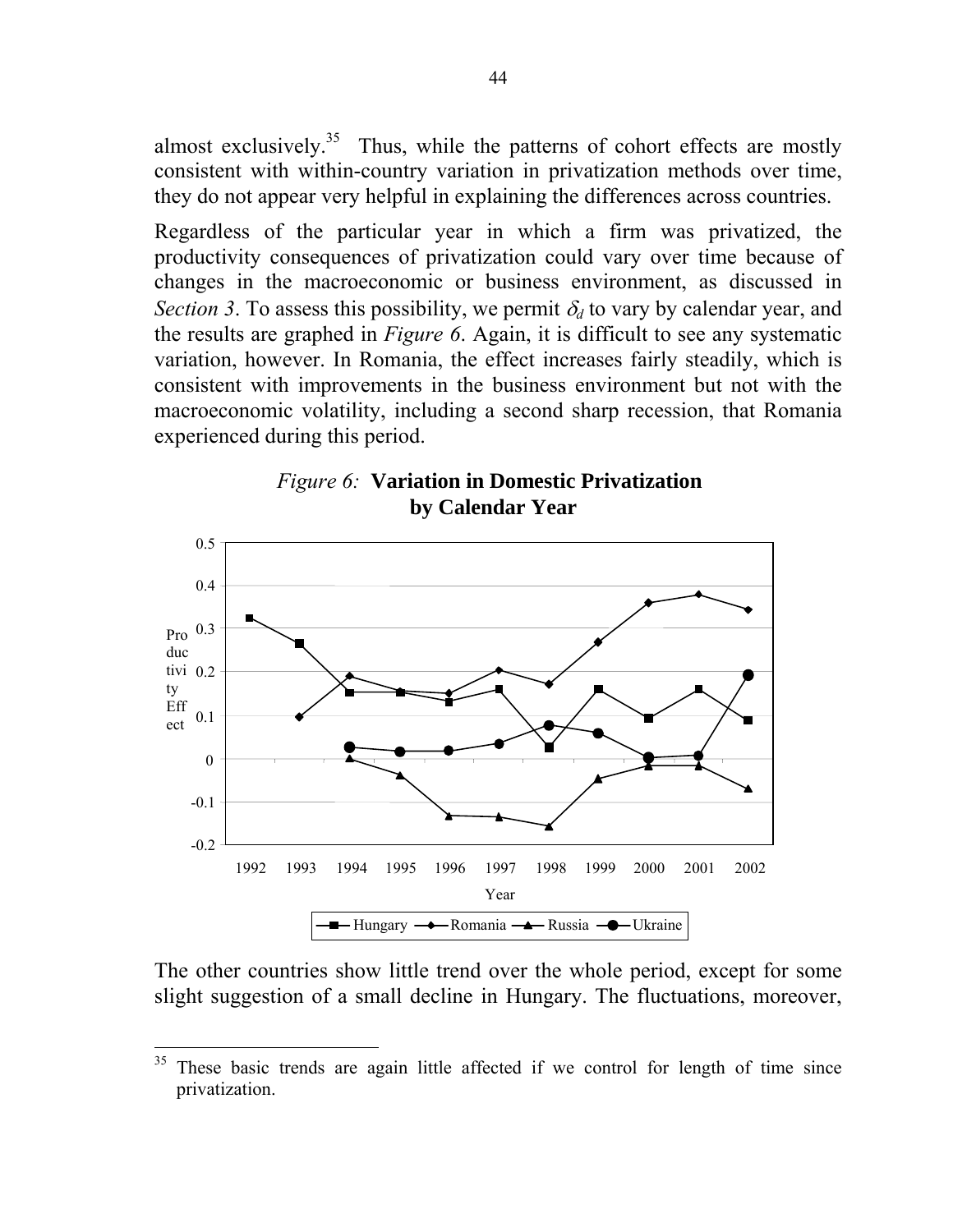almost exclusively.[35] Thus, while the patterns of cohort effects are mostly consistent with within-country variation in privatization methods over time, they do not appear very helpful in explaining the differences across countries.

Regardless of the particular year in which a firm was privatized, the productivity consequences of privatization could vary over time because of changes in the macroeconomic or business environment, as discussed in *Section 3*. To assess this possibility, we permit $\delta_d$ to vary by calendar year, and the results are graphed in *Figure 6*. Again, it is difficult to see any systematic variation, however. In Romania, the effect increases fairly steadily, which is consistent with improvements in the business environment but not with the macroeconomic volatility, including a second sharp recession, that Romania experienced during this period.

*Figure 6:* **Variation in Domestic Privatization by Calendar Year**

The other countries show little trend over the whole period, except for some slight suggestion of a small decline in Hungary. The fluctuations, moreover,

[35] These basic trends are again little affected if we control for length of time since privatization.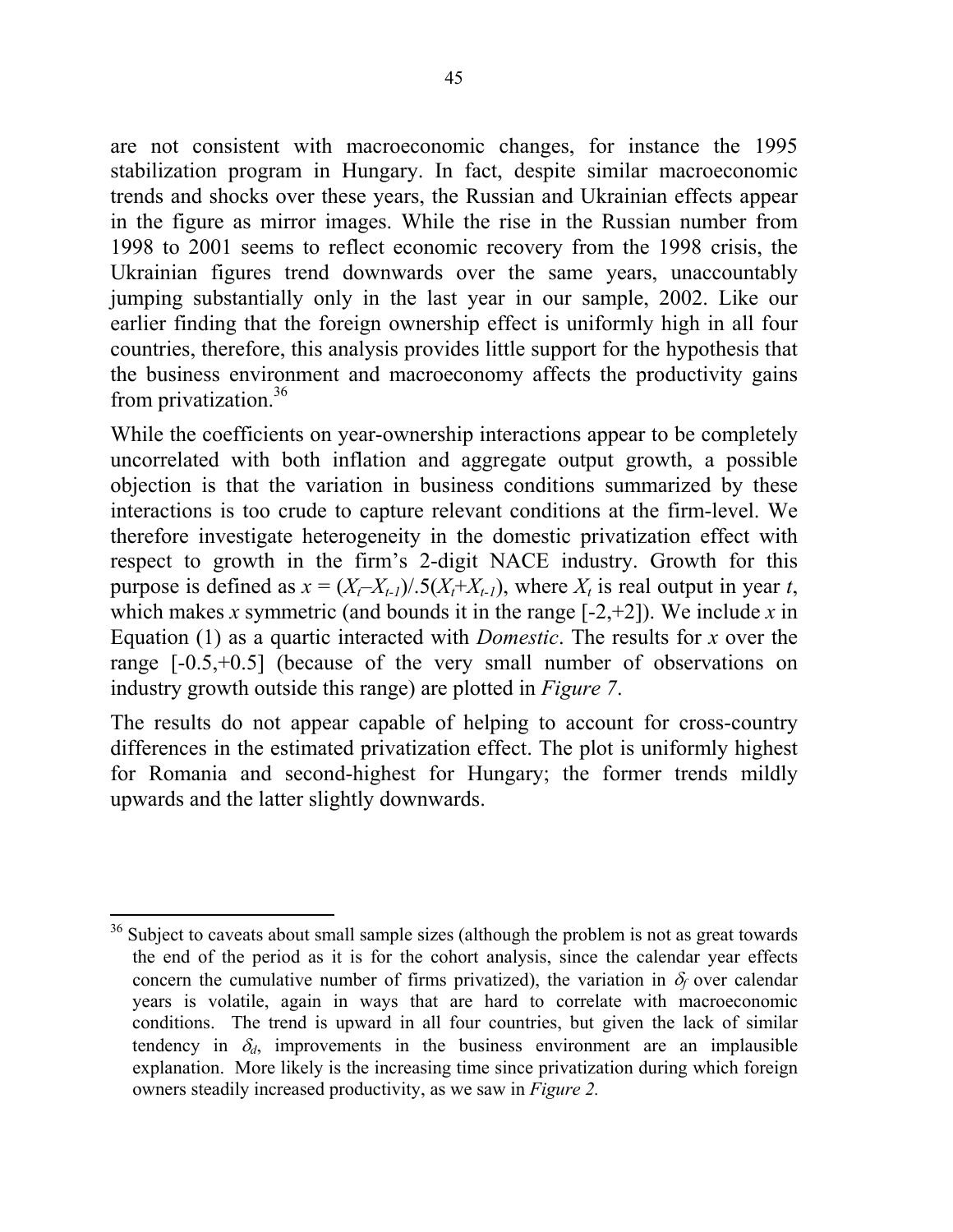are not consistent with macroeconomic changes, for instance the 1995 stabilization program in Hungary. In fact, despite similar macroeconomic trends and shocks over these years, the Russian and Ukrainian effects appear in the figure as mirror images. While the rise in the Russian number from 1998 to 2001 seems to reflect economic recovery from the 1998 crisis, the Ukrainian figures trend downwards over the same years, unaccountably jumping substantially only in the last year in our sample, 2002. Like our earlier finding that the foreign ownership effect is uniformly high in all four countries, therefore, this analysis provides little support for the hypothesis that the business environment and macroeconomy affects the productivity gains from privatization.[36]

While the coefficients on year-ownership interactions appear to be completely uncorrelated with both inflation and aggregate output growth, a possible objection is that the variation in business conditions summarized by these interactions is too crude to capture relevant conditions at the firm-level. We therefore investigate heterogeneity in the domestic privatization effect with respect to growth in the firm's 2-digit NACE industry. Growth for this purpose is defined as $x = (X_t – X_{t-1})/.5(X_t + X_{t-1})$, where $X_t$ is real output in year $t$, which makes $x$ symmetric (and bounds it in the range [-2,+2]). We include $x$ in Equation (1) as a quartic interacted with *Domestic*. The results for $x$ over the range [-0.5,+0.5] (because of the very small number of observations on industry growth outside this range) are plotted in *Figure 7*.

The results do not appear capable of helping to account for cross-country differences in the estimated privatization effect. The plot is uniformly highest for Romania and second-highest for Hungary; the former trends mildly upwards and the latter slightly downwards.

[36] Subject to caveats about small sample sizes (although the problem is not as great towards the end of the period as it is for the cohort analysis, since the calendar year effects concern the cumulative number of firms privatized), the variation in $\delta_f$ over calendar years is volatile, again in ways that are hard to correlate with macroeconomic conditions. The trend is upward in all four countries, but given the lack of similar tendency in $\delta_d$, improvements in the business environment are an implausible explanation. More likely is the increasing time since privatization during which foreign owners steadily increased productivity, as we saw in *Figure 2.*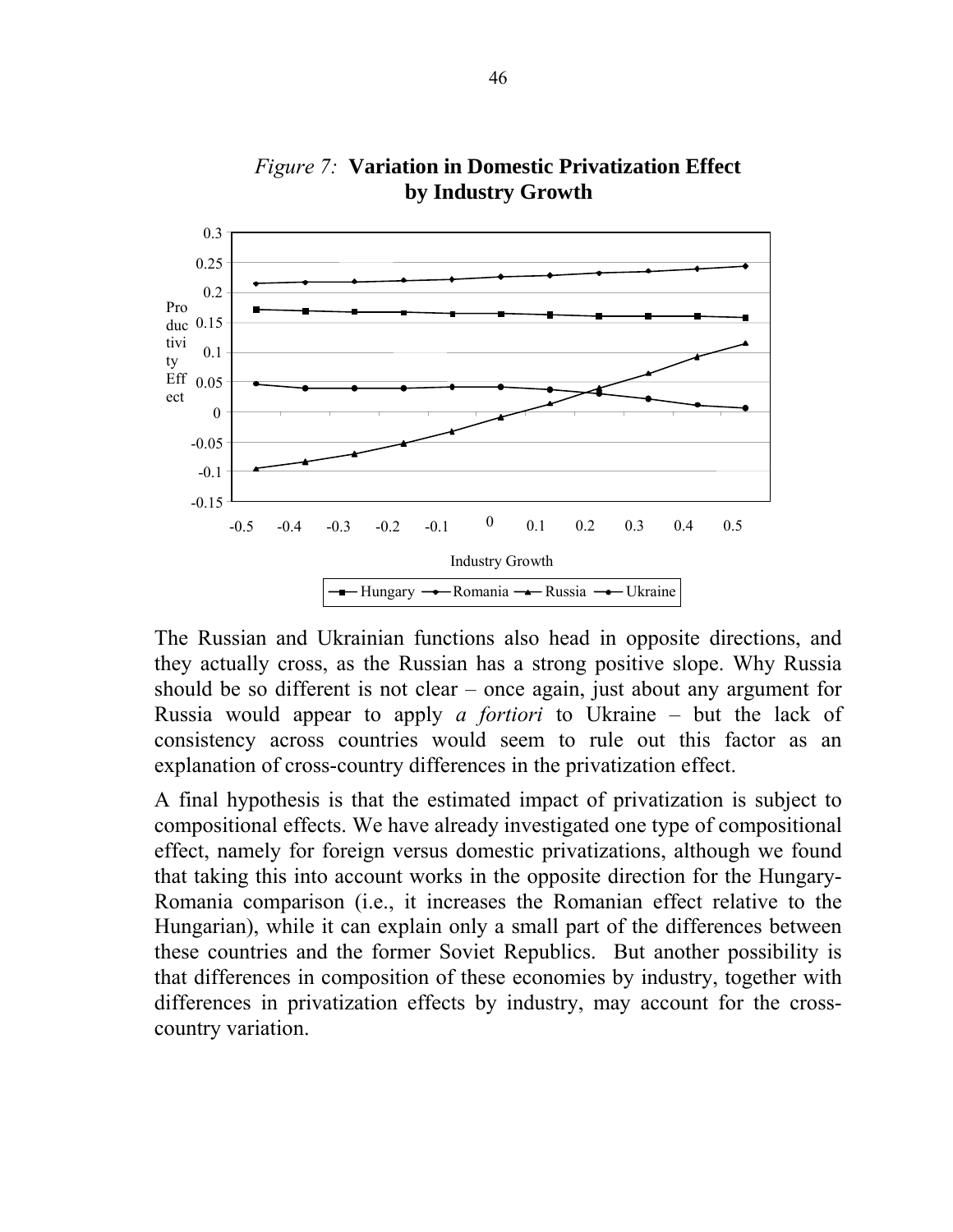*Figure 7:* **Variation in Domestic Privatization Effect by Industry Growth**

The Russian and Ukrainian functions also head in opposite directions, and they actually cross, as the Russian has a strong positive slope. Why Russia should be so different is not clear – once again, just about any argument for Russia would appear to apply *a fortiori* to Ukraine – but the lack of consistency across countries would seem to rule out this factor as an explanation of cross-country differences in the privatization effect.

A final hypothesis is that the estimated impact of privatization is subject to compositional effects. We have already investigated one type of compositional effect, namely for foreign versus domestic privatizations, although we found that taking this into account works in the opposite direction for the Hungary-Romania comparison (i.e., it increases the Romanian effect relative to the Hungarian), while it can explain only a small part of the differences between these countries and the former Soviet Republics. But another possibility is that differences in composition of these economies by industry, together with differences in privatization effects by industry, may account for the cross-country variation.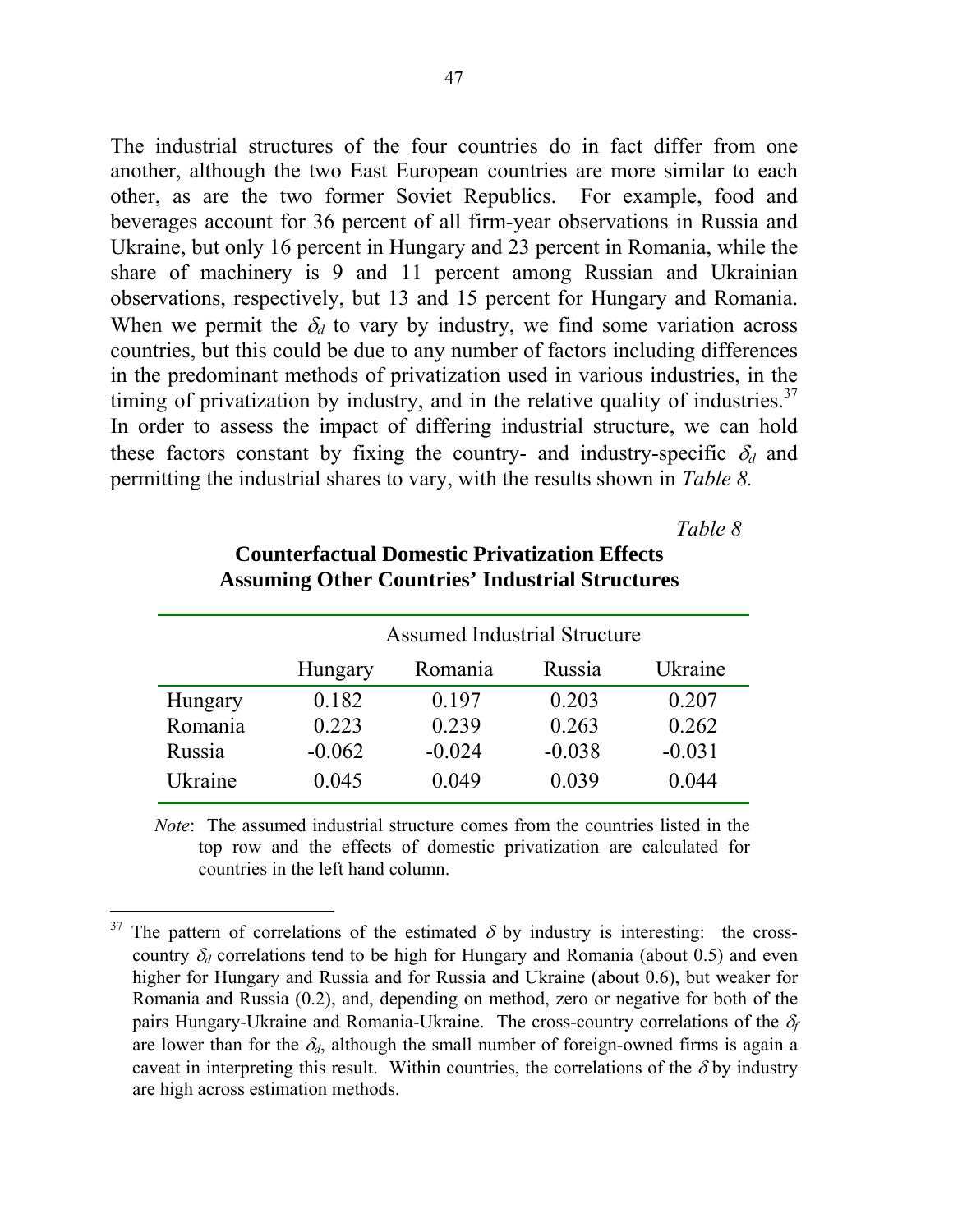The industrial structures of the four countries do in fact differ from one another, although the two East European countries are more similar to each other, as are the two former Soviet Republics. For example, food and beverages account for 36 percent of all firm-year observations in Russia and Ukraine, but only 16 percent in Hungary and 23 percent in Romania, while the share of machinery is 9 and 11 percent among Russian and Ukrainian observations, respectively, but 13 and 15 percent for Hungary and Romania. When we permit the $\delta_d$ to vary by industry, we find some variation across countries, but this could be due to any number of factors including differences in the predominant methods of privatization used in various industries, in the timing of privatization by industry, and in the relative quality of industries.[37] In order to assess the impact of differing industrial structure, we can hold these factors constant by fixing the country- and industry-specific $\delta_d$ and permitting the industrial shares to vary, with the results shown in *Table 8.*

*Table 8*

**Counterfactual Domestic Privatization Effects Assuming Other Countries' Industrial Structures**

| | Assumed Industrial Structure | | | |
|---|---|---|---|---|
| | Hungary | Romania | Russia | Ukraine |
| Hungary | 0.182 | 0.197 | 0.203 | 0.207 |
| Romania | 0.223 | 0.239 | 0.263 | 0.262 |
| Russia | -0.062 | -0.024 | -0.038 | -0.031 |
| Ukraine | 0.045 | 0.049 | 0.039 | 0.044 |

*Note*: The assumed industrial structure comes from the countries listed in the top row and the effects of domestic privatization are calculated for countries in the left hand column.

[37] The pattern of correlations of the estimated $\delta$ by industry is interesting: the cross-country $\delta_d$ correlations tend to be high for Hungary and Romania (about 0.5) and even higher for Hungary and Russia and for Russia and Ukraine (about 0.6), but weaker for Romania and Russia (0.2), and, depending on method, zero or negative for both of the pairs Hungary-Ukraine and Romania-Ukraine. The cross-country correlations of the $\delta_f$ are lower than for the $\delta_d$, although the small number of foreign-owned firms is again a caveat in interpreting this result. Within countries, the correlations of the $\delta$ by industry are high across estimation methods.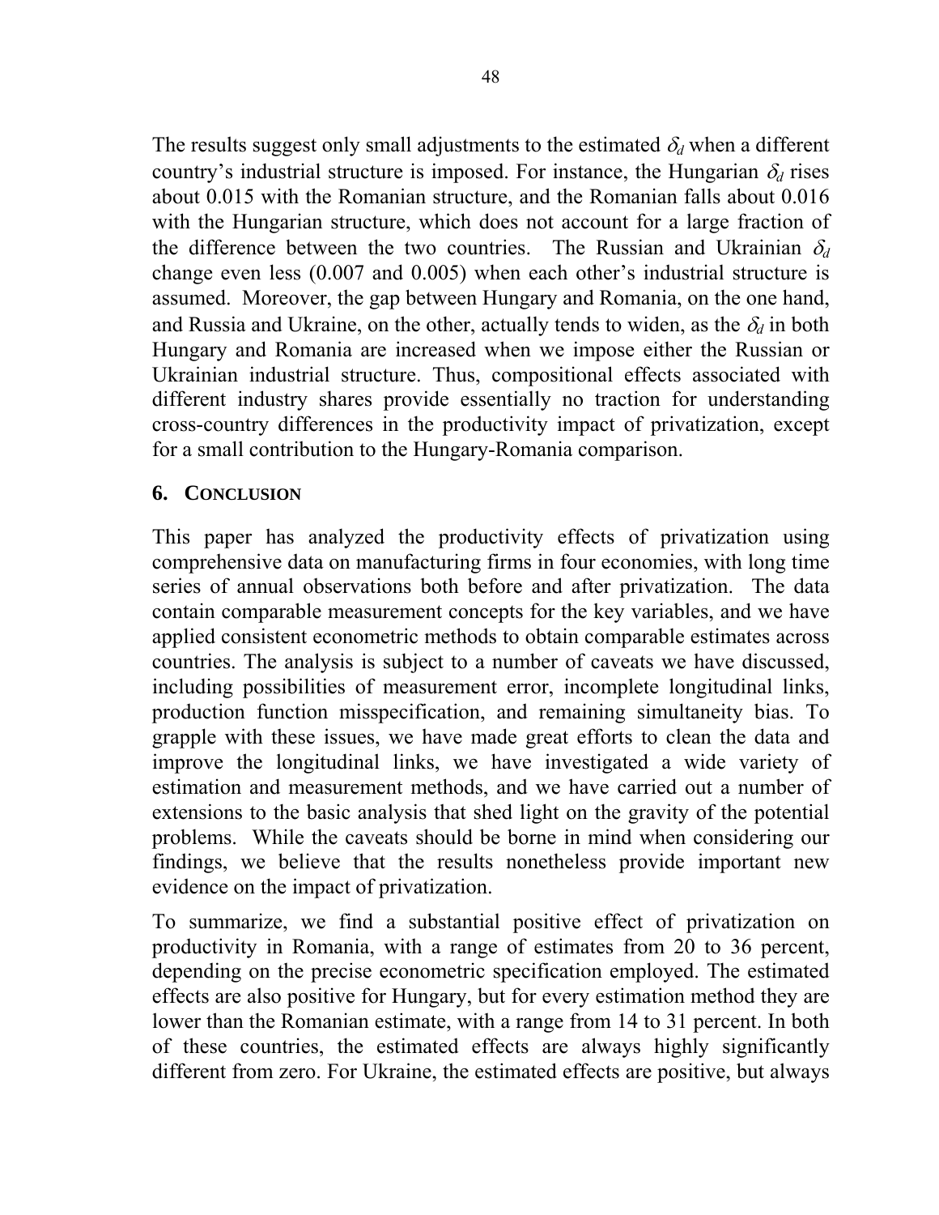The results suggest only small adjustments to the estimated $\delta_d$ when a different country's industrial structure is imposed. For instance, the Hungarian $\delta_d$ rises about 0.015 with the Romanian structure, and the Romanian falls about 0.016 with the Hungarian structure, which does not account for a large fraction of the difference between the two countries. The Russian and Ukrainian $\delta_d$ change even less (0.007 and 0.005) when each other's industrial structure is assumed. Moreover, the gap between Hungary and Romania, on the one hand, and Russia and Ukraine, on the other, actually tends to widen, as the $\delta_d$ in both Hungary and Romania are increased when we impose either the Russian or Ukrainian industrial structure. Thus, compositional effects associated with different industry shares provide essentially no traction for understanding cross-country differences in the productivity impact of privatization, except for a small contribution to the Hungary-Romania comparison.

## 6. CONCLUSION

This paper has analyzed the productivity effects of privatization using comprehensive data on manufacturing firms in four economies, with long time series of annual observations both before and after privatization. The data contain comparable measurement concepts for the key variables, and we have applied consistent econometric methods to obtain comparable estimates across countries. The analysis is subject to a number of caveats we have discussed, including possibilities of measurement error, incomplete longitudinal links, production function misspecification, and remaining simultaneity bias. To grapple with these issues, we have made great efforts to clean the data and improve the longitudinal links, we have investigated a wide variety of estimation and measurement methods, and we have carried out a number of extensions to the basic analysis that shed light on the gravity of the potential problems. While the caveats should be borne in mind when considering our findings, we believe that the results nonetheless provide important new evidence on the impact of privatization.

To summarize, we find a substantial positive effect of privatization on productivity in Romania, with a range of estimates from 20 to 36 percent, depending on the precise econometric specification employed. The estimated effects are also positive for Hungary, but for every estimation method they are lower than the Romanian estimate, with a range from 14 to 31 percent. In both of these countries, the estimated effects are always highly significantly different from zero. For Ukraine, the estimated effects are positive, but always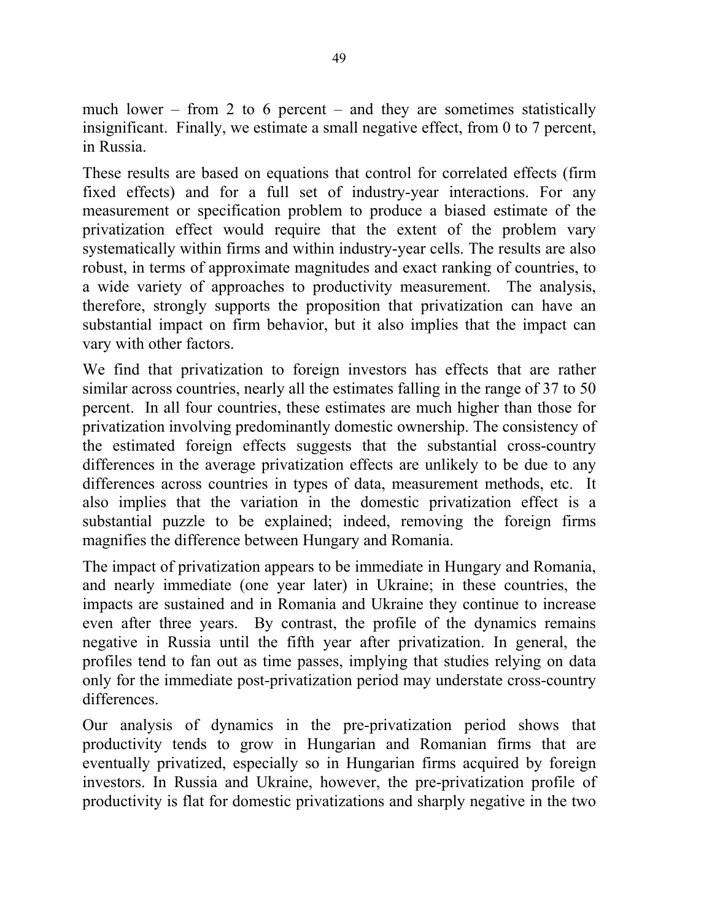much lower – from 2 to 6 percent – and they are sometimes statistically insignificant. Finally, we estimate a small negative effect, from 0 to 7 percent, in Russia.

These results are based on equations that control for correlated effects (firm fixed effects) and for a full set of industry-year interactions. For any measurement or specification problem to produce a biased estimate of the privatization effect would require that the extent of the problem vary systematically within firms and within industry-year cells. The results are also robust, in terms of approximate magnitudes and exact ranking of countries, to a wide variety of approaches to productivity measurement. The analysis, therefore, strongly supports the proposition that privatization can have an substantial impact on firm behavior, but it also implies that the impact can vary with other factors.

We find that privatization to foreign investors has effects that are rather similar across countries, nearly all the estimates falling in the range of 37 to 50 percent. In all four countries, these estimates are much higher than those for privatization involving predominantly domestic ownership. The consistency of the estimated foreign effects suggests that the substantial cross-country differences in the average privatization effects are unlikely to be due to any differences across countries in types of data, measurement methods, etc. It also implies that the variation in the domestic privatization effect is a substantial puzzle to be explained; indeed, removing the foreign firms magnifies the difference between Hungary and Romania.

The impact of privatization appears to be immediate in Hungary and Romania, and nearly immediate (one year later) in Ukraine; in these countries, the impacts are sustained and in Romania and Ukraine they continue to increase even after three years. By contrast, the profile of the dynamics remains negative in Russia until the fifth year after privatization. In general, the profiles tend to fan out as time passes, implying that studies relying on data only for the immediate post-privatization period may understate cross-country differences.

Our analysis of dynamics in the pre-privatization period shows that productivity tends to grow in Hungarian and Romanian firms that are eventually privatized, especially so in Hungarian firms acquired by foreign investors. In Russia and Ukraine, however, the pre-privatization profile of productivity is flat for domestic privatizations and sharply negative in the two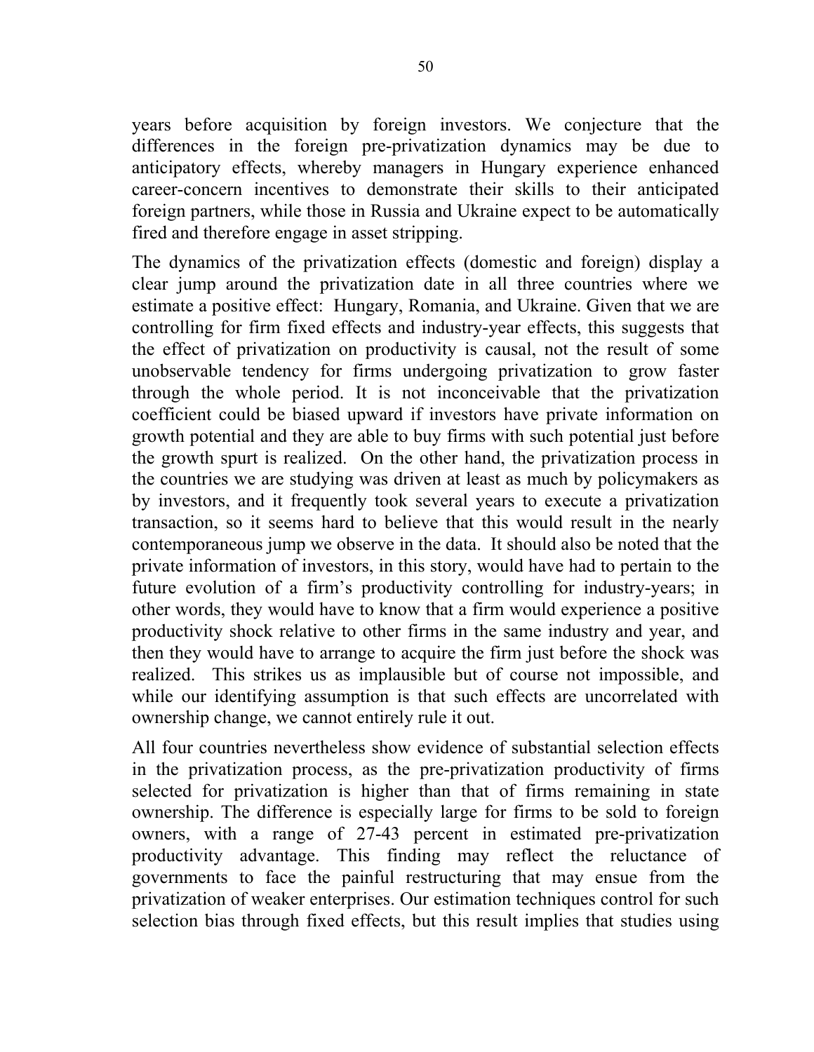years before acquisition by foreign investors. We conjecture that the differences in the foreign pre-privatization dynamics may be due to anticipatory effects, whereby managers in Hungary experience enhanced career-concern incentives to demonstrate their skills to their anticipated foreign partners, while those in Russia and Ukraine expect to be automatically fired and therefore engage in asset stripping.

The dynamics of the privatization effects (domestic and foreign) display a clear jump around the privatization date in all three countries where we estimate a positive effect: Hungary, Romania, and Ukraine. Given that we are controlling for firm fixed effects and industry-year effects, this suggests that the effect of privatization on productivity is causal, not the result of some unobservable tendency for firms undergoing privatization to grow faster through the whole period. It is not inconceivable that the privatization coefficient could be biased upward if investors have private information on growth potential and they are able to buy firms with such potential just before the growth spurt is realized. On the other hand, the privatization process in the countries we are studying was driven at least as much by policymakers as by investors, and it frequently took several years to execute a privatization transaction, so it seems hard to believe that this would result in the nearly contemporaneous jump we observe in the data. It should also be noted that the private information of investors, in this story, would have had to pertain to the future evolution of a firm's productivity controlling for industry-years; in other words, they would have to know that a firm would experience a positive productivity shock relative to other firms in the same industry and year, and then they would have to arrange to acquire the firm just before the shock was realized. This strikes us as implausible but of course not impossible, and while our identifying assumption is that such effects are uncorrelated with ownership change, we cannot entirely rule it out.

All four countries nevertheless show evidence of substantial selection effects in the privatization process, as the pre-privatization productivity of firms selected for privatization is higher than that of firms remaining in state ownership. The difference is especially large for firms to be sold to foreign owners, with a range of 27-43 percent in estimated pre-privatization productivity advantage. This finding may reflect the reluctance of governments to face the painful restructuring that may ensue from the privatization of weaker enterprises. Our estimation techniques control for such selection bias through fixed effects, but this result implies that studies using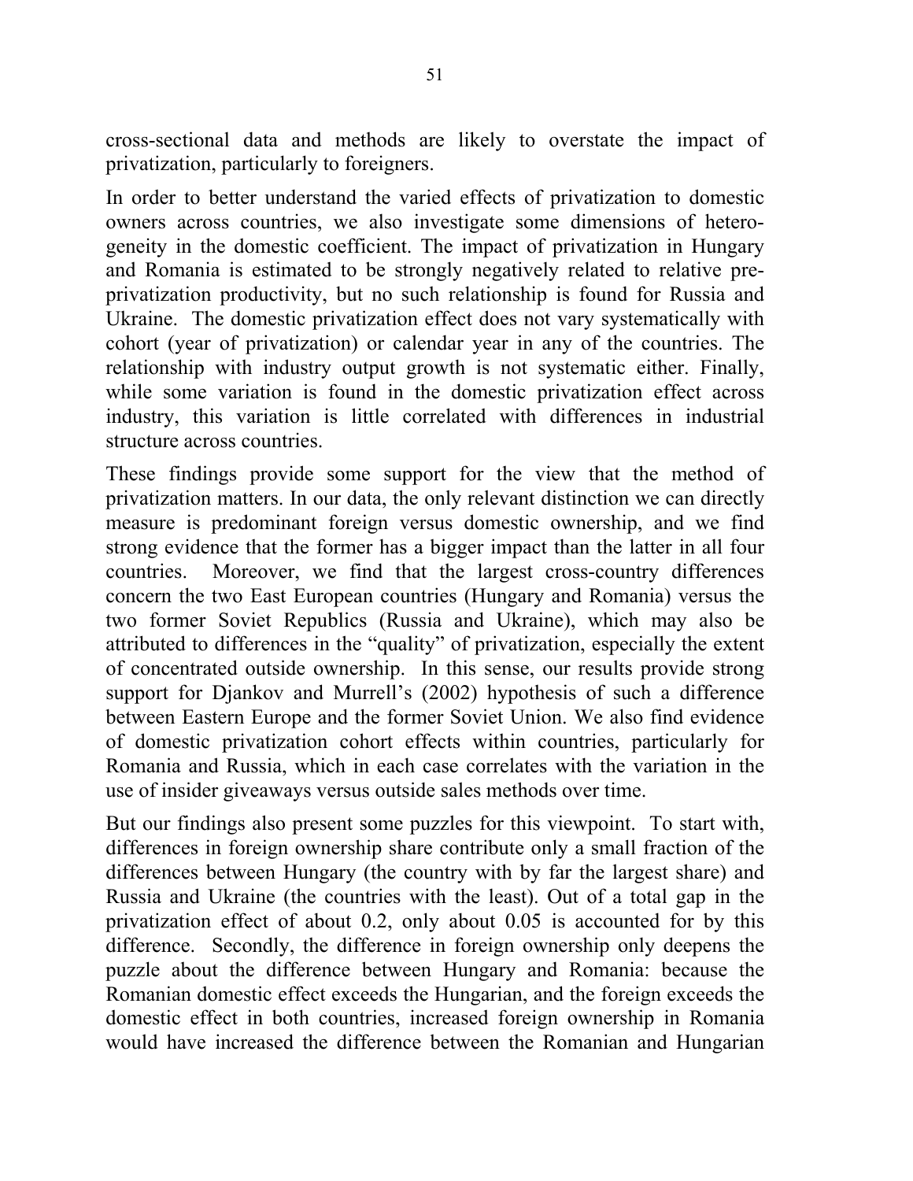cross-sectional data and methods are likely to overstate the impact of privatization, particularly to foreigners.

In order to better understand the varied effects of privatization to domestic owners across countries, we also investigate some dimensions of heterogeneity in the domestic coefficient. The impact of privatization in Hungary and Romania is estimated to be strongly negatively related to relative pre-privatization productivity, but no such relationship is found for Russia and Ukraine. The domestic privatization effect does not vary systematically with cohort (year of privatization) or calendar year in any of the countries. The relationship with industry output growth is not systematic either. Finally, while some variation is found in the domestic privatization effect across industry, this variation is little correlated with differences in industrial structure across countries.

These findings provide some support for the view that the method of privatization matters. In our data, the only relevant distinction we can directly measure is predominant foreign versus domestic ownership, and we find strong evidence that the former has a bigger impact than the latter in all four countries. Moreover, we find that the largest cross-country differences concern the two East European countries (Hungary and Romania) versus the two former Soviet Republics (Russia and Ukraine), which may also be attributed to differences in the "quality" of privatization, especially the extent of concentrated outside ownership. In this sense, our results provide strong support for Djankov and Murrell's (2002) hypothesis of such a difference between Eastern Europe and the former Soviet Union. We also find evidence of domestic privatization cohort effects within countries, particularly for Romania and Russia, which in each case correlates with the variation in the use of insider giveaways versus outside sales methods over time.

But our findings also present some puzzles for this viewpoint. To start with, differences in foreign ownership share contribute only a small fraction of the differences between Hungary (the country with by far the largest share) and Russia and Ukraine (the countries with the least). Out of a total gap in the privatization effect of about 0.2, only about 0.05 is accounted for by this difference. Secondly, the difference in foreign ownership only deepens the puzzle about the difference between Hungary and Romania: because the Romanian domestic effect exceeds the Hungarian, and the foreign exceeds the domestic effect in both countries, increased foreign ownership in Romania would have increased the difference between the Romanian and Hungarian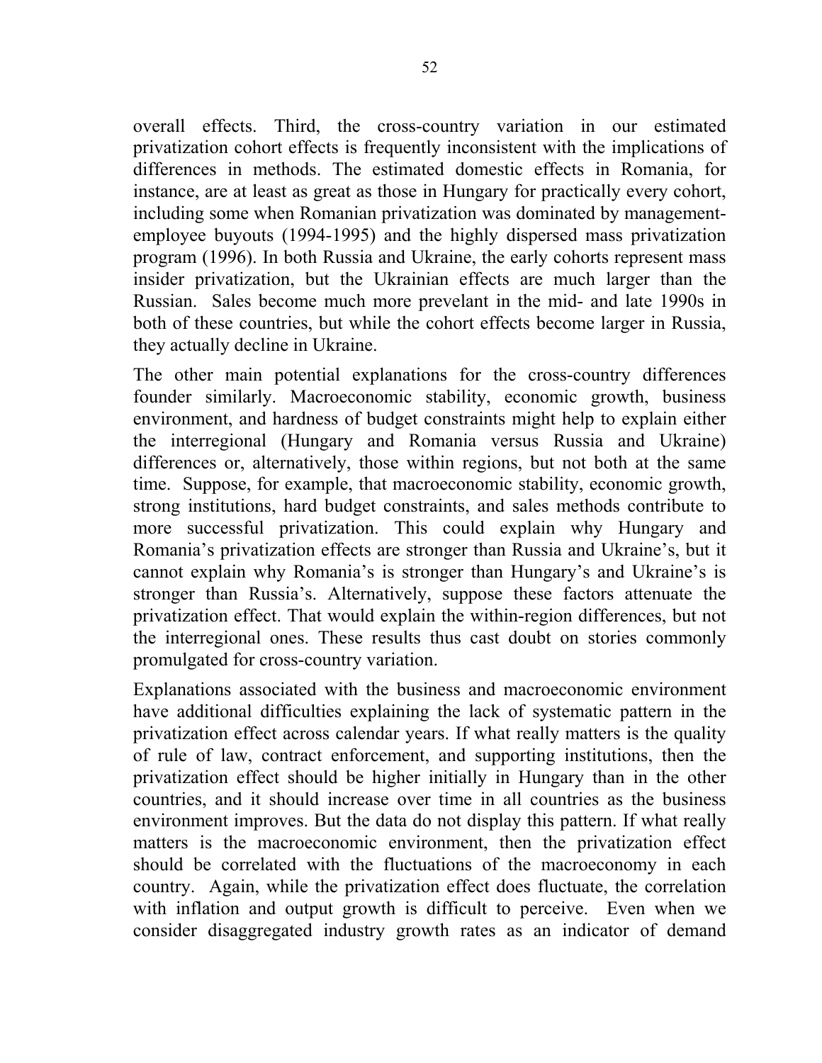overall effects. Third, the cross-country variation in our estimated privatization cohort effects is frequently inconsistent with the implications of differences in methods. The estimated domestic effects in Romania, for instance, are at least as great as those in Hungary for practically every cohort, including some when Romanian privatization was dominated by management-employee buyouts (1994-1995) and the highly dispersed mass privatization program (1996). In both Russia and Ukraine, the early cohorts represent mass insider privatization, but the Ukrainian effects are much larger than the Russian. Sales become much more prevelant in the mid- and late 1990s in both of these countries, but while the cohort effects become larger in Russia, they actually decline in Ukraine.

The other main potential explanations for the cross-country differences founder similarly. Macroeconomic stability, economic growth, business environment, and hardness of budget constraints might help to explain either the interregional (Hungary and Romania versus Russia and Ukraine) differences or, alternatively, those within regions, but not both at the same time. Suppose, for example, that macroeconomic stability, economic growth, strong institutions, hard budget constraints, and sales methods contribute to more successful privatization. This could explain why Hungary and Romania's privatization effects are stronger than Russia and Ukraine's, but it cannot explain why Romania's is stronger than Hungary's and Ukraine's is stronger than Russia's. Alternatively, suppose these factors attenuate the privatization effect. That would explain the within-region differences, but not the interregional ones. These results thus cast doubt on stories commonly promulgated for cross-country variation.

Explanations associated with the business and macroeconomic environment have additional difficulties explaining the lack of systematic pattern in the privatization effect across calendar years. If what really matters is the quality of rule of law, contract enforcement, and supporting institutions, then the privatization effect should be higher initially in Hungary than in the other countries, and it should increase over time in all countries as the business environment improves. But the data do not display this pattern. If what really matters is the macroeconomic environment, then the privatization effect should be correlated with the fluctuations of the macroeconomy in each country. Again, while the privatization effect does fluctuate, the correlation with inflation and output growth is difficult to perceive. Even when we consider disaggregated industry growth rates as an indicator of demand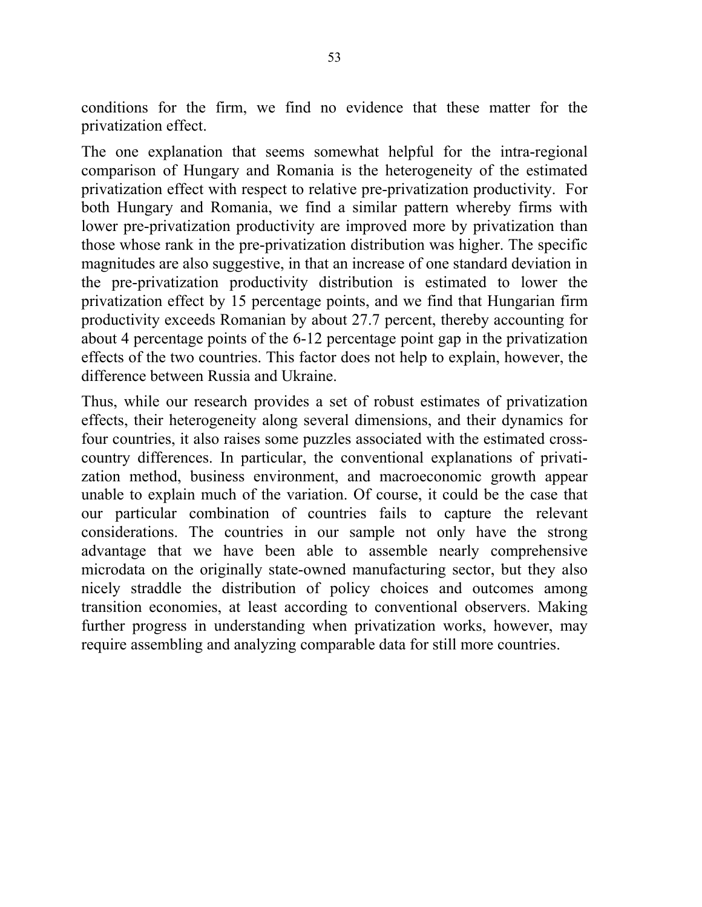conditions for the firm, we find no evidence that these matter for the privatization effect.

The one explanation that seems somewhat helpful for the intra-regional comparison of Hungary and Romania is the heterogeneity of the estimated privatization effect with respect to relative pre-privatization productivity. For both Hungary and Romania, we find a similar pattern whereby firms with lower pre-privatization productivity are improved more by privatization than those whose rank in the pre-privatization distribution was higher. The specific magnitudes are also suggestive, in that an increase of one standard deviation in the pre-privatization productivity distribution is estimated to lower the privatization effect by 15 percentage points, and we find that Hungarian firm productivity exceeds Romanian by about 27.7 percent, thereby accounting for about 4 percentage points of the 6-12 percentage point gap in the privatization effects of the two countries. This factor does not help to explain, however, the difference between Russia and Ukraine.

Thus, while our research provides a set of robust estimates of privatization effects, their heterogeneity along several dimensions, and their dynamics for four countries, it also raises some puzzles associated with the estimated cross-country differences. In particular, the conventional explanations of privatization method, business environment, and macroeconomic growth appear unable to explain much of the variation. Of course, it could be the case that our particular combination of countries fails to capture the relevant considerations. The countries in our sample not only have the strong advantage that we have been able to assemble nearly comprehensive microdata on the originally state-owned manufacturing sector, but they also nicely straddle the distribution of policy choices and outcomes among transition economies, at least according to conventional observers. Making further progress in understanding when privatization works, however, may require assembling and analyzing comparable data for still more countries.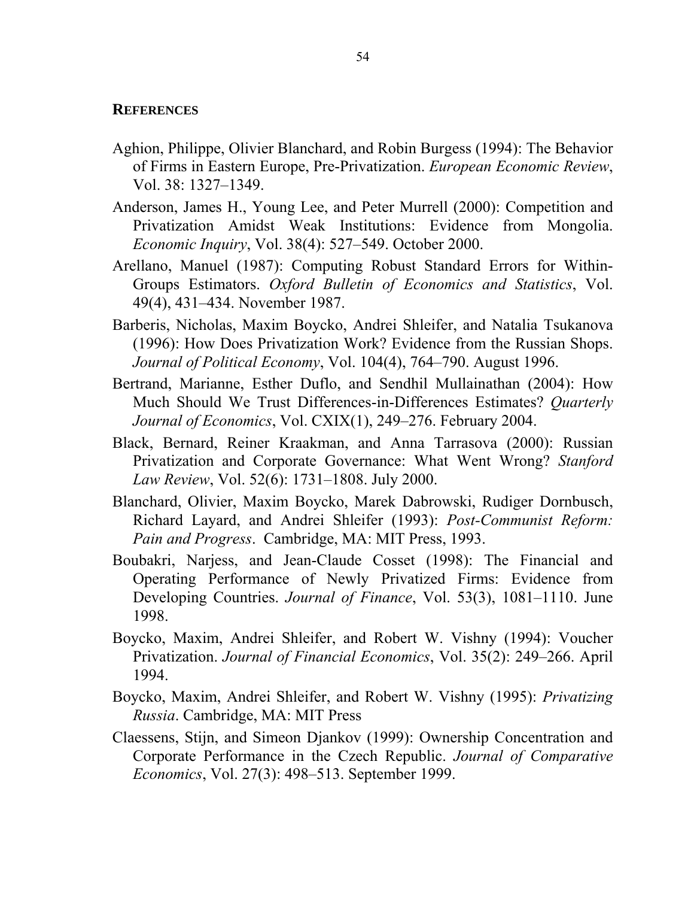## REFERENCES

Aghion, Philippe, Olivier Blanchard, and Robin Burgess (1994): The Behavior of Firms in Eastern Europe, Pre-Privatization. *European Economic Review*, Vol. 38: 1327–1349.

Anderson, James H., Young Lee, and Peter Murrell (2000): Competition and Privatization Amidst Weak Institutions: Evidence from Mongolia. *Economic Inquiry*, Vol. 38(4): 527–549. October 2000.

Arellano, Manuel (1987): Computing Robust Standard Errors for Within-Groups Estimators. *Oxford Bulletin of Economics and Statistics*, Vol. 49(4), 431–434. November 1987.

Barberis, Nicholas, Maxim Boycko, Andrei Shleifer, and Natalia Tsukanova (1996): How Does Privatization Work? Evidence from the Russian Shops. *Journal of Political Economy*, Vol. 104(4), 764–790. August 1996.

Bertrand, Marianne, Esther Duflo, and Sendhil Mullainathan (2004): How Much Should We Trust Differences-in-Differences Estimates? *Quarterly Journal of Economics*, Vol. CXIX(1), 249–276. February 2004.

Black, Bernard, Reiner Kraakman, and Anna Tarrasova (2000): Russian Privatization and Corporate Governance: What Went Wrong? *Stanford Law Review*, Vol. 52(6): 1731–1808. July 2000.

Blanchard, Olivier, Maxim Boycko, Marek Dabrowski, Rudiger Dornbusch, Richard Layard, and Andrei Shleifer (1993): *Post-Communist Reform: Pain and Progress*. Cambridge, MA: MIT Press, 1993.

Boubakri, Narjess, and Jean-Claude Cosset (1998): The Financial and Operating Performance of Newly Privatized Firms: Evidence from Developing Countries. *Journal of Finance*, Vol. 53(3), 1081–1110. June 1998.

Boycko, Maxim, Andrei Shleifer, and Robert W. Vishny (1994): Voucher Privatization. *Journal of Financial Economics*, Vol. 35(2): 249–266. April 1994.

Boycko, Maxim, Andrei Shleifer, and Robert W. Vishny (1995): *Privatizing Russia*. Cambridge, MA: MIT Press

Claessens, Stijn, and Simeon Djankov (1999): Ownership Concentration and Corporate Performance in the Czech Republic. *Journal of Comparative Economics*, Vol. 27(3): 498–513. September 1999.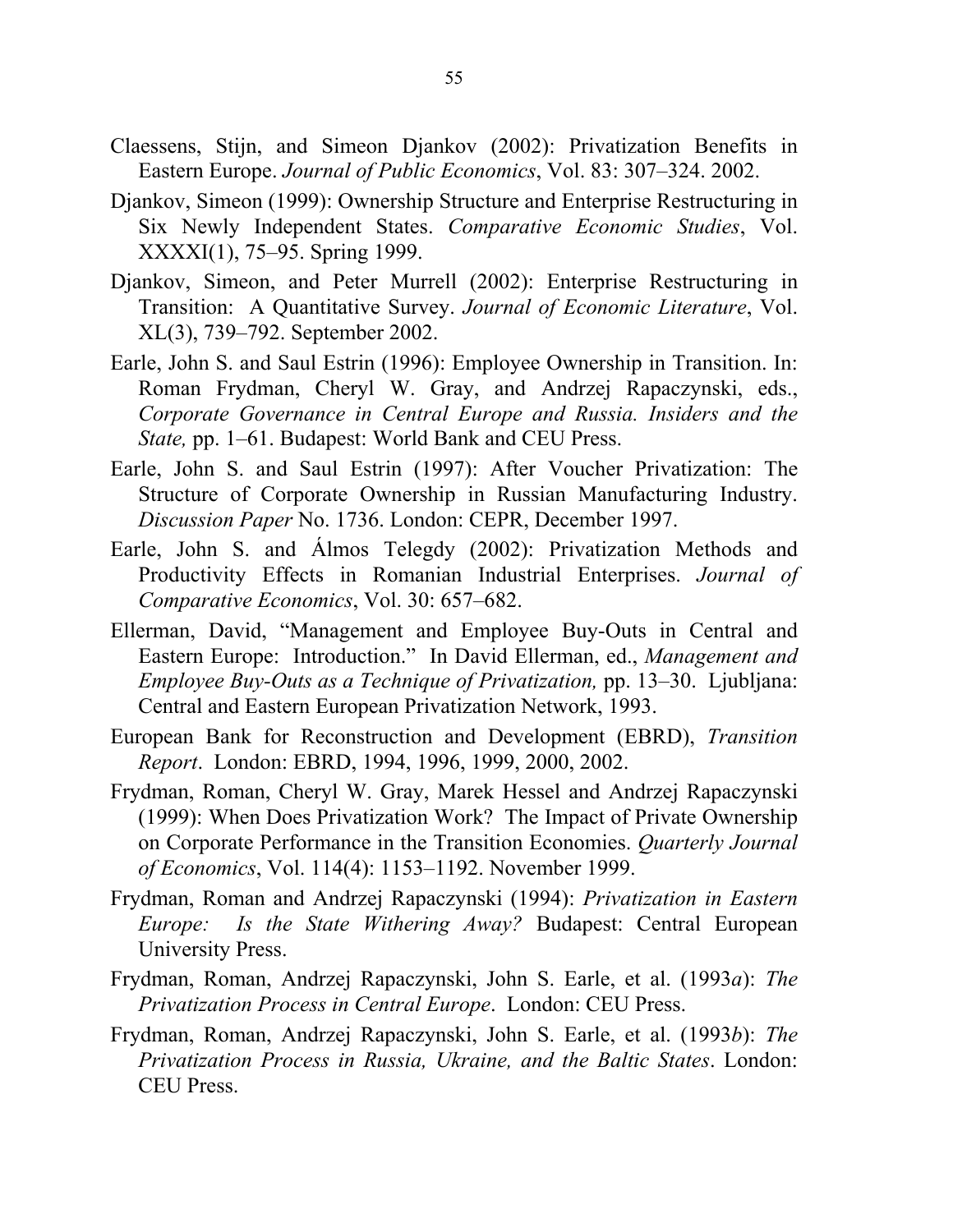Claessens, Stijn, and Simeon Djankov (2002): Privatization Benefits in Eastern Europe. *Journal of Public Economics*, Vol. 83: 307–324. 2002.

Djankov, Simeon (1999): Ownership Structure and Enterprise Restructuring in Six Newly Independent States. *Comparative Economic Studies*, Vol. XXXXI(1), 75–95. Spring 1999.

Djankov, Simeon, and Peter Murrell (2002): Enterprise Restructuring in Transition: A Quantitative Survey. *Journal of Economic Literature*, Vol. XL(3), 739–792. September 2002.

Earle, John S. and Saul Estrin (1996): Employee Ownership in Transition. In: Roman Frydman, Cheryl W. Gray, and Andrzej Rapaczynski, eds., *Corporate Governance in Central Europe and Russia. Insiders and the State,* pp. 1–61. Budapest: World Bank and CEU Press.

Earle, John S. and Saul Estrin (1997): After Voucher Privatization: The Structure of Corporate Ownership in Russian Manufacturing Industry. *Discussion Paper* No. 1736. London: CEPR, December 1997.

Earle, John S. and Álmos Telegdy (2002): Privatization Methods and Productivity Effects in Romanian Industrial Enterprises. *Journal of Comparative Economics*, Vol. 30: 657–682.

Ellerman, David, "Management and Employee Buy-Outs in Central and Eastern Europe: Introduction." In David Ellerman, ed., *Management and Employee Buy-Outs as a Technique of Privatization,* pp. 13–30. Ljubljana: Central and Eastern European Privatization Network, 1993.

European Bank for Reconstruction and Development (EBRD), *Transition Report*. London: EBRD, 1994, 1996, 1999, 2000, 2002.

Frydman, Roman, Cheryl W. Gray, Marek Hessel and Andrzej Rapaczynski (1999): When Does Privatization Work? The Impact of Private Ownership on Corporate Performance in the Transition Economies. *Quarterly Journal of Economics*, Vol. 114(4): 1153–1192. November 1999.

Frydman, Roman and Andrzej Rapaczynski (1994): *Privatization in Eastern Europe: Is the State Withering Away?* Budapest: Central European University Press.

Frydman, Roman, Andrzej Rapaczynski, John S. Earle, et al. (1993*a*): *The Privatization Process in Central Europe*. London: CEU Press.

Frydman, Roman, Andrzej Rapaczynski, John S. Earle, et al. (1993*b*): *The Privatization Process in Russia, Ukraine, and the Baltic States*. London: CEU Press.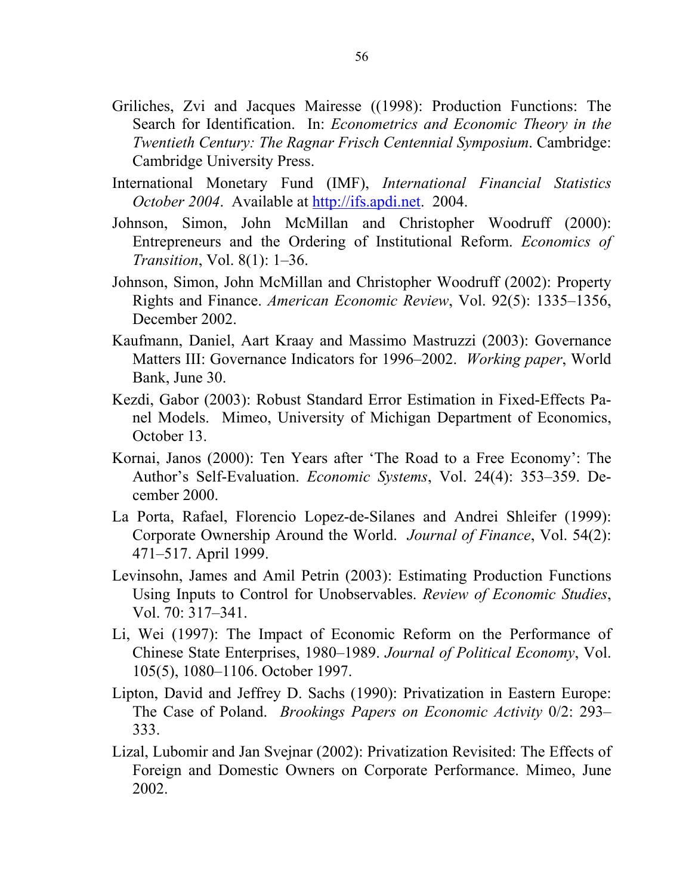Griliches, Zvi and Jacques Mairesse ((1998): Production Functions: The Search for Identification. In: *Econometrics and Economic Theory in the Twentieth Century: The Ragnar Frisch Centennial Symposium*. Cambridge: Cambridge University Press.

International Monetary Fund (IMF), *International Financial Statistics October 2004*. Available at http://ifs.apdi.net. 2004.

Johnson, Simon, John McMillan and Christopher Woodruff (2000): Entrepreneurs and the Ordering of Institutional Reform. *Economics of Transition*, Vol. 8(1): 1–36.

Johnson, Simon, John McMillan and Christopher Woodruff (2002): Property Rights and Finance. *American Economic Review*, Vol. 92(5): 1335–1356, December 2002.

Kaufmann, Daniel, Aart Kraay and Massimo Mastruzzi (2003): Governance Matters III: Governance Indicators for 1996–2002. *Working paper*, World Bank, June 30.

Kezdi, Gabor (2003): Robust Standard Error Estimation in Fixed-Effects Panel Models. Mimeo, University of Michigan Department of Economics, October 13.

Kornai, Janos (2000): Ten Years after 'The Road to a Free Economy': The Author's Self-Evaluation. *Economic Systems*, Vol. 24(4): 353–359. December 2000.

La Porta, Rafael, Florencio Lopez-de-Silanes and Andrei Shleifer (1999): Corporate Ownership Around the World. *Journal of Finance*, Vol. 54(2): 471–517. April 1999.

Levinsohn, James and Amil Petrin (2003): Estimating Production Functions Using Inputs to Control for Unobservables. *Review of Economic Studies*, Vol. 70: 317–341.

Li, Wei (1997): The Impact of Economic Reform on the Performance of Chinese State Enterprises, 1980–1989. *Journal of Political Economy*, Vol. 105(5), 1080–1106. October 1997.

Lipton, David and Jeffrey D. Sachs (1990): Privatization in Eastern Europe: The Case of Poland. *Brookings Papers on Economic Activity* 0/2: 293–333.

Lizal, Lubomir and Jan Svejnar (2002): Privatization Revisited: The Effects of Foreign and Domestic Owners on Corporate Performance. Mimeo, June 2002.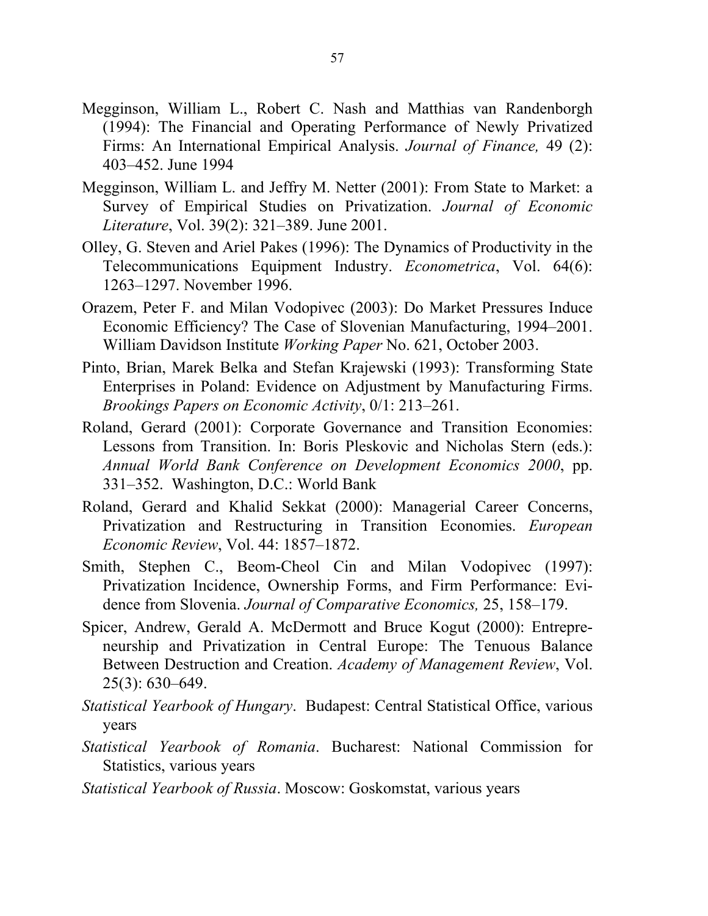Megginson, William L., Robert C. Nash and Matthias van Randenborgh (1994): The Financial and Operating Performance of Newly Privatized Firms: An International Empirical Analysis. *Journal of Finance,* 49 (2): 403–452. June 1994

Megginson, William L. and Jeffry M. Netter (2001): From State to Market: a Survey of Empirical Studies on Privatization. *Journal of Economic Literature*, Vol. 39(2): 321–389. June 2001.

Olley, G. Steven and Ariel Pakes (1996): The Dynamics of Productivity in the Telecommunications Equipment Industry. *Econometrica*, Vol. 64(6): 1263–1297. November 1996.

Orazem, Peter F. and Milan Vodopivec (2003): Do Market Pressures Induce Economic Efficiency? The Case of Slovenian Manufacturing, 1994–2001. William Davidson Institute *Working Paper* No. 621, October 2003.

Pinto, Brian, Marek Belka and Stefan Krajewski (1993): Transforming State Enterprises in Poland: Evidence on Adjustment by Manufacturing Firms. *Brookings Papers on Economic Activity*, 0/1: 213–261.

Roland, Gerard (2001): Corporate Governance and Transition Economies: Lessons from Transition. In: Boris Pleskovic and Nicholas Stern (eds.): *Annual World Bank Conference on Development Economics 2000*, pp. 331–352. Washington, D.C.: World Bank

Roland, Gerard and Khalid Sekkat (2000): Managerial Career Concerns, Privatization and Restructuring in Transition Economies. *European Economic Review*, Vol. 44: 1857–1872.

Smith, Stephen C., Beom-Cheol Cin and Milan Vodopivec (1997): Privatization Incidence, Ownership Forms, and Firm Performance: Evidence from Slovenia. *Journal of Comparative Economics,* 25, 158–179.

Spicer, Andrew, Gerald A. McDermott and Bruce Kogut (2000): Entrepreneurship and Privatization in Central Europe: The Tenuous Balance Between Destruction and Creation. *Academy of Management Review*, Vol. 25(3): 630–649.

*Statistical Yearbook of Hungary*. Budapest: Central Statistical Office, various years

*Statistical Yearbook of Romania*. Bucharest: National Commission for Statistics, various years

*Statistical Yearbook of Russia*. Moscow: Goskomstat, various years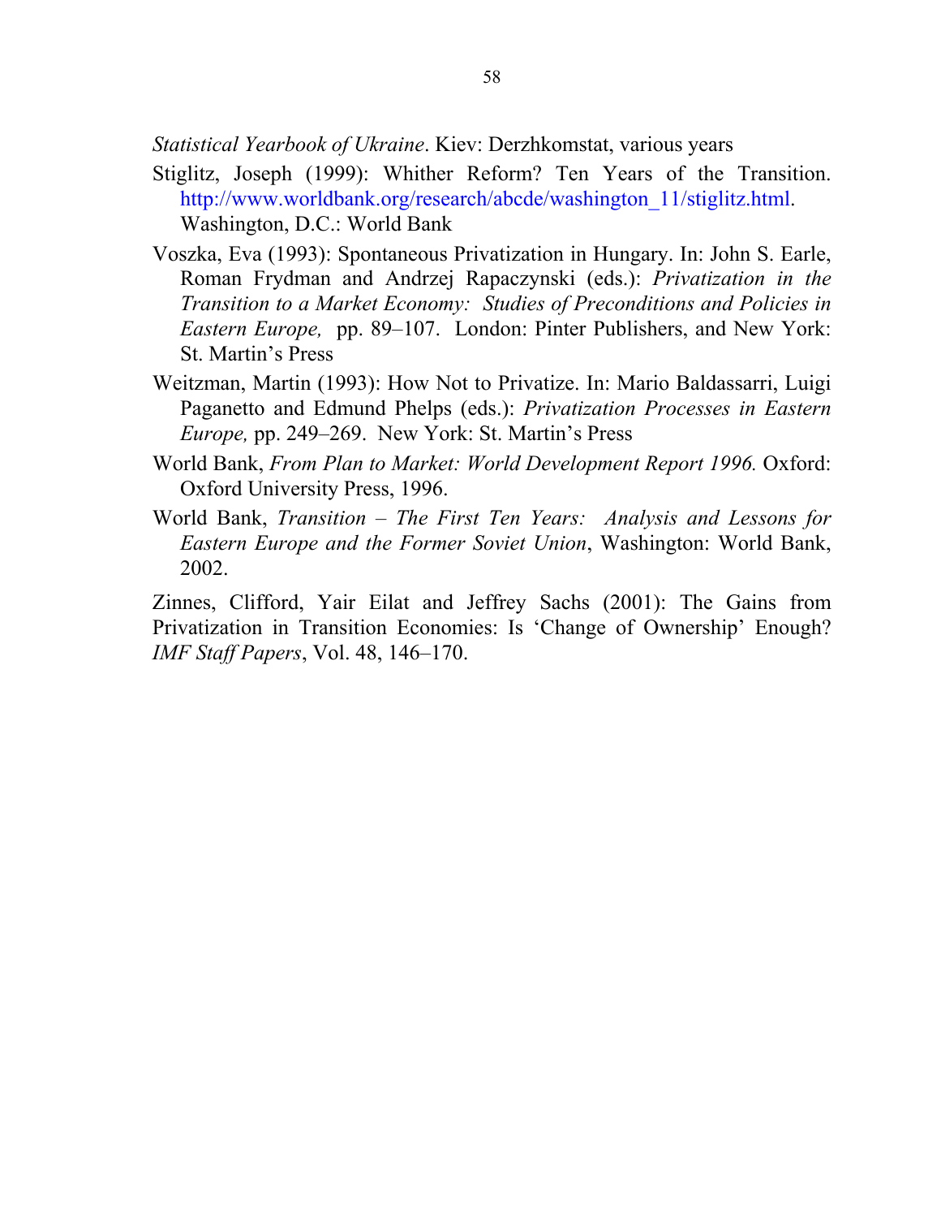*Statistical Yearbook of Ukraine*. Kiev: Derzhkomstat, various years

Stiglitz, Joseph (1999): Whither Reform? Ten Years of the Transition. http://www.worldbank.org/research/abcde/washington_11/stiglitz.html. Washington, D.C.: World Bank

Voszka, Eva (1993): Spontaneous Privatization in Hungary. In: John S. Earle, Roman Frydman and Andrzej Rapaczynski (eds.): *Privatization in the Transition to a Market Economy: Studies of Preconditions and Policies in Eastern Europe,* pp. 89–107. London: Pinter Publishers, and New York: St. Martin's Press

Weitzman, Martin (1993): How Not to Privatize. In: Mario Baldassarri, Luigi Paganetto and Edmund Phelps (eds.): *Privatization Processes in Eastern Europe,* pp. 249–269. New York: St. Martin's Press

World Bank, *From Plan to Market: World Development Report 1996.* Oxford: Oxford University Press, 1996.

World Bank, *Transition – The First Ten Years: Analysis and Lessons for Eastern Europe and the Former Soviet Union*, Washington: World Bank, 2002.

Zinnes, Clifford, Yair Eilat and Jeffrey Sachs (2001): The Gains from Privatization in Transition Economies: Is 'Change of Ownership' Enough? *IMF Staff Papers*, Vol. 48, 146–170.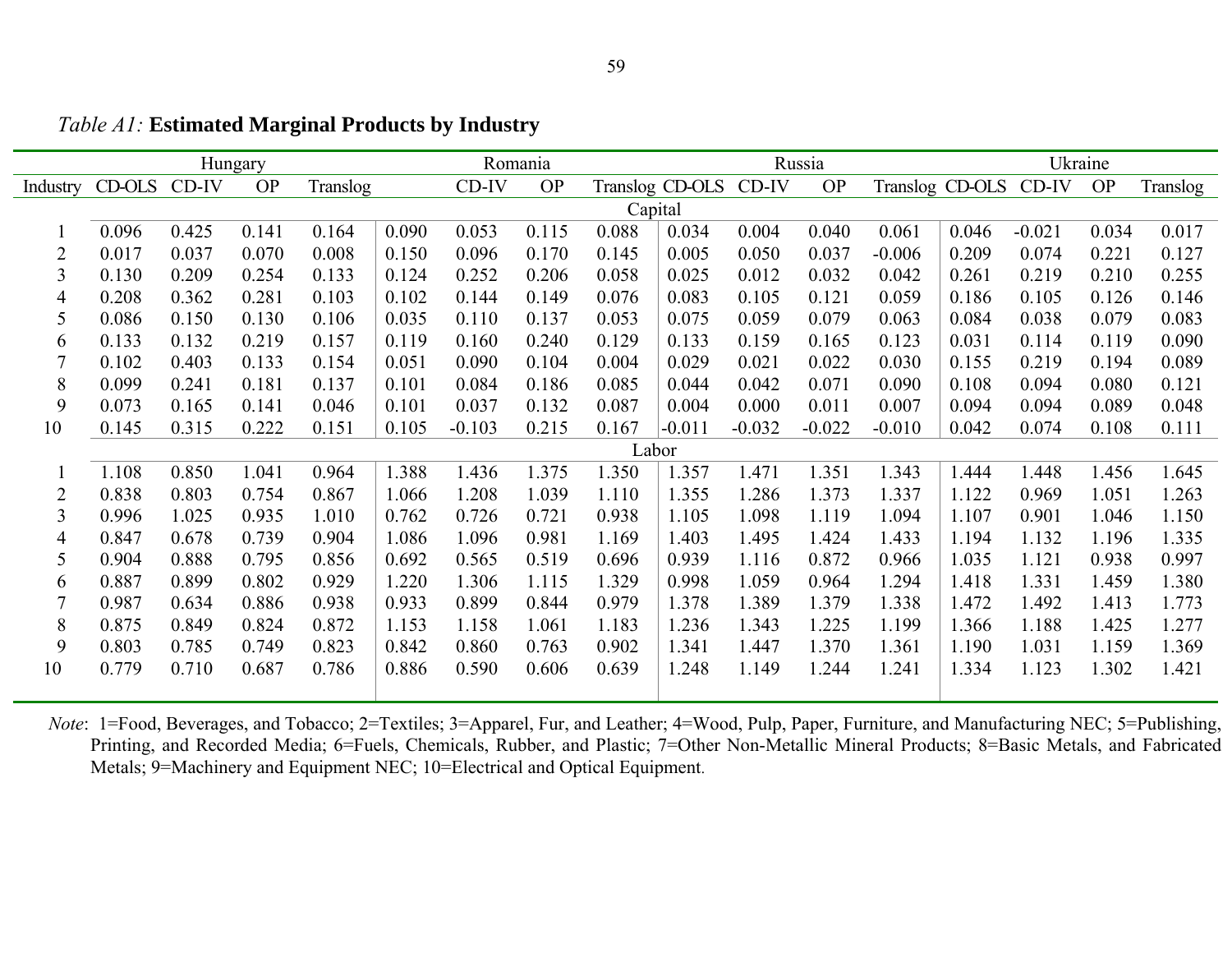*Table A1:* **Estimated Marginal Products by Industry**

| | Hungary | | | | Romania | | | | Russia | | | | Ukraine | | | |
|---|---|---|---|---|---|---|---|---|---|---|---|---|---|---|---|---|
| Industry | CD-OLS | CD-IV | OP | Translog | | CD-IV | OP | Translog | CD-OLS | CD-IV | OP | Translog | CD-OLS | CD-IV | OP | Translog |
| | | | | | | | | | Capital | | | | | | | |
| 1 | 0.096 | 0.425 | 0.141 | 0.164 | 0.090 | 0.053 | 0.115 | 0.088 | 0.034 | 0.004 | 0.040 | 0.061 | 0.046 | -0.021 | 0.034 | 0.017 |
| 2 | 0.017 | 0.037 | 0.070 | 0.008 | 0.150 | 0.096 | 0.170 | 0.145 | 0.005 | 0.050 | 0.037 | -0.006 | 0.209 | 0.074 | 0.221 | 0.127 |
| 3 | 0.130 | 0.209 | 0.254 | 0.133 | 0.124 | 0.252 | 0.206 | 0.058 | 0.025 | 0.012 | 0.032 | 0.042 | 0.261 | 0.219 | 0.210 | 0.255 |
| 4 | 0.208 | 0.362 | 0.281 | 0.103 | 0.102 | 0.144 | 0.149 | 0.076 | 0.083 | 0.105 | 0.121 | 0.059 | 0.186 | 0.105 | 0.126 | 0.146 |
| 5 | 0.086 | 0.150 | 0.130 | 0.106 | 0.035 | 0.110 | 0.137 | 0.053 | 0.075 | 0.059 | 0.079 | 0.063 | 0.084 | 0.038 | 0.079 | 0.083 |
| 6 | 0.133 | 0.132 | 0.219 | 0.157 | 0.119 | 0.160 | 0.240 | 0.129 | 0.133 | 0.159 | 0.165 | 0.123 | 0.031 | 0.114 | 0.119 | 0.090 |
| 7 | 0.102 | 0.403 | 0.133 | 0.154 | 0.051 | 0.090 | 0.104 | 0.004 | 0.029 | 0.021 | 0.022 | 0.030 | 0.155 | 0.219 | 0.194 | 0.089 |
| 8 | 0.099 | 0.241 | 0.181 | 0.137 | 0.101 | 0.084 | 0.186 | 0.085 | 0.044 | 0.042 | 0.071 | 0.090 | 0.108 | 0.094 | 0.080 | 0.121 |
| 9 | 0.073 | 0.165 | 0.141 | 0.046 | 0.101 | 0.037 | 0.132 | 0.087 | 0.004 | 0.000 | 0.011 | 0.007 | 0.094 | 0.094 | 0.089 | 0.048 |
| 10 | 0.145 | 0.315 | 0.222 | 0.151 | 0.105 | -0.103 | 0.215 | 0.167 | -0.011 | -0.032 | -0.022 | -0.010 | 0.042 | 0.074 | 0.108 | 0.111 |
| | | | | | | | | | Labor | | | | | | | |
| 1 | 1.108 | 0.850 | 1.041 | 0.964 | 1.388 | 1.436 | 1.375 | 1.350 | 1.357 | 1.471 | 1.351 | 1.343 | 1.444 | 1.448 | 1.456 | 1.645 |
| 2 | 0.838 | 0.803 | 0.754 | 0.867 | 1.066 | 1.208 | 1.039 | 1.110 | 1.355 | 1.286 | 1.373 | 1.337 | 1.122 | 0.969 | 1.051 | 1.263 |
| 3 | 0.996 | 1.025 | 0.935 | 1.010 | 0.762 | 0.726 | 0.721 | 0.938 | 1.105 | 1.098 | 1.119 | 1.094 | 1.107 | 0.901 | 1.046 | 1.150 |
| 4 | 0.847 | 0.678 | 0.739 | 0.904 | 1.086 | 1.096 | 0.981 | 1.169 | 1.403 | 1.495 | 1.424 | 1.433 | 1.194 | 1.132 | 1.196 | 1.335 |
| 5 | 0.904 | 0.888 | 0.795 | 0.856 | 0.692 | 0.565 | 0.519 | 0.696 | 0.939 | 1.116 | 0.872 | 0.966 | 1.035 | 1.121 | 0.938 | 0.997 |
| 6 | 0.887 | 0.899 | 0.802 | 0.929 | 1.220 | 1.306 | 1.115 | 1.329 | 0.998 | 1.059 | 0.964 | 1.294 | 1.418 | 1.331 | 1.459 | 1.380 |
| 7 | 0.987 | 0.634 | 0.886 | 0.938 | 0.933 | 0.899 | 0.844 | 0.979 | 1.378 | 1.389 | 1.379 | 1.338 | 1.472 | 1.492 | 1.413 | 1.773 |
| 8 | 0.875 | 0.849 | 0.824 | 0.872 | 1.153 | 1.158 | 1.061 | 1.183 | 1.236 | 1.343 | 1.225 | 1.199 | 1.366 | 1.188 | 1.425 | 1.277 |
| 9 | 0.803 | 0.785 | 0.749 | 0.823 | 0.842 | 0.860 | 0.763 | 0.902 | 1.341 | 1.447 | 1.370 | 1.361 | 1.190 | 1.031 | 1.159 | 1.369 |
| 10 | 0.779 | 0.710 | 0.687 | 0.786 | 0.886 | 0.590 | 0.606 | 0.639 | 1.248 | 1.149 | 1.244 | 1.241 | 1.334 | 1.123 | 1.302 | 1.421 |

*Note*: 1=Food, Beverages, and Tobacco; 2=Textiles; 3=Apparel, Fur, and Leather; 4=Wood, Pulp, Paper, Furniture, and Manufacturing NEC; 5=Publishing, Printing, and Recorded Media; 6=Fuels, Chemicals, Rubber, and Plastic; 7=Other Non-Metallic Mineral Products; 8=Basic Metals, and Fabricated Metals; 9=Machinery and Equipment NEC; 10=Electrical and Optical Equipment.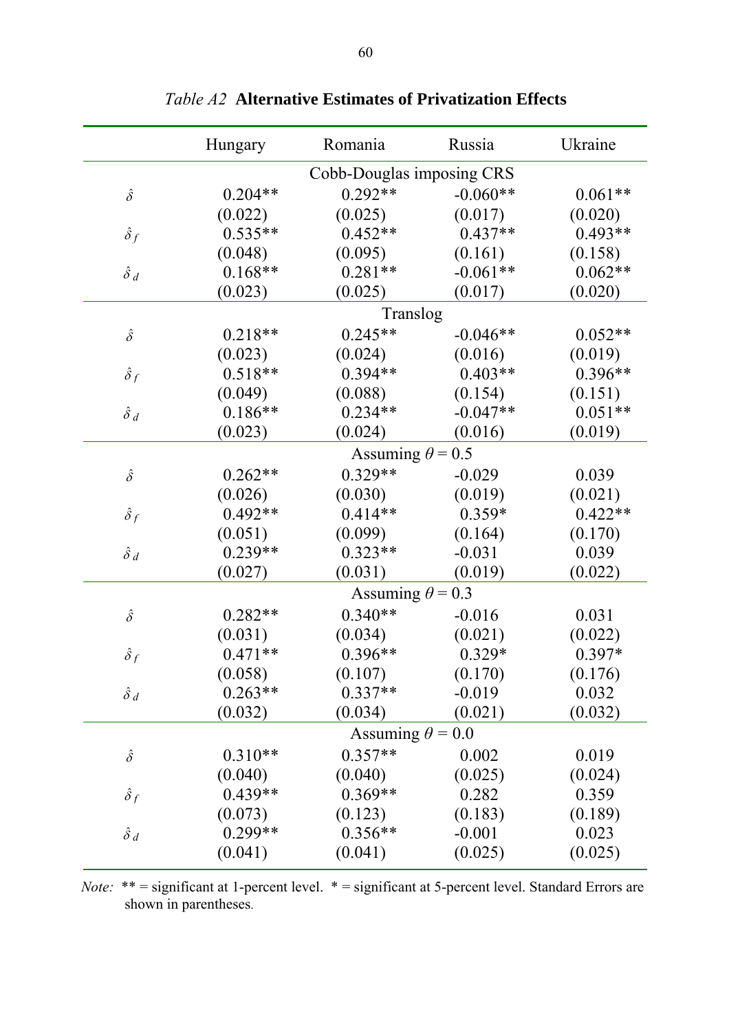*Table A2* **Alternative Estimates of Privatization Effects**

| | Hungary | Romania | Russia | Ukraine |
|---|---|---|---|---|
| | Cobb-Douglas imposing CRS | | | |
| $\hat{\delta}$ | 0.204** | 0.292** | -0.060** | 0.061** |
| | (0.022) | (0.025) | (0.017) | (0.020) |
| $\hat{\delta}_f$ | 0.535** | 0.452** | 0.437** | 0.493** |
| | (0.048) | (0.095) | (0.161) | (0.158) |
| $\hat{\delta}_d$ | 0.168** | 0.281** | -0.061** | 0.062** |
| | (0.023) | (0.025) | (0.017) | (0.020) |
| | Translog | | | |
| $\hat{\delta}$ | 0.218** | 0.245** | -0.046** | 0.052** |
| | (0.023) | (0.024) | (0.016) | (0.019) |
| $\hat{\delta}_f$ | 0.518** | 0.394** | 0.403** | 0.396** |
| | (0.049) | (0.088) | (0.154) | (0.151) |
| $\hat{\delta}_d$ | 0.186** | 0.234** | -0.047** | 0.051** |
| | (0.023) | (0.024) | (0.016) | (0.019) |
| | Assuming $\theta = 0.5$ | | | |
| $\hat{\delta}$ | 0.262** | 0.329** | -0.029 | 0.039 |
| | (0.026) | (0.030) | (0.019) | (0.021) |
| $\hat{\delta}_f$ | 0.492** | 0.414** | 0.359* | 0.422** |
| | (0.051) | (0.099) | (0.164) | (0.170) |
| $\hat{\delta}_d$ | 0.239** | 0.323** | -0.031 | 0.039 |
| | (0.027) | (0.031) | (0.019) | (0.022) |
| | Assuming $\theta = 0.3$ | | | |
| $\hat{\delta}$ | 0.282** | 0.340** | -0.016 | 0.031 |
| | (0.031) | (0.034) | (0.021) | (0.022) |
| $\hat{\delta}_f$ | 0.471** | 0.396** | 0.329* | 0.397* |
| | (0.058) | (0.107) | (0.170) | (0.176) |
| $\hat{\delta}_d$ | 0.263** | 0.337** | -0.019 | 0.032 |
| | (0.032) | (0.034) | (0.021) | (0.032) |
| | Assuming $\theta = 0.0$ | | | |
| $\hat{\delta}$ | 0.310** | 0.357** | 0.002 | 0.019 |
| | (0.040) | (0.040) | (0.025) | (0.024) |
| $\hat{\delta}_f$ | 0.439** | 0.369** | 0.282 | 0.359 |
| | (0.073) | (0.123) | (0.183) | (0.189) |
| $\hat{\delta}_d$ | 0.299** | 0.356** | -0.001 | 0.023 |
| | (0.041) | (0.041) | (0.025) | (0.025) |

*Note:* ** = significant at 1-percent level. * = significant at 5-percent level. Standard Errors are shown in parentheses.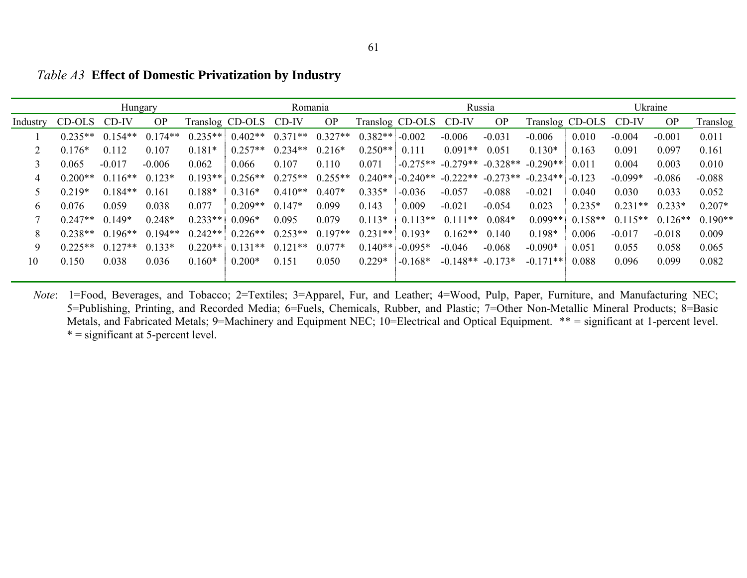*Table A3* **Effect of Domestic Privatization by Industry**

| | Hungary | | | | Romania | | | | Russia | | | | Ukraine | | | |
|---|---|---|---|---|---|---|---|---|---|---|---|---|---|---|---|---|
| Industry | CD-OLS | CD-IV | OP | Translog | CD-OLS | CD-IV | OP | Translog | CD-OLS | CD-IV | OP | Translog | CD-OLS | CD-IV | OP | Translog |
| 1 | 0.235** | 0.154** | 0.174** | 0.235** | 0.402** | 0.371** | 0.327** | 0.382** | -0.002 | -0.006 | -0.031 | -0.006 | 0.010 | -0.004 | -0.001 | 0.011 |
| 2 | 0.176* | 0.112 | 0.107 | 0.181* | 0.257** | 0.234** | 0.216* | 0.250** | 0.111 | 0.091** | 0.051 | 0.130* | 0.163 | 0.091 | 0.097 | 0.161 |
| 3 | 0.065 | -0.017 | -0.006 | 0.062 | 0.066 | 0.107 | 0.110 | 0.071 | -0.275** | -0.279** | -0.328** | -0.290** | 0.011 | 0.004 | 0.003 | 0.010 |
| 4 | 0.200** | 0.116** | 0.123* | 0.193** | 0.256** | 0.275** | 0.255** | 0.240** | -0.240** | -0.222** | -0.273** | -0.234** | -0.123 | -0.099* | -0.086 | -0.088 |
| 5 | 0.219* | 0.184** | 0.161 | 0.188* | 0.316* | 0.410** | 0.407* | 0.335* | -0.036 | -0.057 | -0.088 | -0.021 | 0.040 | 0.030 | 0.033 | 0.052 |
| 6 | 0.076 | 0.059 | 0.038 | 0.077 | 0.209** | 0.147* | 0.099 | 0.143 | 0.009 | -0.021 | -0.054 | 0.023 | 0.235* | 0.231** | 0.233* | 0.207* |
| 7 | 0.247** | 0.149* | 0.248* | 0.233** | 0.096* | 0.095 | 0.079 | 0.113* | 0.113** | 0.111** | 0.084* | 0.099** | 0.158** | 0.115** | 0.126** | 0.190** |
| 8 | 0.238** | 0.196** | 0.194** | 0.242** | 0.226** | 0.253** | 0.197** | 0.231** | 0.193* | 0.162** | 0.140 | 0.198* | 0.006 | -0.017 | -0.018 | 0.009 |
| 9 | 0.225** | 0.127** | 0.133* | 0.220** | 0.131** | 0.121** | 0.077* | 0.140** | -0.095* | -0.046 | -0.068 | -0.090* | 0.051 | 0.055 | 0.058 | 0.065 |
| 10 | 0.150 | 0.038 | 0.036 | 0.160* | 0.200* | 0.151 | 0.050 | 0.229* | -0.168* | -0.148** | -0.173* | -0.171** | 0.088 | 0.096 | 0.099 | 0.082 |

*Note*: 1=Food, Beverages, and Tobacco; 2=Textiles; 3=Apparel, Fur, and Leather; 4=Wood, Pulp, Paper, Furniture, and Manufacturing NEC; 5=Publishing, Printing, and Recorded Media; 6=Fuels, Chemicals, Rubber, and Plastic; 7=Other Non-Metallic Mineral Products; 8=Basic Metals, and Fabricated Metals; 9=Machinery and Equipment NEC; 10=Electrical and Optical Equipment. ** = significant at 1-percent level. * = significant at 5-percent level.